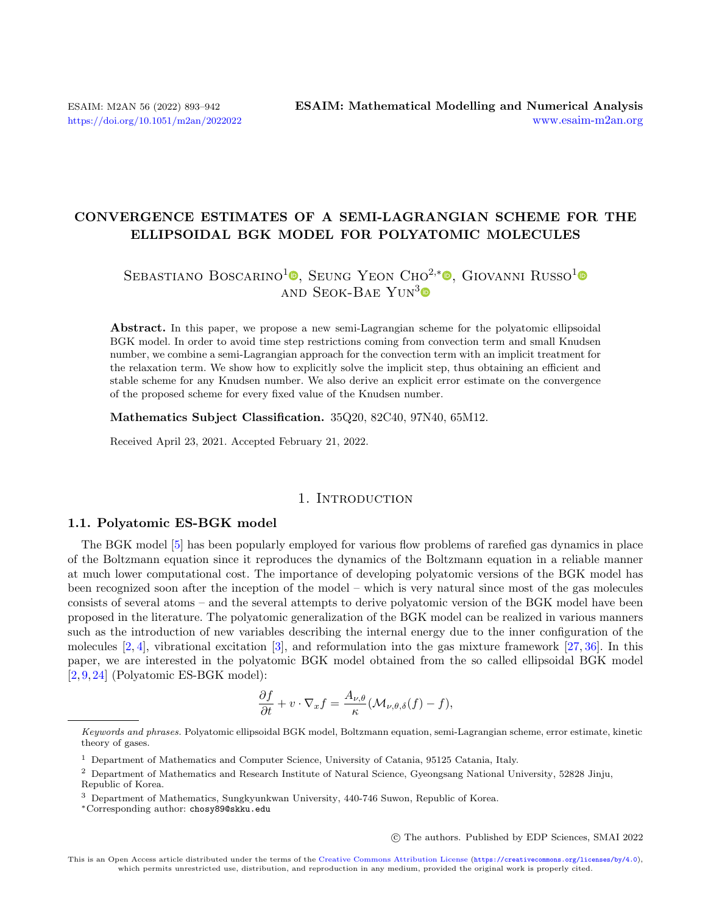# CONVERGENCE ESTIMATES OF A SEMI-LAGRANGIAN SCHEME FOR THE ELLIPSOIDAL BGK MODEL FOR POLYATOMIC MOLECULES

Sebastiano Boscarino[1], Seung Yeon Cho[2,*], Giovanni Russo[1] and Seok-Bae Yun[3]

**Abstract.** In this paper, we propose a new semi-Lagrangian scheme for the polyatomic ellipsoidal BGK model. In order to avoid time step restrictions coming from convection term and small Knudsen number, we combine a semi-Lagrangian approach for the convection term with an implicit treatment for the relaxation term. We show how to explicitly solve the implicit step, thus obtaining an efficient and stable scheme for any Knudsen number. We also derive an explicit error estimate on the convergence of the proposed scheme for every fixed value of the Knudsen number.

**Mathematics Subject Classification.** 35Q20, 82C40, 97N40, 65M12.

Received April 23, 2021. Accepted February 21, 2022.

## 1. Introduction

### 1.1. Polyatomic ES-BGK model

The BGK model [5] has been popularly employed for various flow problems of rarefied gas dynamics in place of the Boltzmann equation since it reproduces the dynamics of the Boltzmann equation in a reliable manner at much lower computational cost. The importance of developing polyatomic versions of the BGK model has been recognized soon after the inception of the model – which is very natural since most of the gas molecules consists of several atoms – and the several attempts to derive polyatomic version of the BGK model have been proposed in the literature. The polyatomic generalization of the BGK model can be realized in various manners such as the introduction of new variables describing the internal energy due to the inner configuration of the molecules [2,4], vibrational excitation [3], and reformulation into the gas mixture framework [27,36]. In this paper, we are interested in the polyatomic BGK model obtained from the so called ellipsoidal BGK model [2,9,24] (Polyatomic ES-BGK model):

$$\frac{\partial f}{\partial t} + v \cdot \nabla_x f = \frac{A_{\nu,\theta}}{\kappa}(\mathcal{M}_{\nu,\theta,\delta}(f) - f),$$

*Keywords and phrases.* Polyatomic ellipsoidal BGK model, Boltzmann equation, semi-Lagrangian scheme, error estimate, kinetic theory of gases.

[1] Department of Mathematics and Computer Science, University of Catania, 95125 Catania, Italy.

[2] Department of Mathematics and Research Institute of Natural Science, Gyeongsang National University, 52828 Jinju, Republic of Korea.

[3] Department of Mathematics, Sungkyunkwan University, 440-746 Suwon, Republic of Korea.

*Corresponding author: chosy89@skku.edu

© The authors. Published by EDP Sciences, SMAI 2022

This is an Open Access article distributed under the terms of the Creative Commons Attribution License (https://creativecommons.org/licenses/by/4.0), which permits unrestricted use, distribution, and reproduction in any medium, provided the original work is properly cited.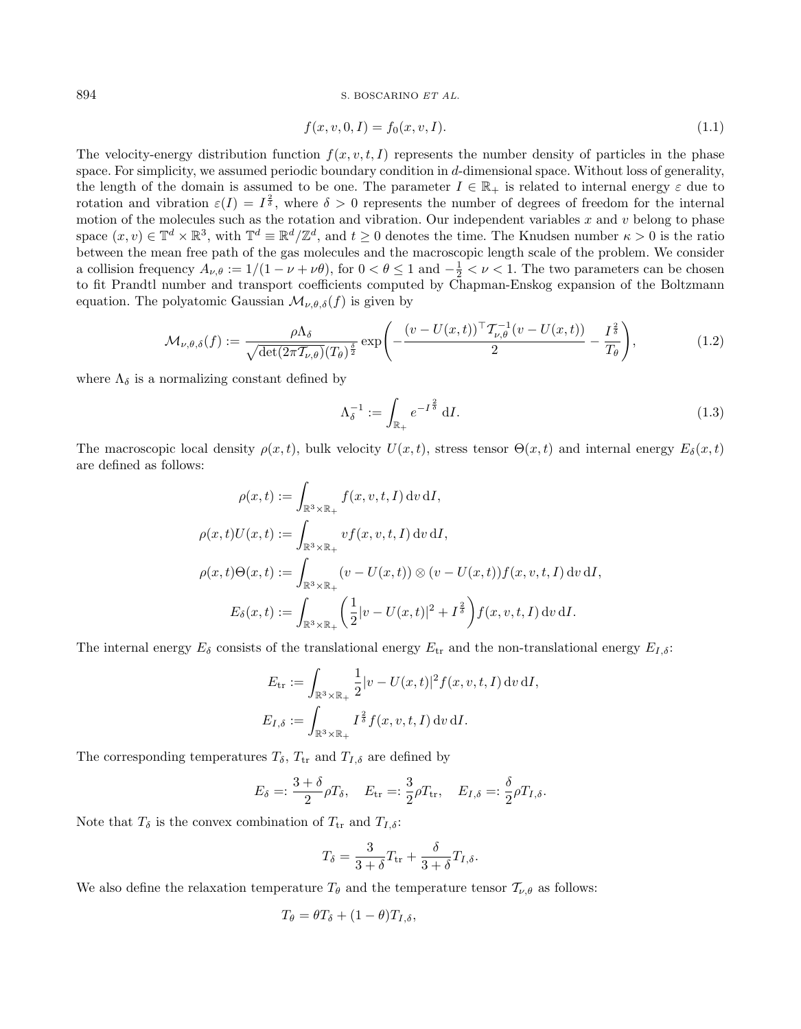$$f(x, v, 0, I) = f_0(x, v, I). \tag{1.1}$$

The velocity-energy distribution function $f(x, v, t, I)$ represents the number density of particles in the phase space. For simplicity, we assumed periodic boundary condition in $d$-dimensional space. Without loss of generality, the length of the domain is assumed to be one. The parameter $I \in \mathbb{R}_+$ is related to internal energy $\varepsilon$ due to rotation and vibration $\varepsilon(I) = I^{\frac{2}{\delta}}$, where $\delta > 0$ represents the number of degrees of freedom for the internal motion of the molecules such as the rotation and vibration. Our independent variables $x$ and $v$ belong to phase space $(x, v) \in \mathbb{T}^d \times \mathbb{R}^3$, with $\mathbb{T}^d \equiv \mathbb{R}^d/\mathbb{Z}^d$, and $t \geq 0$ denotes the time. The Knudsen number $\kappa > 0$ is the ratio between the mean free path of the gas molecules and the macroscopic length scale of the problem. We consider a collision frequency $A_{\nu,\theta} := 1/(1 - \nu + \nu\theta)$, for $0 < \theta \leq 1$ and $-\frac{1}{2} < \nu < 1$. The two parameters can be chosen to fit Prandtl number and transport coefficients computed by Chapman-Enskog expansion of the Boltzmann equation. The polyatomic Gaussian $\mathcal{M}_{\nu,\theta,\delta}(f)$ is given by

$$\mathcal{M}_{\nu,\theta,\delta}(f) := \frac{\rho\Lambda_\delta}{\sqrt{\det(2\pi\mathcal{T}_{\nu,\theta})}(T_\theta)^{\frac{\delta}{2}}} \exp\left(-\frac{(v - U(x,t))^\top \mathcal{T}_{\nu,\theta}^{-1}(v - U(x,t))}{2} - \frac{I^{\frac{2}{\delta}}}{T_\theta}\right), \tag{1.2}$$

where $\Lambda_\delta$ is a normalizing constant defined by

$$\Lambda_\delta^{-1} := \int_{\mathbb{R}_+} e^{-I^{\frac{2}{\delta}}} \, \mathrm{d}I. \tag{1.3}$$

The macroscopic local density $\rho(x,t)$, bulk velocity $U(x,t)$, stress tensor $\Theta(x,t)$ and internal energy $E_\delta(x,t)$ are defined as follows:

$$\begin{aligned}
\rho(x,t) &:= \int_{\mathbb{R}^3\times\mathbb{R}_+} f(x,v,t,I)\,\mathrm{d}v\,\mathrm{d}I,\\
\rho(x,t)U(x,t) &:= \int_{\mathbb{R}^3\times\mathbb{R}_+} v f(x,v,t,I)\,\mathrm{d}v\,\mathrm{d}I,\\
\rho(x,t)\Theta(x,t) &:= \int_{\mathbb{R}^3\times\mathbb{R}_+} (v - U(x,t))\otimes(v - U(x,t)) f(x,v,t,I)\,\mathrm{d}v\,\mathrm{d}I,\\
E_\delta(x,t) &:= \int_{\mathbb{R}^3\times\mathbb{R}_+} \left(\frac{1}{2}|v - U(x,t)|^2 + I^{\frac{2}{\delta}}\right) f(x,v,t,I)\,\mathrm{d}v\,\mathrm{d}I.
\end{aligned}$$

The internal energy $E_\delta$ consists of the translational energy $E_{\mathrm{tr}}$ and the non-translational energy $E_{I,\delta}$:

$$\begin{aligned}
E_{\mathrm{tr}} &:= \int_{\mathbb{R}^3\times\mathbb{R}_+} \frac{1}{2}|v - U(x,t)|^2 f(x,v,t,I)\,\mathrm{d}v\,\mathrm{d}I,\\
E_{I,\delta} &:= \int_{\mathbb{R}^3\times\mathbb{R}_+} I^{\frac{2}{\delta}} f(x,v,t,I)\,\mathrm{d}v\,\mathrm{d}I.
\end{aligned}$$

The corresponding temperatures $T_\delta$, $T_{\mathrm{tr}}$ and $T_{I,\delta}$ are defined by

$$E_\delta =: \frac{3+\delta}{2}\rho T_\delta, \quad E_{\mathrm{tr}} =: \frac{3}{2}\rho T_{\mathrm{tr}}, \quad E_{I,\delta} =: \frac{\delta}{2}\rho T_{I,\delta}.$$

Note that $T_\delta$ is the convex combination of $T_{\mathrm{tr}}$ and $T_{I,\delta}$:

$$T_\delta = \frac{3}{3+\delta}T_{\mathrm{tr}} + \frac{\delta}{3+\delta}T_{I,\delta}.$$

We also define the relaxation temperature $T_\theta$ and the temperature tensor $\mathcal{T}_{\nu,\theta}$ as follows:

$$T_\theta = \theta T_\delta + (1-\theta)T_{I,\delta},$$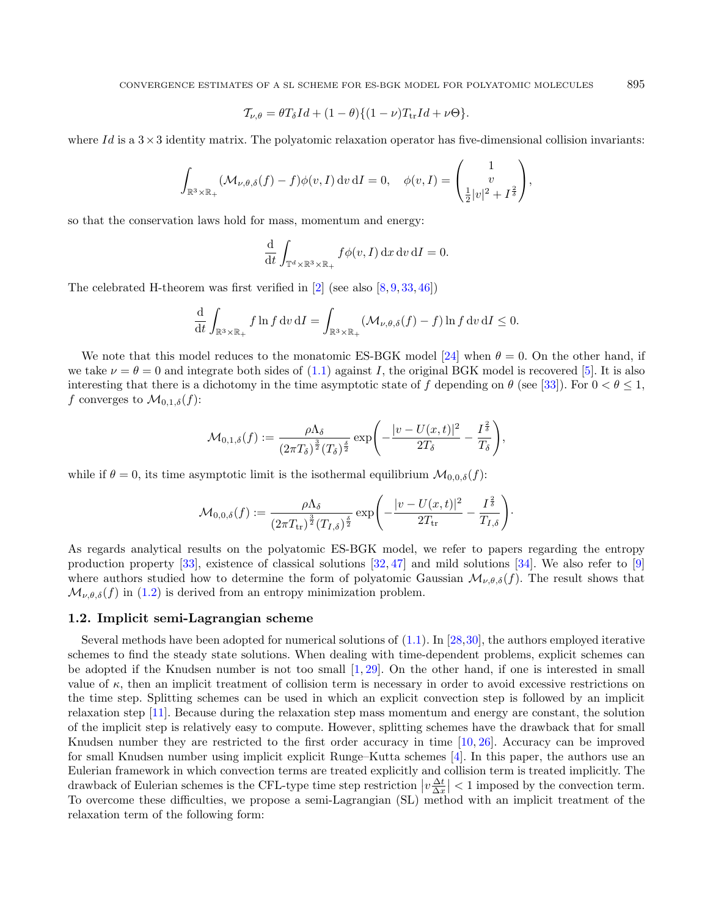$$\mathcal{T}_{\nu,\theta} = \theta T_\delta Id + (1-\theta)\{(1-\nu)T_{\rm tr} Id + \nu\Theta\}.$$

where $Id$ is a $3\times 3$ identity matrix. The polyatomic relaxation operator has five-dimensional collision invariants:

$$\int_{\mathbb{R}^3\times\mathbb{R}_+} (\mathcal{M}_{\nu,\theta,\delta}(f) - f)\phi(v,I)\,\mathrm{d}v\,\mathrm{d}I = 0, \quad \phi(v,I) = \begin{pmatrix} 1 \\ v \\ \frac{1}{2}|v|^2 + I^{\frac{2}{\delta}} \end{pmatrix},$$

so that the conservation laws hold for mass, momentum and energy:

$$\frac{\mathrm{d}}{\mathrm{d}t}\int_{\mathbb{T}^d\times\mathbb{R}^3\times\mathbb{R}_+} f\phi(v,I)\,\mathrm{d}x\,\mathrm{d}v\,\mathrm{d}I = 0.$$

The celebrated H-theorem was first verified in [2] (see also [8, 9, 33, 46])

$$\frac{\mathrm{d}}{\mathrm{d}t}\int_{\mathbb{R}^3\times\mathbb{R}_+} f\ln f\,\mathrm{d}v\,\mathrm{d}I = \int_{\mathbb{R}^3\times\mathbb{R}_+} (\mathcal{M}_{\nu,\theta,\delta}(f) - f)\ln f\,\mathrm{d}v\,\mathrm{d}I \le 0.$$

We note that this model reduces to the monatomic ES-BGK model [24] when $\theta = 0$. On the other hand, if we take $\nu = \theta = 0$ and integrate both sides of (1.1) against $I$, the original BGK model is recovered [5]. It is also interesting that there is a dichotomy in the time asymptotic state of $f$ depending on $\theta$ (see [33]). For $0 < \theta \le 1$, $f$ converges to $\mathcal{M}_{0,1,\delta}(f)$:

$$\mathcal{M}_{0,1,\delta}(f) := \frac{\rho\Lambda_\delta}{(2\pi T_\delta)^{\frac{3}{2}}(T_\delta)^{\frac{\delta}{2}}}\exp\left(-\frac{|v-U(x,t)|^2}{2T_\delta} - \frac{I^{\frac{2}{\delta}}}{T_\delta}\right),$$

while if $\theta = 0$, its time asymptotic limit is the isothermal equilibrium $\mathcal{M}_{0,0,\delta}(f)$:

$$\mathcal{M}_{0,0,\delta}(f) := \frac{\rho\Lambda_\delta}{(2\pi T_{\rm tr})^{\frac{3}{2}}(T_{I,\delta})^{\frac{\delta}{2}}}\exp\left(-\frac{|v-U(x,t)|^2}{2T_{\rm tr}} - \frac{I^{\frac{2}{\delta}}}{T_{I,\delta}}\right).$$

As regards analytical results on the polyatomic ES-BGK model, we refer to papers regarding the entropy production property [33], existence of classical solutions [32, 47] and mild solutions [34]. We also refer to [9] where authors studied how to determine the form of polyatomic Gaussian $\mathcal{M}_{\nu,\theta,\delta}(f)$. The result shows that $\mathcal{M}_{\nu,\theta,\delta}(f)$ in (1.2) is derived from an entropy minimization problem.

### 1.2. Implicit semi-Lagrangian scheme

Several methods have been adopted for numerical solutions of (1.1). In [28, 30], the authors employed iterative schemes to find the steady state solutions. When dealing with time-dependent problems, explicit schemes can be adopted if the Knudsen number is not too small [1, 29]. On the other hand, if one is interested in small value of $\kappa$, then an implicit treatment of collision term is necessary in order to avoid excessive restrictions on the time step. Splitting schemes can be used in which an explicit convection step is followed by an implicit relaxation step [11]. Because during the relaxation step mass momentum and energy are constant, the solution of the implicit step is relatively easy to compute. However, splitting schemes have the drawback that for small Knudsen number they are restricted to the first order accuracy in time [10, 26]. Accuracy can be improved for small Knudsen number using implicit explicit Runge–Kutta schemes [4]. In this paper, the authors use an Eulerian framework in which convection terms are treated explicitly and collision term is treated implicitly. The drawback of Eulerian schemes is the CFL-type time step restriction $\left|v\frac{\Delta t}{\Delta x}\right| < 1$ imposed by the convection term. To overcome these difficulties, we propose a semi-Lagrangian (SL) method with an implicit treatment of the relaxation term of the following form: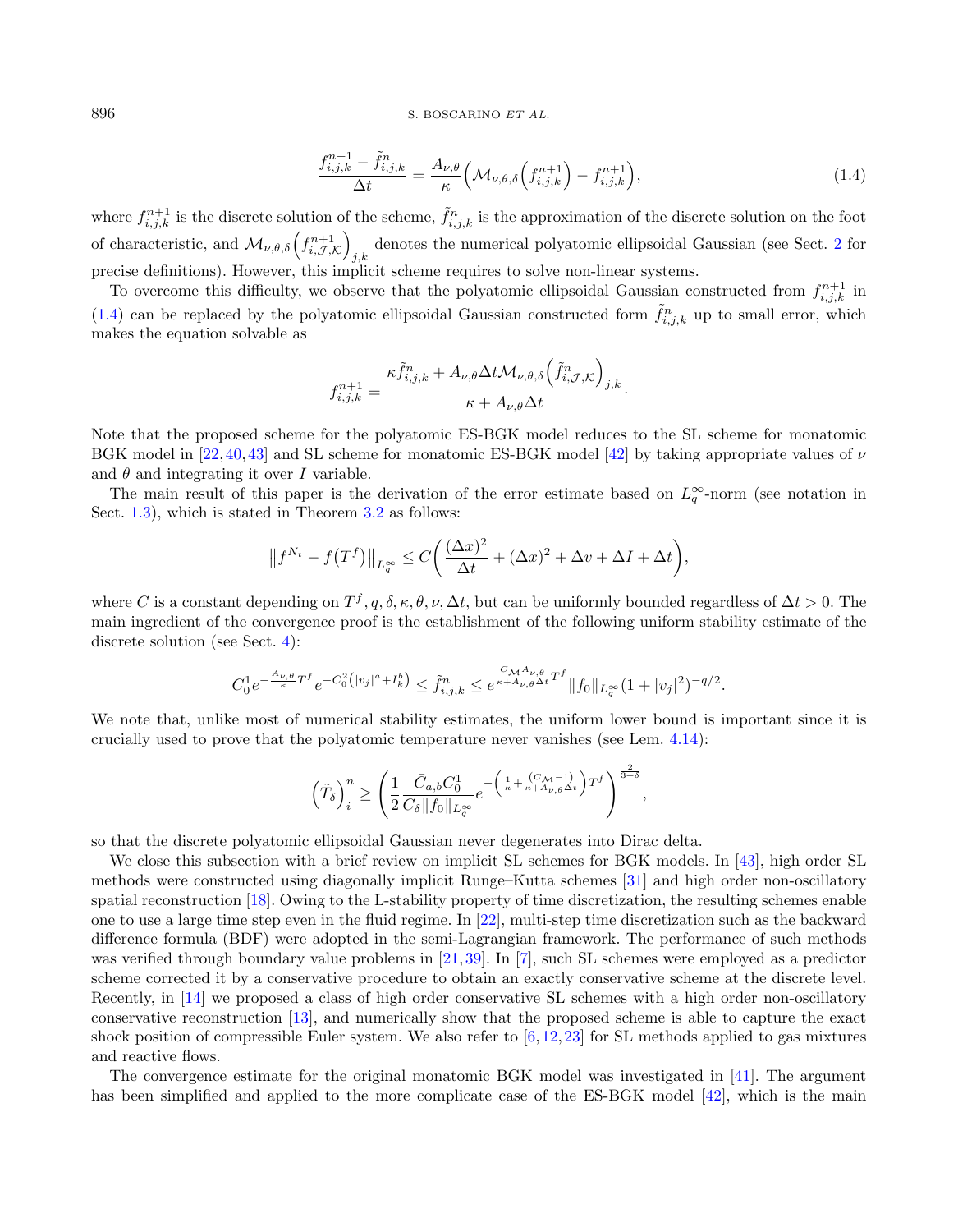$$\frac{f_{i,j,k}^{n+1} - \tilde{f}_{i,j,k}^{n}}{\Delta t} = \frac{A_{\nu,\theta}}{\kappa}\Big(\mathcal{M}_{\nu,\theta,\delta}\Big(f_{i,j,k}^{n+1}\Big) - f_{i,j,k}^{n+1}\Big), \tag{1.4}$$

where $f_{i,j,k}^{n+1}$ is the discrete solution of the scheme, $\tilde{f}_{i,j,k}^{n}$ is the approximation of the discrete solution on the foot of characteristic, and $\mathcal{M}_{\nu,\theta,\delta}\Big(f_{i,\mathcal{J},\mathcal{K}}^{n+1}\Big)_{j,k}$ denotes the numerical polyatomic ellipsoidal Gaussian (see Sect. 2 for precise definitions). However, this implicit scheme requires to solve non-linear systems.

To overcome this difficulty, we observe that the polyatomic ellipsoidal Gaussian constructed from $f_{i,j,k}^{n+1}$ in (1.4) can be replaced by the polyatomic ellipsoidal Gaussian constructed form $\tilde{f}_{i,j,k}^{n}$ up to small error, which makes the equation solvable as

$$f_{i,j,k}^{n+1} = \frac{\kappa \tilde{f}_{i,j,k}^{n} + A_{\nu,\theta}\Delta t \mathcal{M}_{\nu,\theta,\delta}\Big(\tilde{f}_{i,\mathcal{J},\mathcal{K}}^{n}\Big)_{j,k}}{\kappa + A_{\nu,\theta}\Delta t}.$$

Note that the proposed scheme for the polyatomic ES-BGK model reduces to the SL scheme for monatomic BGK model in [22, 40, 43] and SL scheme for monatomic ES-BGK model [42] by taking appropriate values of $\nu$ and $\theta$ and integrating it over $I$ variable.

The main result of this paper is the derivation of the error estimate based on $L_q^\infty$-norm (see notation in Sect. 1.3), which is stated in Theorem 3.2 as follows:

$$\big\|f^{N_t} - f\big(T^f\big)\big\|_{L_q^\infty} \leq C\bigg(\frac{(\Delta x)^2}{\Delta t} + (\Delta x)^2 + \Delta v + \Delta I + \Delta t\bigg),$$

where $C$ is a constant depending on $T^f, q, \delta, \kappa, \theta, \nu, \Delta t$, but can be uniformly bounded regardless of $\Delta t > 0$. The main ingredient of the convergence proof is the establishment of the following uniform stability estimate of the discrete solution (see Sect. 4):

$$C_0^1 e^{-\frac{A_{\nu,\theta}}{\kappa}T^f} e^{-C_0^2\left(|v_j|^a + I_k^b\right)} \leq \tilde{f}_{i,j,k}^{n} \leq e^{\frac{C_{\mathcal{M}}A_{\nu,\theta}}{\kappa + A_{\nu,\theta}\Delta t}T^f} \|f_0\|_{L_q^\infty}(1 + |v_j|^2)^{-q/2}.$$

We note that, unlike most of numerical stability estimates, the uniform lower bound is important since it is crucially used to prove that the polyatomic temperature never vanishes (see Lem. 4.14):

$$\Big(\tilde{T}_\delta\Big)_i^n \geq \left(\frac{1}{2}\frac{\bar{C}_{a,b}C_0^1}{C_\delta\|f_0\|_{L_q^\infty}} e^{-\left(\frac{1}{\kappa} + \frac{(C_{\mathcal{M}}-1)}{\kappa + A_{\nu,\theta}\Delta t}\right)T^f}\right)^{\frac{2}{3+\delta}},$$

so that the discrete polyatomic ellipsoidal Gaussian never degenerates into Dirac delta.

We close this subsection with a brief review on implicit SL schemes for BGK models. In [43], high order SL methods were constructed using diagonally implicit Runge–Kutta schemes [31] and high order non-oscillatory spatial reconstruction [18]. Owing to the L-stability property of time discretization, the resulting schemes enable one to use a large time step even in the fluid regime. In [22], multi-step time discretization such as the backward difference formula (BDF) were adopted in the semi-Lagrangian framework. The performance of such methods was verified through boundary value problems in [21, 39]. In [7], such SL schemes were employed as a predictor scheme corrected it by a conservative procedure to obtain an exactly conservative scheme at the discrete level. Recently, in [14] we proposed a class of high order conservative SL schemes with a high order non-oscillatory conservative reconstruction [13], and numerically show that the proposed scheme is able to capture the exact shock position of compressible Euler system. We also refer to [6, 12, 23] for SL methods applied to gas mixtures and reactive flows.

The convergence estimate for the original monatomic BGK model was investigated in [41]. The argument has been simplified and applied to the more complicate case of the ES-BGK model [42], which is the main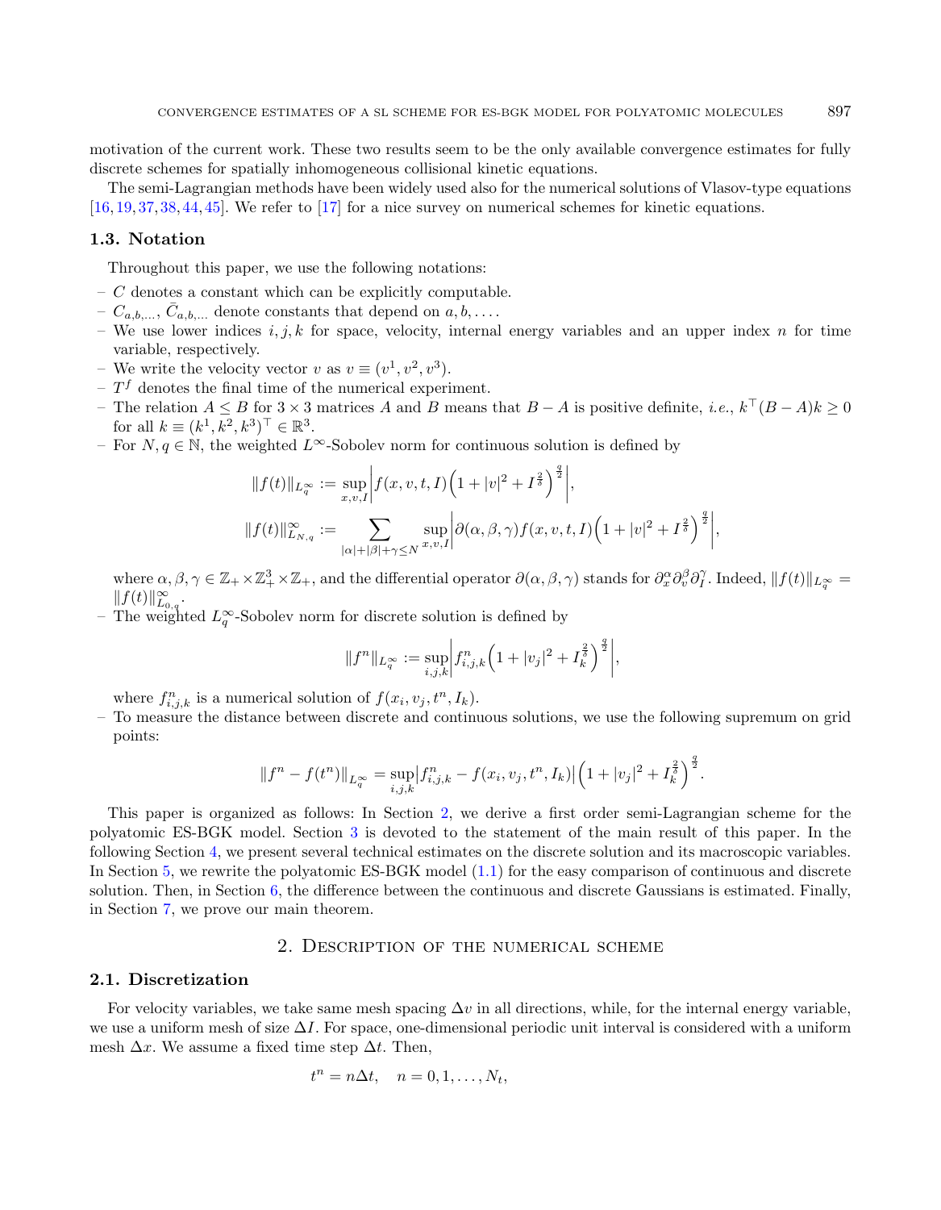motivation of the current work. These two results seem to be the only available convergence estimates for fully discrete schemes for spatially inhomogeneous collisional kinetic equations.

The semi-Lagrangian methods have been widely used also for the numerical solutions of Vlasov-type equations [16, 19, 37, 38, 44, 45]. We refer to [17] for a nice survey on numerical schemes for kinetic equations.

### 1.3. Notation

Throughout this paper, we use the following notations:

- $C$ denotes a constant which can be explicitly computable.
- $C_{a,b,\dots}$, $\bar{C}_{a,b,\dots}$ denote constants that depend on $a, b, \dots$.
- We use lower indices $i, j, k$ for space, velocity, internal energy variables and an upper index $n$ for time variable, respectively.
- We write the velocity vector $v$ as $v \equiv (v^1, v^2, v^3)$.
- $T^f$ denotes the final time of the numerical experiment.
- The relation $A \leq B$ for $3\times 3$ matrices $A$ and $B$ means that $B - A$ is positive definite, *i.e.*, $k^\top (B-A)k \geq 0$ for all $k \equiv (k^1, k^2, k^3)^\top \in \mathbb{R}^3$.
- For $N, q \in \mathbb{N}$, the weighted $L^\infty$-Sobolev norm for continuous solution is defined by

$$\|f(t)\|_{L^\infty_q} := \sup_{x,v,I} \left| f(x,v,t,I)\left(1+|v|^2+I^{\frac{2}{\delta}}\right)^{\frac{q}{2}}\right|,$$

$$\|f(t)\|^\infty_{L_{N,q}} := \sum_{|\alpha|+|\beta|+\gamma\leq N} \sup_{x,v,I} \left| \partial(\alpha,\beta,\gamma) f(x,v,t,I)\left(1+|v|^2+I^{\frac{2}{\delta}}\right)^{\frac{q}{2}}\right|,$$

  where $\alpha, \beta, \gamma \in \mathbb{Z}_+ \times \mathbb{Z}_+^3 \times \mathbb{Z}_+$, and the differential operator $\partial(\alpha,\beta,\gamma)$ stands for $\partial_x^\alpha \partial_v^\beta \partial_I^\gamma$. Indeed, $\|f(t)\|_{L^\infty_q} = \|f(t)\|^\infty_{L_{0,q}}$.
- The weighted $L^\infty_q$-Sobolev norm for discrete solution is defined by

$$\|f^n\|_{L^\infty_q} := \sup_{i,j,k} \left| f^n_{i,j,k}\left(1+|v_j|^2+I_k^{\frac{2}{\delta}}\right)^{\frac{q}{2}}\right|,$$

  where $f^n_{i,j,k}$ is a numerical solution of $f(x_i, v_j, t^n, I_k)$.
- To measure the distance between discrete and continuous solutions, we use the following supremum on grid points:

$$\|f^n - f(t^n)\|_{L^\infty_q} = \sup_{i,j,k} \left| f^n_{i,j,k} - f(x_i, v_j, t^n, I_k)\right| \left(1+|v_j|^2+I_k^{\frac{2}{\delta}}\right)^{\frac{q}{2}}.$$

This paper is organized as follows: In Section 2, we derive a first order semi-Lagrangian scheme for the polyatomic ES-BGK model. Section 3 is devoted to the statement of the main result of this paper. In the following Section 4, we present several technical estimates on the discrete solution and its macroscopic variables. In Section 5, we rewrite the polyatomic ES-BGK model (1.1) for the easy comparison of continuous and discrete solution. Then, in Section 6, the difference between the continuous and discrete Gaussians is estimated. Finally, in Section 7, we prove our main theorem.

## 2. Description of the numerical scheme

### 2.1. Discretization

For velocity variables, we take same mesh spacing $\Delta v$ in all directions, while, for the internal energy variable, we use a uniform mesh of size $\Delta I$. For space, one-dimensional periodic unit interval is considered with a uniform mesh $\Delta x$. We assume a fixed time step $\Delta t$. Then,

$$t^n = n\Delta t, \quad n = 0, 1, \dots, N_t,$$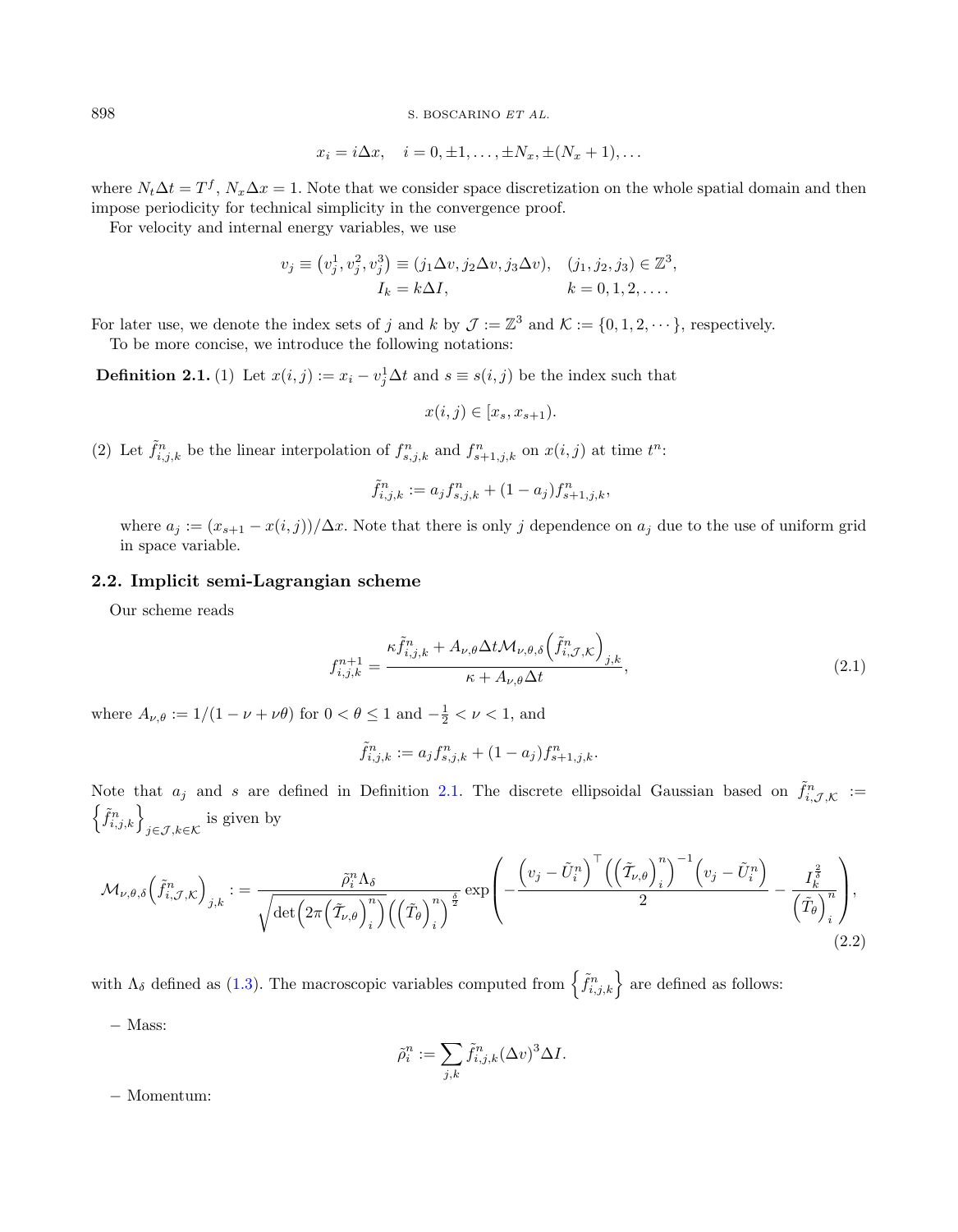$$x_i = i\Delta x, \quad i = 0, \pm 1, \ldots, \pm N_x, \pm(N_x + 1), \ldots$$

where $N_t \Delta t = T^f$, $N_x \Delta x = 1$. Note that we consider space discretization on the whole spatial domain and then impose periodicity for technical simplicity in the convergence proof.

For velocity and internal energy variables, we use

$$v_j \equiv \left(v_j^1, v_j^2, v_j^3\right) \equiv (j_1 \Delta v, j_2 \Delta v, j_3 \Delta v), \quad (j_1, j_2, j_3) \in \mathbb{Z}^3,$$
$$I_k = k\Delta I, \qquad k = 0, 1, 2, \ldots.$$

For later use, we denote the index sets of $j$ and $k$ by $\mathcal{J} := \mathbb{Z}^3$ and $\mathcal{K} := \{0, 1, 2, \cdots\}$, respectively.

To be more concise, we introduce the following notations:

**Definition 2.1.** (1) Let $x(i,j) := x_i - v_j^1 \Delta t$ and $s \equiv s(i,j)$ be the index such that

$$x(i,j) \in [x_s, x_{s+1}).$$

(2) Let $\tilde{f}_{i,j,k}^n$ be the linear interpolation of $f_{s,j,k}^n$ and $f_{s+1,j,k}^n$ on $x(i,j)$ at time $t^n$:

$$\tilde{f}_{i,j,k}^n := a_j f_{s,j,k}^n + (1 - a_j) f_{s+1,j,k}^n,$$

where $a_j := (x_{s+1} - x(i,j))/\Delta x$. Note that there is only $j$ dependence on $a_j$ due to the use of uniform grid in space variable.

## 2.2. Implicit semi-Lagrangian scheme

Our scheme reads

$$f_{i,j,k}^{n+1} = \frac{\kappa \tilde{f}_{i,j,k}^n + A_{\nu,\theta} \Delta t \mathcal{M}_{\nu,\theta,\delta}\left(\tilde{f}_{i,\mathcal{J},\mathcal{K}}^n\right)_{j,k}}{\kappa + A_{\nu,\theta} \Delta t}, \tag{2.1}$$

where $A_{\nu,\theta} := 1/(1 - \nu + \nu\theta)$ for $0 < \theta \leq 1$ and $-\frac{1}{2} < \nu < 1$, and

$$\tilde{f}_{i,j,k}^n := a_j f_{s,j,k}^n + (1 - a_j) f_{s+1,j,k}^n.$$

Note that $a_j$ and $s$ are defined in Definition 2.1. The discrete ellipsoidal Gaussian based on $\tilde{f}_{i,\mathcal{J},\mathcal{K}}^n := \left\{\tilde{f}_{i,j,k}^n\right\}_{j \in \mathcal{J}, k \in \mathcal{K}}$ is given by

$$\mathcal{M}_{\nu,\theta,\delta}\left(\tilde{f}_{i,\mathcal{J},\mathcal{K}}^n\right)_{j,k} := \frac{\tilde{\rho}_i^n \Lambda_\delta}{\sqrt{\det\left(2\pi\left(\tilde{\mathcal{T}}_{\nu,\theta}\right)_i^n\right)\left(\left(\tilde{T}_\theta\right)_i^n\right)^{\frac{\delta}{2}}}} \exp\left(-\frac{\left(v_j - \tilde{U}_i^n\right)^\top \left(\left(\tilde{\mathcal{T}}_{\nu,\theta}\right)_i^n\right)^{-1}\left(v_j - \tilde{U}_i^n\right)}{2} - \frac{I_k^{\frac{2}{\delta}}}{\left(\tilde{T}_\theta\right)_i^n}\right), \tag{2.2}$$

with $\Lambda_\delta$ defined as (1.3). The macroscopic variables computed from $\left\{\tilde{f}_{i,j,k}^n\right\}$ are defined as follows:

– Mass:

$$\tilde{\rho}_i^n := \sum_{j,k} \tilde{f}_{i,j,k}^n (\Delta v)^3 \Delta I.$$

– Momentum: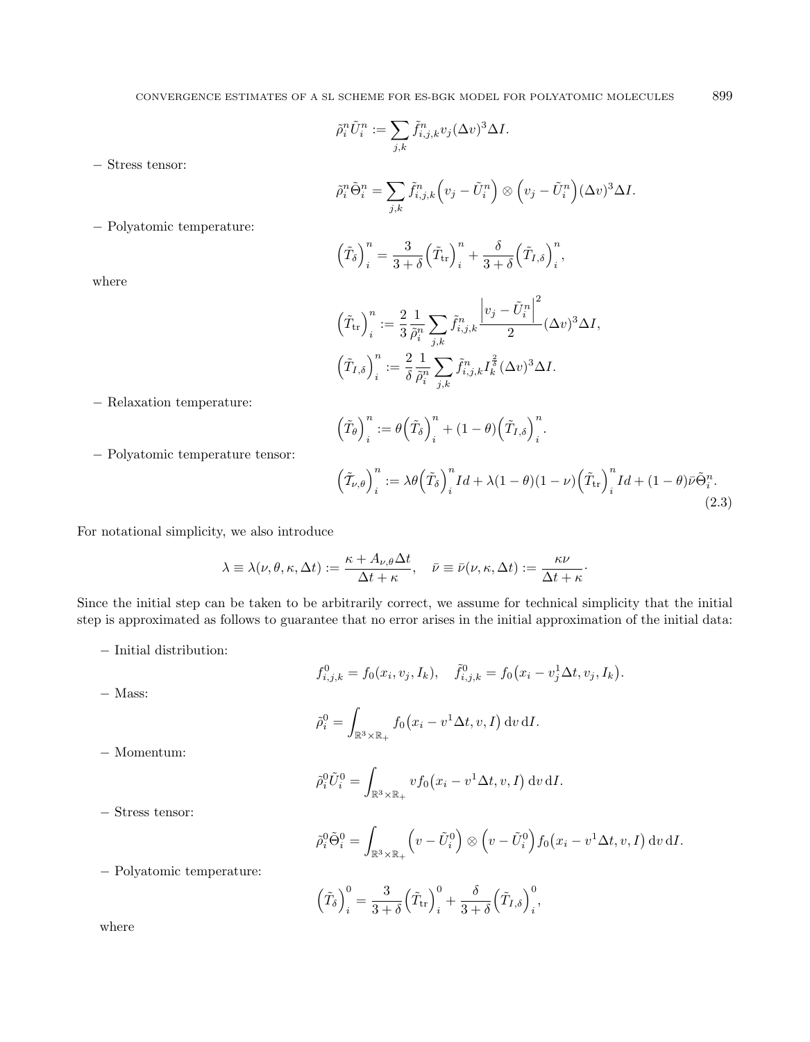$$\tilde{\rho}_i^n \tilde{U}_i^n := \sum_{j,k} \tilde{f}_{i,j,k}^n v_j (\Delta v)^3 \Delta I.$$

– Stress tensor:

$$\tilde{\rho}_i^n \tilde{\Theta}_i^n = \sum_{j,k} \tilde{f}_{i,j,k}^n \Big(v_j - \tilde{U}_i^n\Big) \otimes \Big(v_j - \tilde{U}_i^n\Big) (\Delta v)^3 \Delta I.$$

– Polyatomic temperature:

$$\Big(\tilde{T}_\delta\Big)_i^n = \frac{3}{3+\delta}\Big(\tilde{T}_{\mathrm{tr}}\Big)_i^n + \frac{\delta}{3+\delta}\Big(\tilde{T}_{I,\delta}\Big)_i^n,$$

where

$$\Big(\tilde{T}_{\mathrm{tr}}\Big)_i^n := \frac{2}{3}\frac{1}{\tilde{\rho}_i^n} \sum_{j,k} \tilde{f}_{i,j,k}^n \frac{\Big|v_j - \tilde{U}_i^n\Big|^2}{2} (\Delta v)^3 \Delta I,$$

$$\Big(\tilde{T}_{I,\delta}\Big)_i^n := \frac{2}{\delta}\frac{1}{\tilde{\rho}_i^n} \sum_{j,k} \tilde{f}_{i,j,k}^n I_k^{\frac{2}{\delta}} (\Delta v)^3 \Delta I.$$

– Relaxation temperature:

$$\Big(\tilde{T}_\theta\Big)_i^n := \theta\Big(\tilde{T}_\delta\Big)_i^n + (1-\theta)\Big(\tilde{T}_{I,\delta}\Big)_i^n.$$

– Polyatomic temperature tensor:

$$\Big(\tilde{\mathcal{T}}_{\nu,\theta}\Big)_i^n := \lambda\theta\Big(\tilde{T}_\delta\Big)_i^n Id + \lambda(1-\theta)(1-\nu)\Big(\tilde{T}_{\mathrm{tr}}\Big)_i^n Id + (1-\theta)\bar{\nu}\tilde{\Theta}_i^n. \tag{2.3}$$

For notational simplicity, we also introduce

$$\lambda \equiv \lambda(\nu,\theta,\kappa,\Delta t) := \frac{\kappa + A_{\nu,\theta}\Delta t}{\Delta t + \kappa}, \quad \bar{\nu} \equiv \bar{\nu}(\nu,\kappa,\Delta t) := \frac{\kappa\nu}{\Delta t + \kappa}.$$

Since the initial step can be taken to be arbitrarily correct, we assume for technical simplicity that the initial step is approximated as follows to guarantee that no error arises in the initial approximation of the initial data:

– Initial distribution:

$$f_{i,j,k}^0 = f_0(x_i, v_j, I_k), \quad \tilde{f}_{i,j,k}^0 = f_0\big(x_i - v_j^1 \Delta t, v_j, I_k\big).$$

– Mass:

$$\tilde{\rho}_i^0 = \int_{\mathbb{R}^3\times\mathbb{R}_+} f_0\big(x_i - v^1\Delta t, v, I\big)\,\mathrm{d}v\,\mathrm{d}I.$$

– Momentum:

$$\tilde{\rho}_i^0 \tilde{U}_i^0 = \int_{\mathbb{R}^3\times\mathbb{R}_+} v f_0\big(x_i - v^1\Delta t, v, I\big)\,\mathrm{d}v\,\mathrm{d}I.$$

– Stress tensor:

$$\tilde{\rho}_i^0 \tilde{\Theta}_i^0 = \int_{\mathbb{R}^3\times\mathbb{R}_+} \Big(v - \tilde{U}_i^0\Big) \otimes \Big(v - \tilde{U}_i^0\Big) f_0\big(x_i - v^1\Delta t, v, I\big)\,\mathrm{d}v\,\mathrm{d}I.$$

– Polyatomic temperature:

$$\Big(\tilde{T}_\delta\Big)_i^0 = \frac{3}{3+\delta}\Big(\tilde{T}_{\mathrm{tr}}\Big)_i^0 + \frac{\delta}{3+\delta}\Big(\tilde{T}_{I,\delta}\Big)_i^0,$$

where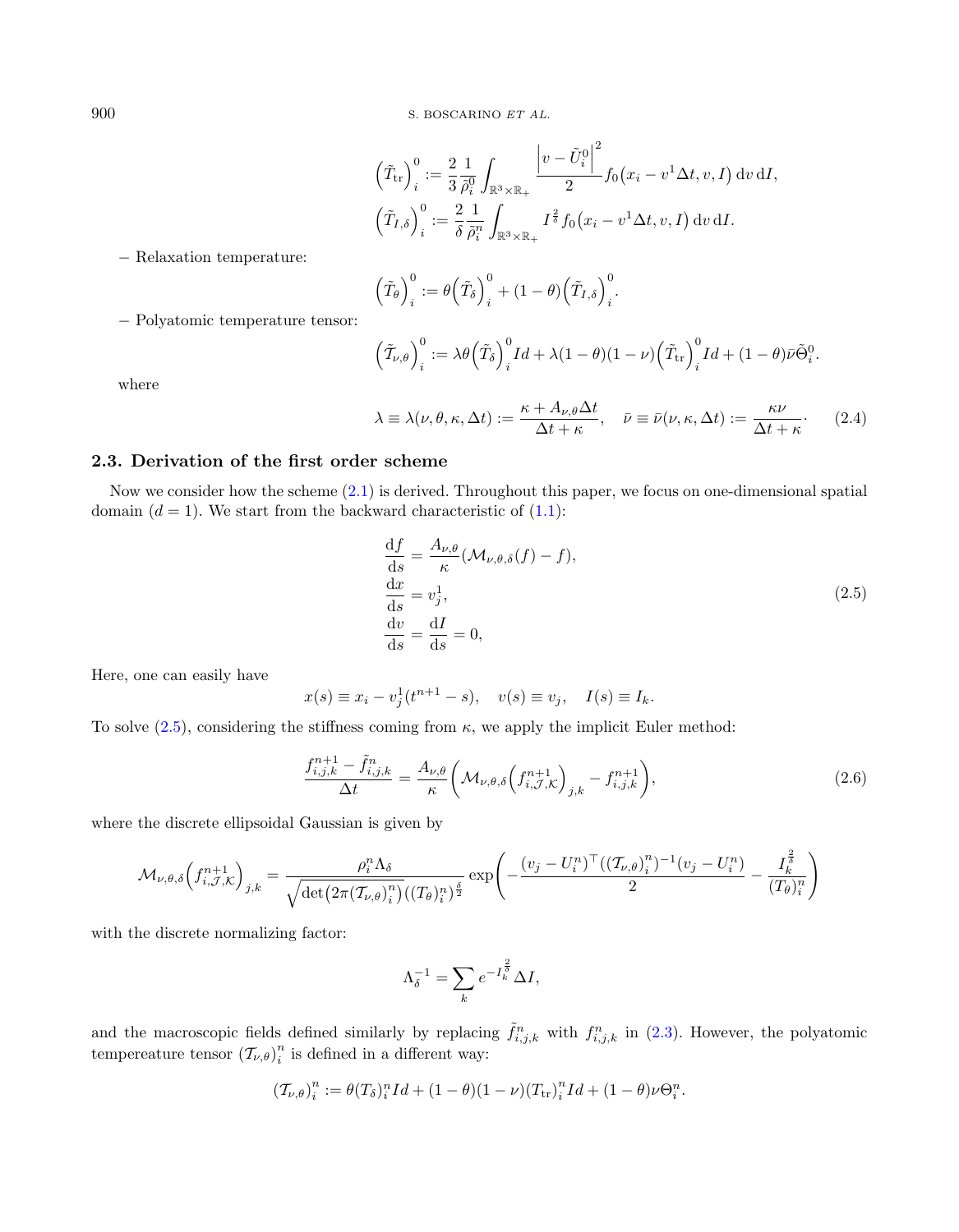$$\left(\tilde{T}_{\mathrm{tr}}\right)_i^0 := \frac{2}{3}\frac{1}{\tilde{\rho}_i^0}\int_{\mathbb{R}^3\times\mathbb{R}_+}\frac{\left|v-\tilde{U}_i^0\right|^2}{2}f_0\big(x_i - v^1\Delta t, v, I\big)\,\mathrm{d}v\,\mathrm{d}I,$$

$$\left(\tilde{T}_{I,\delta}\right)_i^0 := \frac{2}{\delta}\frac{1}{\tilde{\rho}_i^n}\int_{\mathbb{R}^3\times\mathbb{R}_+} I^{\frac{2}{\delta}} f_0\big(x_i - v^1\Delta t, v, I\big)\,\mathrm{d}v\,\mathrm{d}I.$$

– Relaxation temperature:

$$\left(\tilde{T}_\theta\right)_i^0 := \theta\left(\tilde{T}_\delta\right)_i^0 + (1-\theta)\left(\tilde{T}_{I,\delta}\right)_i^0.$$

– Polyatomic temperature tensor:

$$\left(\tilde{\mathcal{T}}_{\nu,\theta}\right)_i^0 := \lambda\theta\left(\tilde{T}_\delta\right)_i^0 Id + \lambda(1-\theta)(1-\nu)\left(\tilde{T}_{\mathrm{tr}}\right)_i^0 Id + (1-\theta)\bar{\nu}\tilde{\Theta}_i^0.$$

where

$$\lambda \equiv \lambda(\nu,\theta,\kappa,\Delta t) := \frac{\kappa + A_{\nu,\theta}\Delta t}{\Delta t + \kappa}, \quad \bar{\nu} \equiv \bar{\nu}(\nu,\kappa,\Delta t) := \frac{\kappa\nu}{\Delta t + \kappa}\cdot \tag{2.4}$$

### 2.3. Derivation of the first order scheme

Now we consider how the scheme (2.1) is derived. Throughout this paper, we focus on one-dimensional spatial domain ($d = 1$). We start from the backward characteristic of (1.1):

$$\begin{aligned}
\frac{\mathrm{d}f}{\mathrm{d}s} &= \frac{A_{\nu,\theta}}{\kappa}(\mathcal{M}_{\nu,\theta,\delta}(f) - f),\\
\frac{\mathrm{d}x}{\mathrm{d}s} &= v_j^1,\\
\frac{\mathrm{d}v}{\mathrm{d}s} &= \frac{\mathrm{d}I}{\mathrm{d}s} = 0,
\end{aligned} \tag{2.5}$$

Here, one can easily have

$$x(s) \equiv x_i - v_j^1(t^{n+1} - s), \quad v(s) \equiv v_j, \quad I(s) \equiv I_k.$$

To solve (2.5), considering the stiffness coming from $\kappa$, we apply the implicit Euler method:

$$\frac{f_{i,j,k}^{n+1} - \tilde{f}_{i,j,k}^n}{\Delta t} = \frac{A_{\nu,\theta}}{\kappa}\left(\mathcal{M}_{\nu,\theta,\delta}\left(f_{i,\mathcal{J},\mathcal{K}}^{n+1}\right)_{j,k} - f_{i,j,k}^{n+1}\right), \tag{2.6}$$

where the discrete ellipsoidal Gaussian is given by

$$\mathcal{M}_{\nu,\theta,\delta}\left(f_{i,\mathcal{J},\mathcal{K}}^{n+1}\right)_{j,k} = \frac{\rho_i^n\Lambda_\delta}{\sqrt{\det\big(2\pi(\mathcal{T}_{\nu,\theta})_i^n\big)\big((T_\theta)_i^n\big)^{\frac{\delta}{2}}}}\exp\left(-\frac{(v_j - U_i^n)^\top((\mathcal{T}_{\nu,\theta})_i^n)^{-1}(v_j - U_i^n)}{2} - \frac{I_k^{\frac{2}{\delta}}}{(T_\theta)_i^n}\right)$$

with the discrete normalizing factor:

$$\Lambda_\delta^{-1} = \sum_k e^{-I_k^{\frac{2}{\delta}}}\Delta I,$$

and the macroscopic fields defined similarly by replacing $\tilde{f}_{i,j,k}^n$ with $f_{i,j,k}^n$ in (2.3). However, the polyatomic tempereature tensor $\left(\mathcal{T}_{\nu,\theta}\right)_i^n$ is defined in a different way:

$$(\mathcal{T}_{\nu,\theta})_i^n := \theta(T_\delta)_i^n Id + (1-\theta)(1-\nu)(T_{\mathrm{tr}})_i^n Id + (1-\theta)\nu\Theta_i^n.$$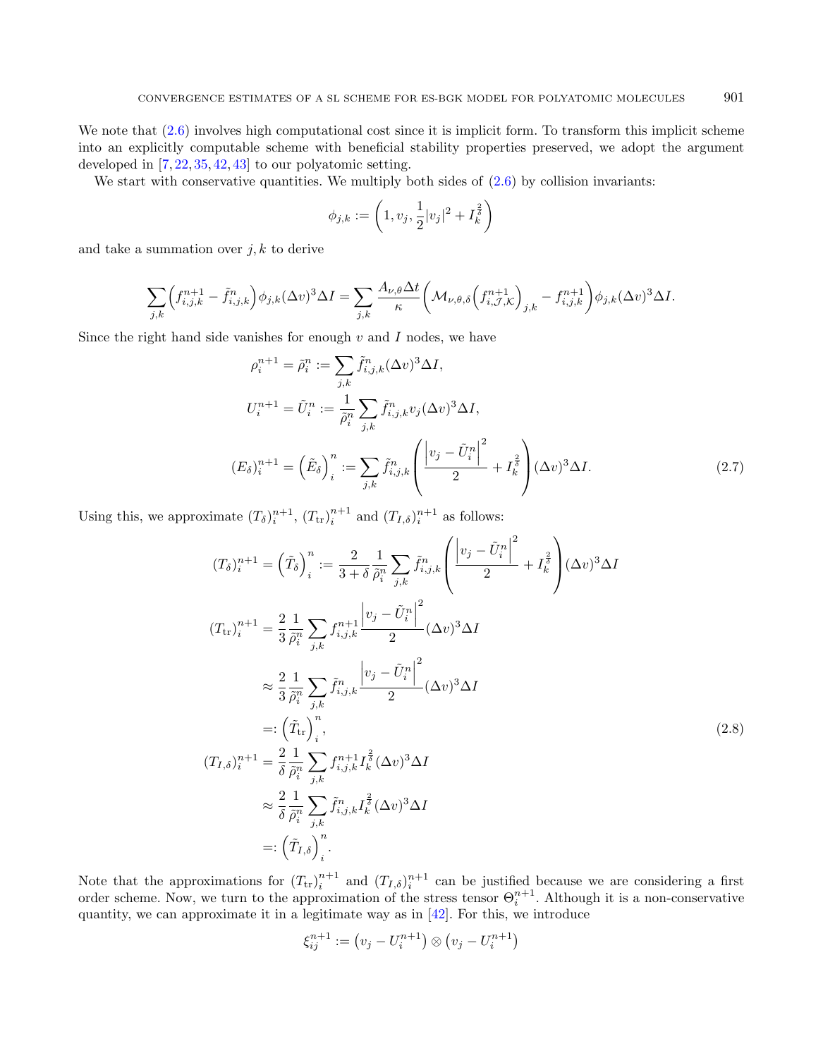We note that (2.6) involves high computational cost since it is implicit form. To transform this implicit scheme into an explicitly computable scheme with beneficial stability properties preserved, we adopt the argument developed in [7, 22, 35, 42, 43] to our polyatomic setting.

We start with conservative quantities. We multiply both sides of (2.6) by collision invariants:

$$\phi_{j,k} := \left(1, v_j, \frac{1}{2}|v_j|^2 + I_k^{\frac{2}{\delta}}\right)$$

and take a summation over $j, k$ to derive

$$\sum_{j,k}\left(f_{i,j,k}^{n+1} - \tilde{f}_{i,j,k}^{n}\right)\phi_{j,k}(\Delta v)^3\Delta I = \sum_{j,k}\frac{A_{\nu,\theta}\Delta t}{\kappa}\left(\mathcal{M}_{\nu,\theta,\delta}\left(f_{i,\mathcal{J},\mathcal{K}}^{n+1}\right)_{j,k} - f_{i,j,k}^{n+1}\right)\phi_{j,k}(\Delta v)^3\Delta I.$$

Since the right hand side vanishes for enough $v$ and $I$ nodes, we have

$$\begin{aligned}
\rho_i^{n+1} = \tilde{\rho}_i^n &:= \sum_{j,k}\tilde{f}_{i,j,k}^n(\Delta v)^3\Delta I,\\
U_i^{n+1} = \tilde{U}_i^n &:= \frac{1}{\tilde{\rho}_i^n}\sum_{j,k}\tilde{f}_{i,j,k}^n v_j(\Delta v)^3\Delta I,\\
(E_\delta)_i^{n+1} = \left(\tilde{E}_\delta\right)_i^n &:= \sum_{j,k}\tilde{f}_{i,j,k}^n\left(\frac{\left|v_j - \tilde{U}_i^n\right|^2}{2} + I_k^{\frac{2}{\delta}}\right)(\Delta v)^3\Delta I.
\end{aligned} \tag{2.7}$$

Using this, we approximate $(T_\delta)_i^{n+1}$, $(T_{\mathrm{tr}})_i^{n+1}$ and $(T_{I,\delta})_i^{n+1}$ as follows:

$$\begin{aligned}
(T_\delta)_i^{n+1} = \left(\tilde{T}_\delta\right)_i^n &:= \frac{2}{3+\delta}\frac{1}{\tilde{\rho}_i^n}\sum_{j,k}\tilde{f}_{i,j,k}^n\left(\frac{\left|v_j - \tilde{U}_i^n\right|^2}{2} + I_k^{\frac{2}{\delta}}\right)(\Delta v)^3\Delta I\\
(T_{\mathrm{tr}})_i^{n+1} &= \frac{2}{3}\frac{1}{\tilde{\rho}_i^n}\sum_{j,k}f_{i,j,k}^{n+1}\frac{\left|v_j - \tilde{U}_i^n\right|^2}{2}(\Delta v)^3\Delta I\\
&\approx \frac{2}{3}\frac{1}{\tilde{\rho}_i^n}\sum_{j,k}\tilde{f}_{i,j,k}^{n}\frac{\left|v_j - \tilde{U}_i^n\right|^2}{2}(\Delta v)^3\Delta I\\
&=: \left(\tilde{T}_{\mathrm{tr}}\right)_i^n,\\
(T_{I,\delta})_i^{n+1} &= \frac{2}{\delta}\frac{1}{\tilde{\rho}_i^n}\sum_{j,k}f_{i,j,k}^{n+1}I_k^{\frac{2}{\delta}}(\Delta v)^3\Delta I\\
&\approx \frac{2}{\delta}\frac{1}{\tilde{\rho}_i^n}\sum_{j,k}\tilde{f}_{i,j,k}^{n}I_k^{\frac{2}{\delta}}(\Delta v)^3\Delta I\\
&=: \left(\tilde{T}_{I,\delta}\right)_i^n.
\end{aligned} \tag{2.8}$$

Note that the approximations for $(T_{\mathrm{tr}})_i^{n+1}$ and $(T_{I,\delta})_i^{n+1}$ can be justified because we are considering a first order scheme. Now, we turn to the approximation of the stress tensor $\Theta_i^{n+1}$. Although it is a non-conservative quantity, we can approximate it in a legitimate way as in [42]. For this, we introduce

$$\xi_{ij}^{n+1} := \left(v_j - U_i^{n+1}\right)\otimes\left(v_j - U_i^{n+1}\right)$$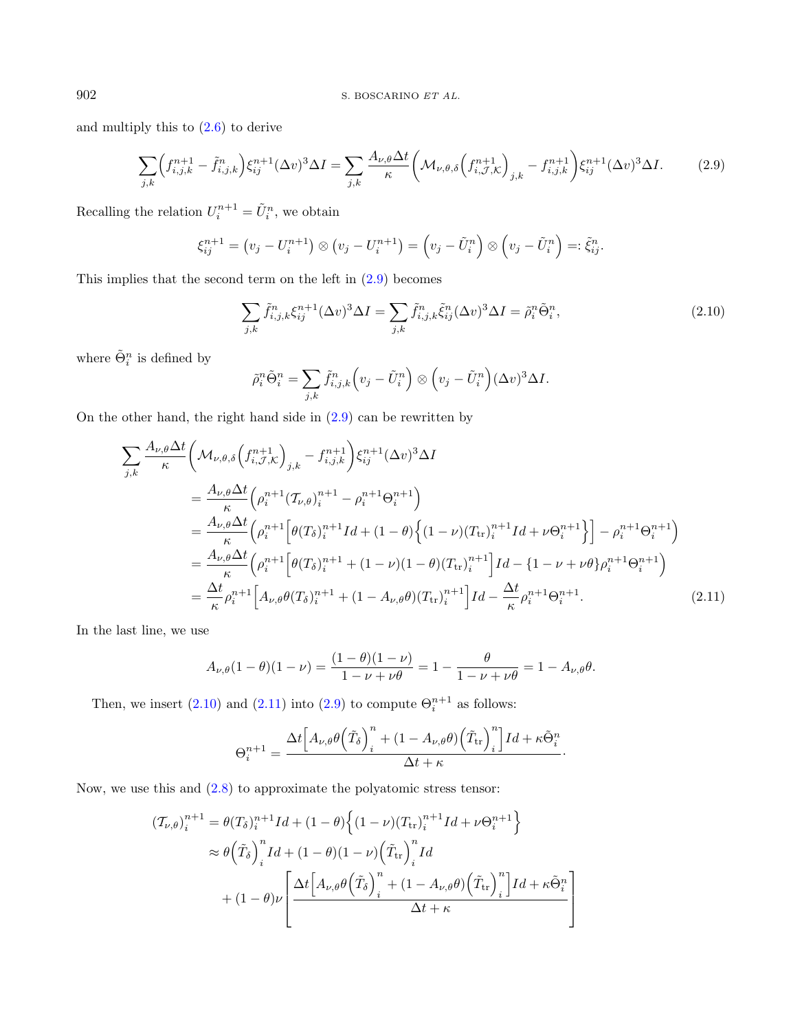and multiply this to (2.6) to derive

$$\sum_{j,k}\Big(f_{i,j,k}^{n+1}-\tilde{f}_{i,j,k}^{n}\Big)\xi_{ij}^{n+1}(\Delta v)^3\Delta I=\sum_{j,k}\frac{A_{\nu,\theta}\Delta t}{\kappa}\Big(\mathcal{M}_{\nu,\theta,\delta}\Big(f_{i,\mathcal{J},\mathcal{K}}^{n+1}\Big)_{j,k}-f_{i,j,k}^{n+1}\Big)\xi_{ij}^{n+1}(\Delta v)^3\Delta I. \tag{2.9}$$

Recalling the relation $U_i^{n+1}=\tilde{U}_i^n$, we obtain

$$\xi_{ij}^{n+1}=\left(v_j-U_i^{n+1}\right)\otimes\left(v_j-U_i^{n+1}\right)=\Big(v_j-\tilde{U}_i^n\Big)\otimes\Big(v_j-\tilde{U}_i^n\Big)=:\tilde{\xi}_{ij}^n.$$

This implies that the second term on the left in (2.9) becomes

$$\sum_{j,k}\tilde{f}_{i,j,k}^n\xi_{ij}^{n+1}(\Delta v)^3\Delta I=\sum_{j,k}\tilde{f}_{i,j,k}^n\tilde{\xi}_{ij}^n(\Delta v)^3\Delta I=\tilde{\rho}_i^n\tilde{\Theta}_i^n, \tag{2.10}$$

where $\tilde{\Theta}_i^n$ is defined by

$$\tilde{\rho}_i^n\tilde{\Theta}_i^n=\sum_{j,k}\tilde{f}_{i,j,k}^n\Big(v_j-\tilde{U}_i^n\Big)\otimes\Big(v_j-\tilde{U}_i^n\Big)(\Delta v)^3\Delta I.$$

On the other hand, the right hand side in (2.9) can be rewritten by

$$\begin{aligned}
&\sum_{j,k}\frac{A_{\nu,\theta}\Delta t}{\kappa}\Big(\mathcal{M}_{\nu,\theta,\delta}\Big(f_{i,\mathcal{J},\mathcal{K}}^{n+1}\Big)_{j,k}-f_{i,j,k}^{n+1}\Big)\xi_{ij}^{n+1}(\Delta v)^3\Delta I\\
&\quad=\frac{A_{\nu,\theta}\Delta t}{\kappa}\Big(\rho_i^{n+1}(\mathcal{T}_{\nu,\theta})_i^{n+1}-\rho_i^{n+1}\Theta_i^{n+1}\Big)\\
&\quad=\frac{A_{\nu,\theta}\Delta t}{\kappa}\Big(\rho_i^{n+1}\Big[\theta(T_\delta)_i^{n+1}Id+(1-\theta)\Big\{(1-\nu)(T_{\mathrm{tr}})_i^{n+1}Id+\nu\Theta_i^{n+1}\Big\}\Big]-\rho_i^{n+1}\Theta_i^{n+1}\Big)\\
&\quad=\frac{A_{\nu,\theta}\Delta t}{\kappa}\Big(\rho_i^{n+1}\Big[\theta(T_\delta)_i^{n+1}+(1-\nu)(1-\theta)(T_{\mathrm{tr}})_i^{n+1}\Big]Id-\{1-\nu+\nu\theta\}\rho_i^{n+1}\Theta_i^{n+1}\Big)\\
&\quad=\frac{\Delta t}{\kappa}\rho_i^{n+1}\Big[A_{\nu,\theta}\theta(T_\delta)_i^{n+1}+(1-A_{\nu,\theta}\theta)(T_{\mathrm{tr}})_i^{n+1}\Big]Id-\frac{\Delta t}{\kappa}\rho_i^{n+1}\Theta_i^{n+1}.
\end{aligned} \tag{2.11}$$

In the last line, we use

$$A_{\nu,\theta}(1-\theta)(1-\nu)=\frac{(1-\theta)(1-\nu)}{1-\nu+\nu\theta}=1-\frac{\theta}{1-\nu+\nu\theta}=1-A_{\nu,\theta}\theta.$$

Then, we insert (2.10) and (2.11) into (2.9) to compute $\Theta_i^{n+1}$ as follows:

$$\Theta_i^{n+1}=\frac{\Delta t\Big[A_{\nu,\theta}\theta\Big(\tilde{T}_\delta\Big)_i^n+(1-A_{\nu,\theta}\theta)\Big(\tilde{T}_{\mathrm{tr}}\Big)_i^n\Big]Id+\kappa\tilde{\Theta}_i^n}{\Delta t+\kappa}.$$

Now, we use this and (2.8) to approximate the polyatomic stress tensor:

$$\begin{aligned}
(\mathcal{T}_{\nu,\theta})_i^{n+1}&=\theta(T_\delta)_i^{n+1}Id+(1-\theta)\Big\{(1-\nu)(T_{\mathrm{tr}})_i^{n+1}Id+\nu\Theta_i^{n+1}\Big\}\\
&\approx\theta\Big(\tilde{T}_\delta\Big)_i^nId+(1-\theta)(1-\nu)\Big(\tilde{T}_{\mathrm{tr}}\Big)_i^nId\\
&\quad+(1-\theta)\nu\left[\frac{\Delta t\Big[A_{\nu,\theta}\theta\Big(\tilde{T}_\delta\Big)_i^n+(1-A_{\nu,\theta}\theta)\Big(\tilde{T}_{\mathrm{tr}}\Big)_i^n\Big]Id+\kappa\tilde{\Theta}_i^n}{\Delta t+\kappa}\right]
\end{aligned}$$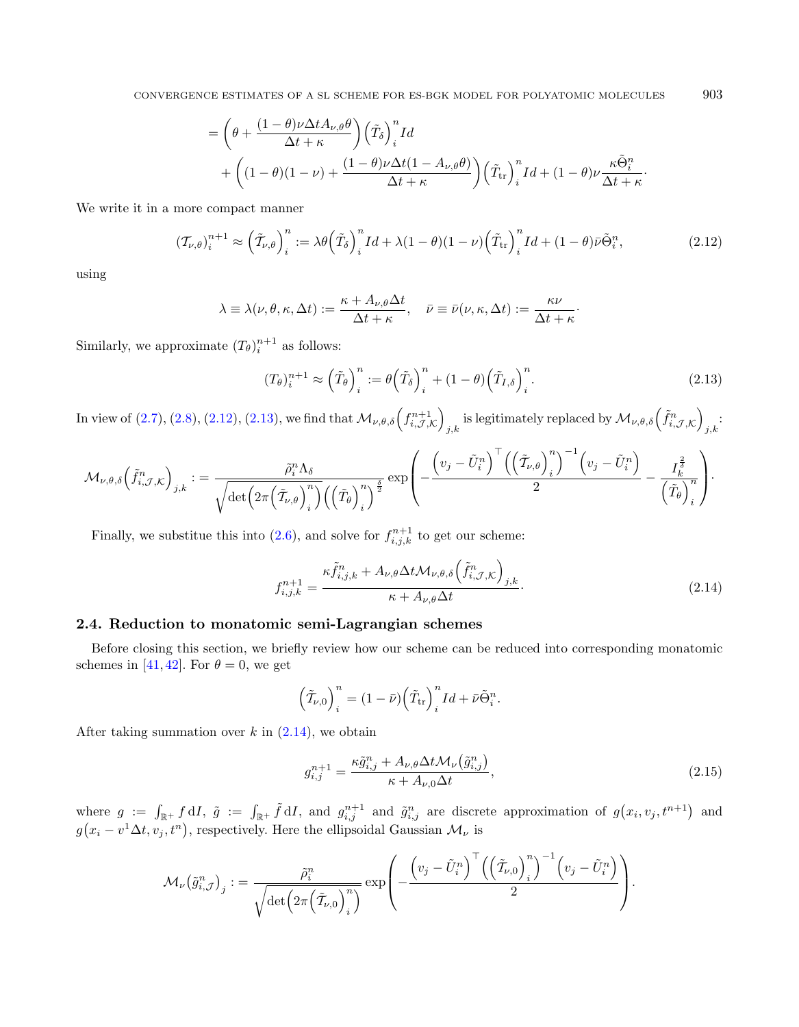$$
\begin{aligned}
&= \left(\theta + \frac{(1-\theta)\nu\Delta t A_{\nu,\theta}\theta}{\Delta t + \kappa}\right)\left(\tilde{T}_\delta\right)_i^n Id \\
&\quad + \left((1-\theta)(1-\nu) + \frac{(1-\theta)\nu\Delta t(1-A_{\nu,\theta}\theta)}{\Delta t+\kappa}\right)\left(\tilde{T}_{\rm tr}\right)_i^n Id + (1-\theta)\nu\frac{\kappa\tilde{\Theta}_i^n}{\Delta t+\kappa}.
\end{aligned}
$$

We write it in a more compact manner

$$
\left(\mathcal{T}_{\nu,\theta}\right)_i^{n+1} \approx \left(\tilde{\mathcal{T}}_{\nu,\theta}\right)_i^n := \lambda\theta\left(\tilde{T}_\delta\right)_i^n Id + \lambda(1-\theta)(1-\nu)\left(\tilde{T}_{\rm tr}\right)_i^n Id + (1-\theta)\bar{\nu}\tilde{\Theta}_i^n, \tag{2.12}
$$

using

$$
\lambda \equiv \lambda(\nu,\theta,\kappa,\Delta t) := \frac{\kappa + A_{\nu,\theta}\Delta t}{\Delta t+\kappa}, \quad \bar{\nu} \equiv \bar{\nu}(\nu,\kappa,\Delta t) := \frac{\kappa\nu}{\Delta t+\kappa}.
$$

Similarly, we approximate $(T_\theta)_i^{n+1}$ as follows:

$$
(T_\theta)_i^{n+1} \approx \left(\tilde{T}_\theta\right)_i^n := \theta\left(\tilde{T}_\delta\right)_i^n + (1-\theta)\left(\tilde{T}_{I,\delta}\right)_i^n. \tag{2.13}
$$

In view of (2.7), (2.8), (2.12), (2.13), we find that $\mathcal{M}_{\nu,\theta,\delta}\left(f_{i,\mathcal{J},\mathcal{K}}^{n+1}\right)_{j,k}$ is legitimately replaced by $\mathcal{M}_{\nu,\theta,\delta}\left(\tilde{f}_{i,\mathcal{J},\mathcal{K}}^n\right)_{j,k}$:

$$
\mathcal{M}_{\nu,\theta,\delta}\left(\tilde{f}_{i,\mathcal{J},\mathcal{K}}^n\right)_{j,k} := \frac{\tilde{\rho}_i^n\Lambda_\delta}{\sqrt{\det\left(2\pi\left(\tilde{\mathcal{T}}_{\nu,\theta}\right)_i^n\right)}\left(\left(\tilde{T}_\theta\right)_i^n\right)^{\frac{\delta}{2}}}\exp\left(-\frac{\left(v_j-\tilde{U}_i^n\right)^\top\left(\left(\tilde{\mathcal{T}}_{\nu,\theta}\right)_i^n\right)^{-1}\left(v_j-\tilde{U}_i^n\right)}{2} - \frac{I_k^{\frac{2}{\delta}}}{\left(\tilde{T}_\theta\right)_i^n}\right).
$$

Finally, we substitue this into (2.6), and solve for $f_{i,j,k}^{n+1}$ to get our scheme:

$$
f_{i,j,k}^{n+1} = \frac{\kappa\tilde{f}_{i,j,k}^n + A_{\nu,\theta}\Delta t\mathcal{M}_{\nu,\theta,\delta}\left(\tilde{f}_{i,\mathcal{J},\mathcal{K}}^n\right)_{j,k}}{\kappa + A_{\nu,\theta}\Delta t}. \tag{2.14}
$$

## 2.4. Reduction to monatomic semi-Lagrangian schemes

Before closing this section, we briefly review how our scheme can be reduced into corresponding monatomic schemes in [41,42]. For $\theta = 0$, we get

$$
\left(\tilde{\mathcal{T}}_{\nu,0}\right)_i^n = (1-\bar{\nu})\left(\tilde{T}_{\rm tr}\right)_i^n Id + \bar{\nu}\tilde{\Theta}_i^n.
$$

After taking summation over $k$ in (2.14), we obtain

$$
g_{i,j}^{n+1} = \frac{\kappa\tilde{g}_{i,j}^n + A_{\nu,\theta}\Delta t\mathcal{M}_\nu\left(\tilde{g}_{i,j}^n\right)}{\kappa + A_{\nu,0}\Delta t}, \tag{2.15}
$$

where $g := \int_{\mathbb{R}^+} f\,\mathrm{d}I$, $\tilde{g} := \int_{\mathbb{R}^+}\tilde{f}\,\mathrm{d}I$, and $g_{i,j}^{n+1}$ and $\tilde{g}_{i,j}^n$ are discrete approximation of $g\left(x_i,v_j,t^{n+1}\right)$ and $g\left(x_i - v^1\Delta t, v_j, t^n\right)$, respectively. Here the ellipsoidal Gaussian $\mathcal{M}_\nu$ is

$$
\mathcal{M}_\nu\left(\tilde{g}_{i,\mathcal{J}}^n\right)_j := \frac{\tilde{\rho}_i^n}{\sqrt{\det\left(2\pi\left(\tilde{\mathcal{T}}_{\nu,0}\right)_i^n\right)}}\exp\left(-\frac{\left(v_j-\tilde{U}_i^n\right)^\top\left(\left(\tilde{\mathcal{T}}_{\nu,0}\right)_i^n\right)^{-1}\left(v_j-\tilde{U}_i^n\right)}{2}\right).
$$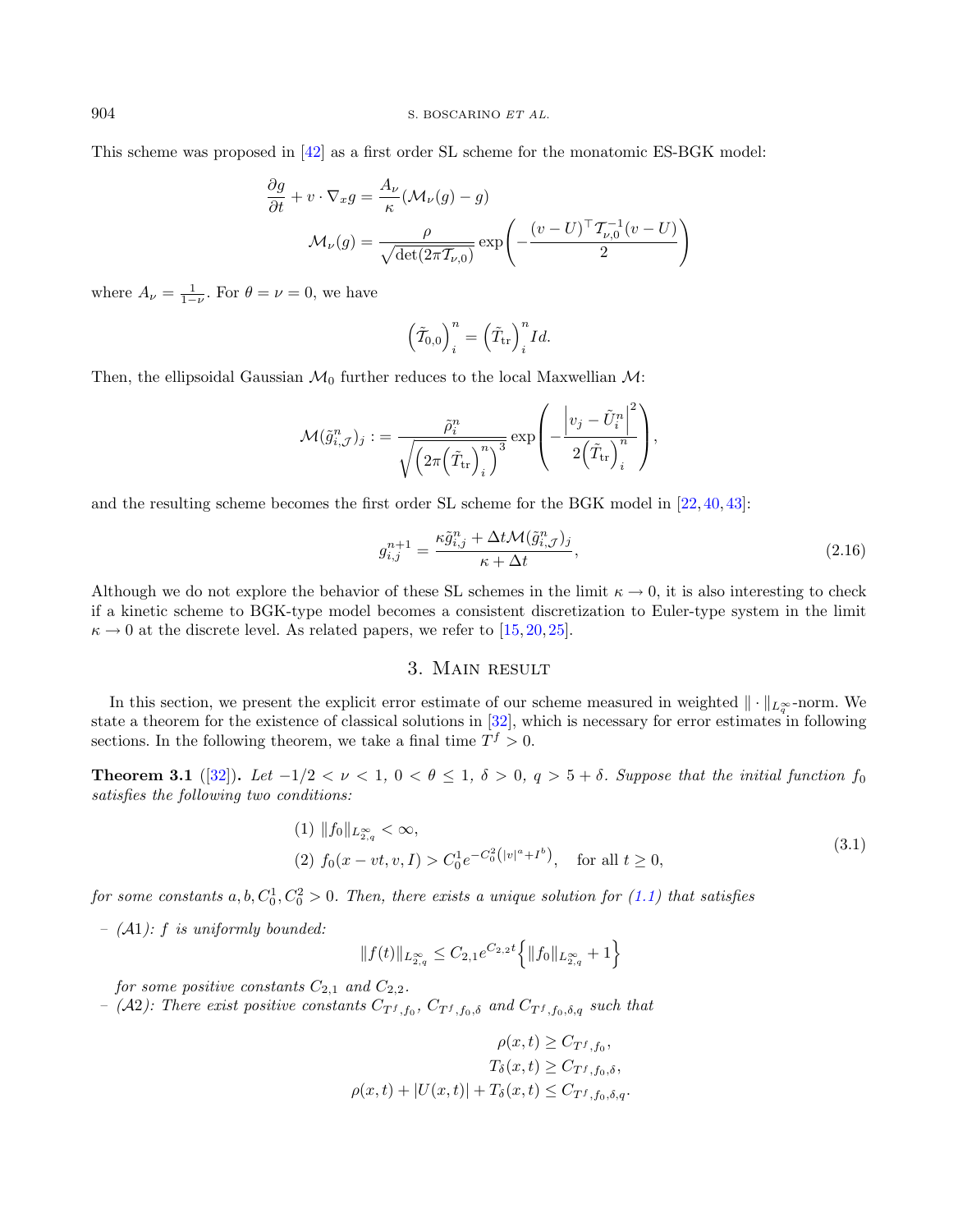This scheme was proposed in [42] as a first order SL scheme for the monatomic ES-BGK model:

$$
\begin{aligned}
\frac{\partial g}{\partial t} + v \cdot \nabla_x g &= \frac{A_\nu}{\kappa}(\mathcal{M}_\nu(g) - g) \\
\mathcal{M}_\nu(g) &= \frac{\rho}{\sqrt{\det(2\pi \mathcal{T}_{\nu,0})}} \exp\left(-\frac{(v-U)^\top \mathcal{T}_{\nu,0}^{-1}(v-U)}{2}\right)
\end{aligned}
$$

where $A_\nu = \frac{1}{1-\nu}$. For $\theta = \nu = 0$, we have

$$
\left(\tilde{\mathcal{T}}_{0,0}\right)_i^n = \left(\tilde{T}_{\text{tr}}\right)_i^n Id.
$$

Then, the ellipsoidal Gaussian $\mathcal{M}_0$ further reduces to the local Maxwellian $\mathcal{M}$:

$$
\mathcal{M}(\tilde{g}_{i,\mathcal{J}}^n)_j := \frac{\tilde{\rho}_i^n}{\sqrt{\left(2\pi\left(\tilde{T}_{\text{tr}}\right)_i^n\right)^3}} \exp\left(-\frac{\left|v_j - \tilde{U}_i^n\right|^2}{2\left(\tilde{T}_{\text{tr}}\right)_i^n}\right),
$$

and the resulting scheme becomes the first order SL scheme for the BGK model in [22, 40, 43]:

$$
g_{i,j}^{n+1} = \frac{\kappa \tilde{g}_{i,j}^n + \Delta t \mathcal{M}(\tilde{g}_{i,\mathcal{J}}^n)_j}{\kappa + \Delta t}, \tag{2.16}
$$

Although we do not explore the behavior of these SL schemes in the limit $\kappa \to 0$, it is also interesting to check if a kinetic scheme to BGK-type model becomes a consistent discretization to Euler-type system in the limit $\kappa \to 0$ at the discrete level. As related papers, we refer to [15, 20, 25].

## 3. Main result

In this section, we present the explicit error estimate of our scheme measured in weighted $\|\cdot\|_{L_q^\infty}$-norm. We state a theorem for the existence of classical solutions in [32], which is necessary for error estimates in following sections. In the following theorem, we take a final time $T^f > 0$.

**Theorem 3.1** ([32]). *Let $-1/2 < \nu < 1$, $0 < \theta \leq 1$, $\delta > 0$, $q > 5 + \delta$. Suppose that the initial function $f_0$ satisfies the following two conditions:*

$$
\begin{aligned}
&(1)\ \|f_0\|_{L_{2,q}^\infty} < \infty, \\
&(2)\ f_0(x - vt, v, I) > C_0^1 e^{-C_0^2\left(|v|^a + I^b\right)}, \quad \text{for all } t \geq 0,
\end{aligned} \tag{3.1}
$$

*for some constants $a, b, C_0^1, C_0^2 > 0$. Then, there exists a unique solution for (1.1) that satisfies*

– *($\mathcal{A}1$): $f$ is uniformly bounded:*

$$
\|f(t)\|_{L_{2,q}^\infty} \leq C_{2,1} e^{C_{2,2}t}\left\{\|f_0\|_{L_{2,q}^\infty} + 1\right\}
$$

*for some positive constants $C_{2,1}$ and $C_{2,2}$.*

– *($\mathcal{A}2$): There exist positive constants $C_{T^f,f_0}$, $C_{T^f,f_0,\delta}$ and $C_{T^f,f_0,\delta,q}$ such that*

$$
\begin{aligned}
\rho(x,t) &\geq C_{T^f,f_0}, \\
T_\delta(x,t) &\geq C_{T^f,f_0,\delta}, \\
\rho(x,t) + |U(x,t)| + T_\delta(x,t) &\leq C_{T^f,f_0,\delta,q}.
\end{aligned}
$$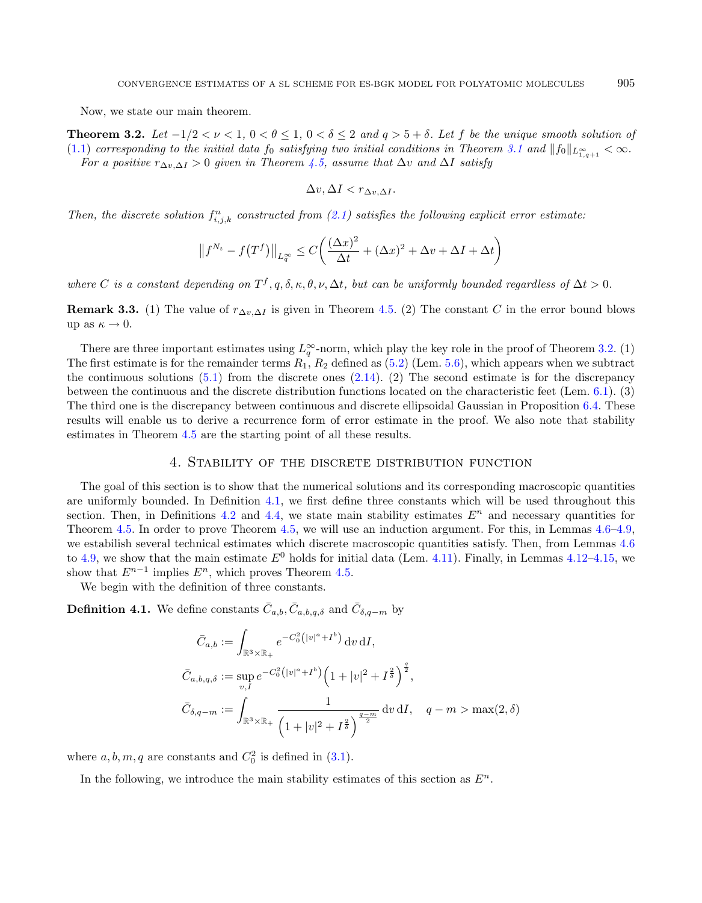Now, we state our main theorem.

**Theorem 3.2.** *Let $-1/2 < \nu < 1$, $0 < \theta \le 1$, $0 < \delta \le 2$ and $q > 5 + \delta$. Let $f$ be the unique smooth solution of (1.1) corresponding to the initial data $f_0$ satisfying two initial conditions in Theorem 3.1 and $\|f_0\|_{L^\infty_{1,q+1}} < \infty$. For a positive $r_{\Delta v, \Delta I} > 0$ given in Theorem 4.5, assume that $\Delta v$ and $\Delta I$ satisfy*

$$\Delta v, \Delta I < r_{\Delta v, \Delta I}.$$

*Then, the discrete solution $f^n_{i,j,k}$ constructed from (2.1) satisfies the following explicit error estimate:*

$$\left\| f^{N_t} - f(T^f) \right\|_{L^\infty_q} \le C\left( \frac{(\Delta x)^2}{\Delta t} + (\Delta x)^2 + \Delta v + \Delta I + \Delta t \right)$$

*where $C$ is a constant depending on $T^f, q, \delta, \kappa, \theta, \nu, \Delta t$, but can be uniformly bounded regardless of $\Delta t > 0$.*

**Remark 3.3.** (1) The value of $r_{\Delta v, \Delta I}$ is given in Theorem 4.5. (2) The constant $C$ in the error bound blows up as $\kappa \to 0$.

There are three important estimates using $L^\infty_q$-norm, which play the key role in the proof of Theorem 3.2. (1) The first estimate is for the remainder terms $R_1$, $R_2$ defined as (5.2) (Lem. 5.6), which appears when we subtract the continuous solutions (5.1) from the discrete ones (2.14). (2) The second estimate is for the discrepancy between the continuous and the discrete distribution functions located on the characteristic feet (Lem. 6.1). (3) The third one is the discrepancy between continuous and discrete ellipsoidal Gaussian in Proposition 6.4. These results will enable us to derive a recurrence form of error estimate in the proof. We also note that stability estimates in Theorem 4.5 are the starting point of all these results.

## 4. Stability of the discrete distribution function

The goal of this section is to show that the numerical solutions and its corresponding macroscopic quantities are uniformly bounded. In Definition 4.1, we first define three constants which will be used throughout this section. Then, in Definitions 4.2 and 4.4, we state main stability estimates $E^n$ and necessary quantities for Theorem 4.5. In order to prove Theorem 4.5, we will use an induction argument. For this, in Lemmas 4.6–4.9, we estabilish several technical estimates which discrete macroscopic quantities satisfy. Then, from Lemmas 4.6 to 4.9, we show that the main estimate $E^0$ holds for initial data (Lem. 4.11). Finally, in Lemmas 4.12–4.15, we show that $E^{n-1}$ implies $E^n$, which proves Theorem 4.5.

We begin with the definition of three constants.

**Definition 4.1.** We define constants $\bar{C}_{a,b}, \bar{C}_{a,b,q,\delta}$ and $\bar{C}_{\delta,q-m}$ by

$$\bar{C}_{a,b} := \int_{\mathbb{R}^3 \times \mathbb{R}_+} e^{-C_0^2\left(|v|^a + I^b\right)} \, \mathrm{d}v \, \mathrm{d}I,$$

$$\bar{C}_{a,b,q,\delta} := \sup_{v,I} e^{-C_0^2\left(|v|^a + I^b\right)} \left(1 + |v|^2 + I^{\frac{2}{\delta}}\right)^{\frac{q}{2}},$$

$$\bar{C}_{\delta,q-m} := \int_{\mathbb{R}^3 \times \mathbb{R}_+} \frac{1}{\left(1 + |v|^2 + I^{\frac{2}{\delta}}\right)^{\frac{q-m}{2}}} \, \mathrm{d}v \, \mathrm{d}I, \quad q - m > \max(2, \delta)$$

where $a, b, m, q$ are constants and $C_0^2$ is defined in (3.1).

In the following, we introduce the main stability estimates of this section as $E^n$.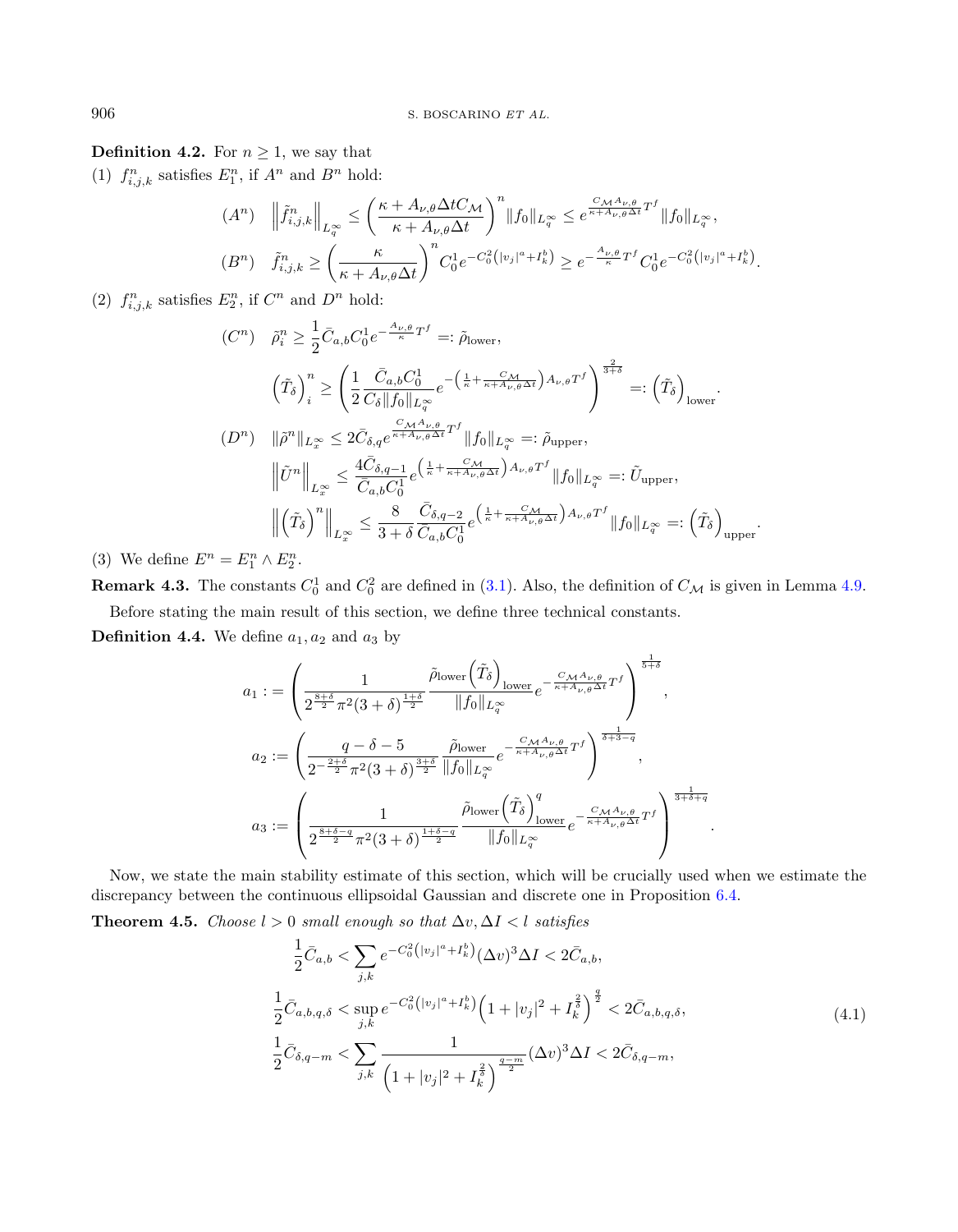**Definition 4.2.** For $n \geq 1$, we say that

(1) $f^n_{i,j,k}$ satisfies $E^n_1$, if $A^n$ and $B^n$ hold:

$$(A^n) \quad \left\|\tilde{f}^n_{i,j,k}\right\|_{L^\infty_q} \leq \left(\frac{\kappa + A_{\nu,\theta}\Delta t C_{\mathcal{M}}}{\kappa + A_{\nu,\theta}\Delta t}\right)^n \|f_0\|_{L^\infty_q} \leq e^{\frac{C_{\mathcal{M}} A_{\nu,\theta}}{\kappa + A_{\nu,\theta}\Delta t}T^f} \|f_0\|_{L^\infty_q},$$

$$(B^n) \quad \tilde{f}^n_{i,j,k} \geq \left(\frac{\kappa}{\kappa + A_{\nu,\theta}\Delta t}\right)^n C^1_0 e^{-C^2_0\left(|v_j|^a + I^b_k\right)} \geq e^{-\frac{A_{\nu,\theta}}{\kappa}T^f} C^1_0 e^{-C^2_0\left(|v_j|^a + I^b_k\right)}.$$

(2) $f^n_{i,j,k}$ satisfies $E^n_2$, if $C^n$ and $D^n$ hold:

$$(C^n) \quad \tilde{\rho}^n_i \geq \frac{1}{2}\bar{C}_{a,b} C^1_0 e^{-\frac{A_{\nu,\theta}}{\kappa}T^f} =: \tilde{\rho}_{\text{lower}},$$

$$\left(\tilde{T}_\delta\right)^n_i \geq \left(\frac{1}{2}\frac{\bar{C}_{a,b}C^1_0}{C_\delta \|f_0\|_{L^\infty_q}} e^{-\left(\frac{1}{\kappa} + \frac{C_{\mathcal{M}}}{\kappa + A_{\nu,\theta}\Delta t}\right)A_{\nu,\theta}T^f}\right)^{\frac{2}{3+\delta}} =: \left(\tilde{T}_\delta\right)_{\text{lower}}.$$

$$(D^n) \quad \|\tilde{\rho}^n\|_{L^\infty_x} \leq 2\bar{C}_{\delta,q} e^{\frac{C_{\mathcal{M}} A_{\nu,\theta}}{\kappa + A_{\nu,\theta}\Delta t}T^f} \|f_0\|_{L^\infty_q} =: \tilde{\rho}_{\text{upper}},$$

$$\left\|\tilde{U}^n\right\|_{L^\infty_x} \leq \frac{4\bar{C}_{\delta,q-1}}{\bar{C}_{a,b}C^1_0} e^{\left(\frac{1}{\kappa} + \frac{C_{\mathcal{M}}}{\kappa + A_{\nu,\theta}\Delta t}\right)A_{\nu,\theta}T^f} \|f_0\|_{L^\infty_q} =: \tilde{U}_{\text{upper}},$$

$$\left\|\left(\tilde{T}_\delta\right)^n\right\|_{L^\infty_x} \leq \frac{8}{3+\delta}\frac{\bar{C}_{\delta,q-2}}{\bar{C}_{a,b}C^1_0} e^{\left(\frac{1}{\kappa} + \frac{C_{\mathcal{M}}}{\kappa + A_{\nu,\theta}\Delta t}\right)A_{\nu,\theta}T^f} \|f_0\|_{L^\infty_q} =: \left(\tilde{T}_\delta\right)_{\text{upper}}.$$

(3) We define $E^n = E^n_1 \wedge E^n_2$.

**Remark 4.3.** The constants $C^1_0$ and $C^2_0$ are defined in (3.1). Also, the definition of $C_{\mathcal{M}}$ is given in Lemma 4.9.

Before stating the main result of this section, we define three technical constants.

**Definition 4.4.** We define $a_1, a_2$ and $a_3$ by

$$a_1 := \left(\frac{1}{2^{\frac{8+\delta}{2}}\pi^2(3+\delta)^{\frac{1+\delta}{2}}}\frac{\tilde{\rho}_{\text{lower}}\left(\tilde{T}_\delta\right)_{\text{lower}}}{\|f_0\|_{L^\infty_q}} e^{-\frac{C_{\mathcal{M}}A_{\nu,\theta}}{\kappa + A_{\nu,\theta}\Delta t}T^f}\right)^{\frac{1}{5+\delta}},$$

$$a_2 := \left(\frac{q-\delta-5}{2^{-\frac{2+\delta}{2}}\pi^2(3+\delta)^{\frac{3+\delta}{2}}}\frac{\tilde{\rho}_{\text{lower}}}{\|f_0\|_{L^\infty_q}} e^{-\frac{C_{\mathcal{M}}A_{\nu,\theta}}{\kappa + A_{\nu,\theta}\Delta t}T^f}\right)^{\frac{1}{\delta+3-q}},$$

$$a_3 := \left(\frac{1}{2^{\frac{8+\delta-q}{2}}\pi^2(3+\delta)^{\frac{1+\delta-q}{2}}}\frac{\tilde{\rho}_{\text{lower}}\left(\tilde{T}_\delta\right)^q_{\text{lower}}}{\|f_0\|_{L^\infty_q}} e^{-\frac{C_{\mathcal{M}}A_{\nu,\theta}}{\kappa + A_{\nu,\theta}\Delta t}T^f}\right)^{\frac{1}{3+\delta+q}}.$$

Now, we state the main stability estimate of this section, which will be crucially used when we estimate the discrepancy between the continuous ellipsoidal Gaussian and discrete one in Proposition 6.4.

**Theorem 4.5.** *Choose $l > 0$ small enough so that $\Delta v, \Delta I < l$ satisfies*

$$\begin{aligned}
&\frac{1}{2}\bar{C}_{a,b} < \sum_{j,k} e^{-C^2_0\left(|v_j|^a + I^b_k\right)}(\Delta v)^3 \Delta I < 2\bar{C}_{a,b},\\
&\frac{1}{2}\bar{C}_{a,b,q,\delta} < \sup_{j,k} e^{-C^2_0\left(|v_j|^a + I^b_k\right)}\left(1 + |v_j|^2 + I^{\frac{2}{\delta}}_k\right)^{\frac{q}{2}} < 2\bar{C}_{a,b,q,\delta},\\
&\frac{1}{2}\bar{C}_{\delta,q-m} < \sum_{j,k}\frac{1}{\left(1 + |v_j|^2 + I^{\frac{2}{\delta}}_k\right)^{\frac{q-m}{2}}}(\Delta v)^3 \Delta I < 2\bar{C}_{\delta,q-m},
\end{aligned} \tag{4.1}$$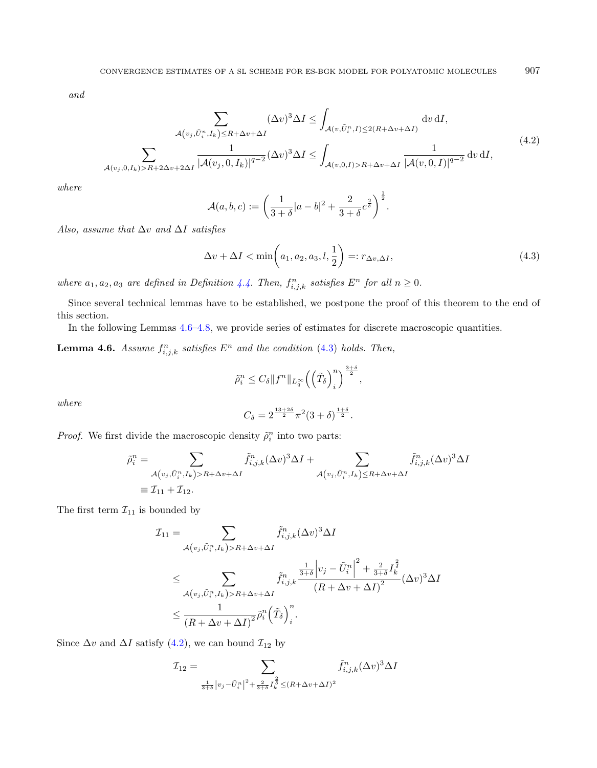*and*

$$
\begin{aligned}
\sum_{\mathcal{A}\left(v_j,\tilde{U}_i^n,I_k\right)\leq R+\Delta v+\Delta I}(\Delta v)^3\Delta I &\leq \int_{\mathcal{A}(v,\tilde{U}_i^n,I)\leq 2(R+\Delta v+\Delta I)} \mathrm{d}v\,\mathrm{d}I,\\
\sum_{\mathcal{A}(v_j,0,I_k)>R+2\Delta v+2\Delta I}\frac{1}{|\mathcal{A}(v_j,0,I_k)|^{q-2}}(\Delta v)^3\Delta I &\leq \int_{\mathcal{A}(v,0,I)>R+\Delta v+\Delta I}\frac{1}{|\mathcal{A}(v,0,I)|^{q-2}}\,\mathrm{d}v\,\mathrm{d}I,
\end{aligned}
\tag{4.2}
$$

*where*

$$
\mathcal{A}(a,b,c) := \left(\frac{1}{3+\delta}|a-b|^2+\frac{2}{3+\delta}c^{\frac{2}{\delta}}\right)^{\frac{1}{2}}.
$$

*Also, assume that $\Delta v$ and $\Delta I$ satisfies*

$$
\Delta v+\Delta I<\min\left(a_1,a_2,a_3,l,\frac{1}{2}\right)=:r_{\Delta v,\Delta I},
\tag{4.3}
$$

*where $a_1,a_2,a_3$ are defined in Definition 4.4. Then, $f_{i,j,k}^n$ satisfies $E^n$ for all $n\geq 0$.*

Since several technical lemmas have to be established, we postpone the proof of this theorem to the end of this section.

In the following Lemmas 4.6–4.8, we provide series of estimates for discrete macroscopic quantities.

**Lemma 4.6.** *Assume $f_{i,j,k}^n$ satisfies $E^n$ and the condition (4.3) holds. Then,*

$$
\tilde{\rho}_i^n \leq C_\delta \|f^n\|_{L_q^\infty}\left(\left(\tilde{T}_\delta\right)_i^n\right)^{\frac{3+\delta}{2}},
$$

*where*

$$
C_\delta = 2^{\frac{13+2\delta}{2}}\pi^2(3+\delta)^{\frac{1+\delta}{2}}.
$$

*Proof.* We first divide the macroscopic density $\tilde{\rho}_i^n$ into two parts:

$$
\begin{aligned}
\tilde{\rho}_i^n &= \sum_{\mathcal{A}\left(v_j,\tilde{U}_i^n,I_k\right)>R+\Delta v+\Delta I}\tilde{f}_{i,j,k}^n(\Delta v)^3\Delta I+\sum_{\mathcal{A}\left(v_j,\tilde{U}_i^n,I_k\right)\leq R+\Delta v+\Delta I}\tilde{f}_{i,j,k}^n(\Delta v)^3\Delta I\\
&\equiv \mathcal{I}_{11}+\mathcal{I}_{12}.
\end{aligned}
$$

The first term $\mathcal{I}_{11}$ is bounded by

$$
\begin{aligned}
\mathcal{I}_{11} &= \sum_{\mathcal{A}\left(v_j,\tilde{U}_i^n,I_k\right)>R+\Delta v+\Delta I}\tilde{f}_{i,j,k}^n(\Delta v)^3\Delta I\\
&\leq \sum_{\mathcal{A}\left(v_j,\tilde{U}_i^n,I_k\right)>R+\Delta v+\Delta I}\tilde{f}_{i,j,k}^n\frac{\frac{1}{3+\delta}\left|v_j-\tilde{U}_i^n\right|^2+\frac{2}{3+\delta}I_k^{\frac{2}{\delta}}}{(R+\Delta v+\Delta I)^2}(\Delta v)^3\Delta I\\
&\leq \frac{1}{(R+\Delta v+\Delta I)^2}\tilde{\rho}_i^n\left(\tilde{T}_\delta\right)_i^n.
\end{aligned}
$$

Since $\Delta v$ and $\Delta I$ satisfy (4.2), we can bound $\mathcal{I}_{12}$ by

$$
\mathcal{I}_{12} = \sum_{\frac{1}{3+\delta}\left|v_j-\tilde{U}_i^n\right|^2+\frac{2}{3+\delta}I_k^{\frac{2}{\delta}}\leq(R+\Delta v+\Delta I)^2}\tilde{f}_{i,j,k}^n(\Delta v)^3\Delta I
$$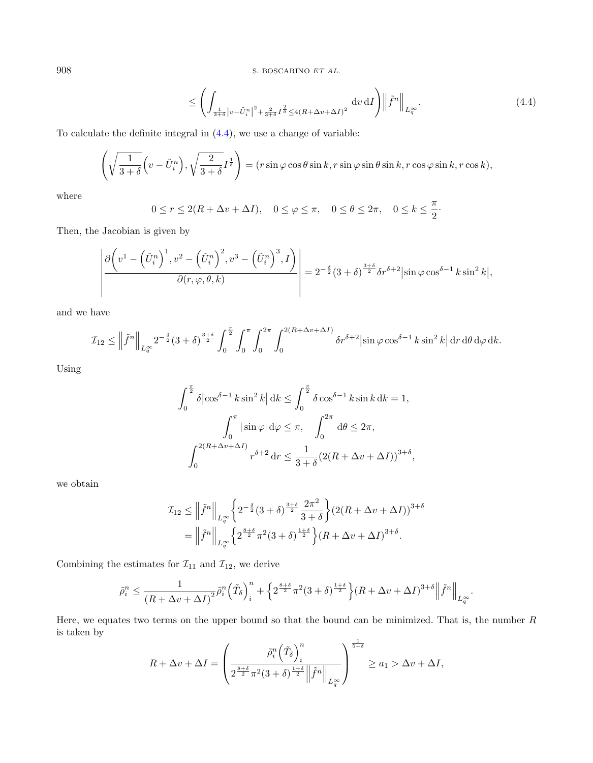$$\leq \left( \int_{\frac{1}{3+\delta}\left|v-\tilde{U}_i^n\right|^2+\frac{2}{3+\delta}I^{\frac{2}{\delta}}\leq 4(R+\Delta v+\Delta I)^2} \mathrm{d}v\,\mathrm{d}I \right) \left\| \tilde{f}^n \right\|_{L_q^\infty}. \tag{4.4}$$

To calculate the definite integral in (4.4), we use a change of variable:

$$\left( \sqrt{\frac{1}{3+\delta}}\left(v-\tilde{U}_i^n\right), \sqrt{\frac{2}{3+\delta}}I^{\frac{1}{\delta}} \right) = (r\sin\varphi\cos\theta\sin k, r\sin\varphi\sin\theta\sin k, r\cos\varphi\sin k, r\cos k),$$

where

$$0\leq r\leq 2(R+\Delta v+\Delta I), \quad 0\leq\varphi\leq\pi, \quad 0\leq\theta\leq 2\pi, \quad 0\leq k\leq\frac{\pi}{2}.$$

Then, the Jacobian is given by

$$\left| \frac{\partial\left(v^1-\left(\tilde{U}_i^n\right)^1, v^2-\left(\tilde{U}_i^n\right)^2, v^3-\left(\tilde{U}_i^n\right)^3, I\right)}{\partial(r,\varphi,\theta,k)} \right| = 2^{-\frac{\delta}{2}}(3+\delta)^{\frac{3+\delta}{2}}\delta r^{\delta+2}\left|\sin\varphi\cos^{\delta-1}k\sin^2 k\right|,$$

and we have

$$\mathcal{I}_{12} \leq \left\| \tilde{f}^n \right\|_{L_q^\infty} 2^{-\frac{\delta}{2}}(3+\delta)^{\frac{3+\delta}{2}} \int_0^{\frac{\pi}{2}}\int_0^{\pi}\int_0^{2\pi}\int_0^{2(R+\Delta v+\Delta I)} \delta r^{\delta+2}\left|\sin\varphi\cos^{\delta-1}k\sin^2 k\right| \mathrm{d}r\,\mathrm{d}\theta\,\mathrm{d}\varphi\,\mathrm{d}k.$$

Using

$$\int_0^{\frac{\pi}{2}} \delta\left|\cos^{\delta-1}k\sin^2 k\right| \mathrm{d}k \leq \int_0^{\frac{\pi}{2}} \delta\cos^{\delta-1}k\sin k\,\mathrm{d}k = 1,$$

$$\int_0^{\pi} |\sin\varphi|\,\mathrm{d}\varphi \leq \pi, \quad \int_0^{2\pi}\mathrm{d}\theta \leq 2\pi,$$

$$\int_0^{2(R+\Delta v+\Delta I)} r^{\delta+2}\,\mathrm{d}r \leq \frac{1}{3+\delta}(2(R+\Delta v+\Delta I))^{3+\delta},$$

we obtain

$$\begin{aligned}
\mathcal{I}_{12} &\leq \left\| \tilde{f}^n \right\|_{L_q^\infty} \left\{ 2^{-\frac{\delta}{2}}(3+\delta)^{\frac{3+\delta}{2}}\frac{2\pi^2}{3+\delta} \right\}(2(R+\Delta v+\Delta I))^{3+\delta} \\
&= \left\| \tilde{f}^n \right\|_{L_q^\infty} \left\{ 2^{\frac{8+\delta}{2}}\pi^2(3+\delta)^{\frac{1+\delta}{2}} \right\}(R+\Delta v+\Delta I)^{3+\delta}.
\end{aligned}$$

Combining the estimates for $\mathcal{I}_{11}$ and $\mathcal{I}_{12}$, we derive

$$\tilde{\rho}_i^n \leq \frac{1}{(R+\Delta v+\Delta I)^2}\tilde{\rho}_i^n\left(\tilde{T}_\delta\right)_i^n + \left\{ 2^{\frac{8+\delta}{2}}\pi^2(3+\delta)^{\frac{1+\delta}{2}} \right\}(R+\Delta v+\Delta I)^{3+\delta}\left\| \tilde{f}^n \right\|_{L_q^\infty}.$$

Here, we equates two terms on the upper bound so that the bound can be minimized. That is, the number $R$ is taken by

$$R+\Delta v+\Delta I = \left( \frac{\tilde{\rho}_i^n\left(\tilde{T}_\delta\right)_i^n}{2^{\frac{8+\delta}{2}}\pi^2(3+\delta)^{\frac{1+\delta}{2}}\left\| \tilde{f}^n \right\|_{L_q^\infty}} \right)^{\frac{1}{5+\delta}} \geq a_1 > \Delta v+\Delta I,$$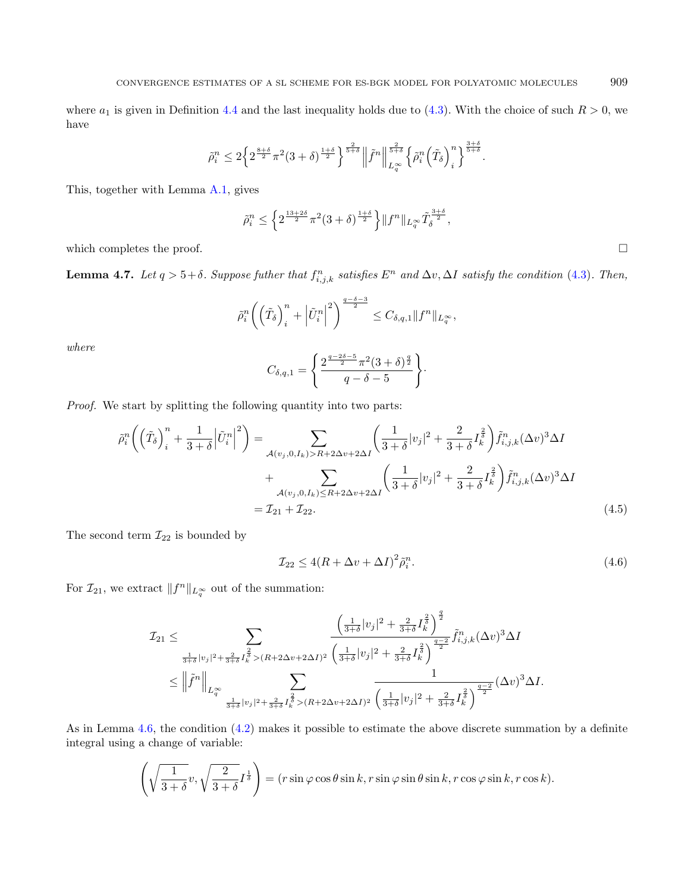where $a_1$ is given in Definition 4.4 and the last inequality holds due to (4.3). With the choice of such $R > 0$, we have

$$\tilde{\rho}_i^n \leq 2\Big\{2^{\frac{8+\delta}{2}}\pi^2(3+\delta)^{\frac{1+\delta}{2}}\Big\}^{\frac{2}{5+\delta}}\left\|\tilde{f}^n\right\|_{L_q^\infty}^{\frac{2}{5+\delta}}\Big\{\tilde{\rho}_i^n\Big(\tilde{T}_\delta\Big)_i^n\Big\}^{\frac{3+\delta}{5+\delta}}.$$

This, together with Lemma A.1, gives

$$\tilde{\rho}_i^n \leq \Big\{2^{\frac{13+2\delta}{2}}\pi^2(3+\delta)^{\frac{1+\delta}{2}}\Big\}\|f^n\|_{L_q^\infty}\tilde{T}_\delta^{\frac{3+\delta}{2}},$$

which completes the proof. $\square$

**Lemma 4.7.** *Let $q > 5+\delta$. Suppose futher that $f_{i,j,k}^n$ satisfies $E^n$ and $\Delta v, \Delta I$ satisfy the condition (4.3). Then,*

$$\tilde{\rho}_i^n\left(\Big(\tilde{T}_\delta\Big)_i^n + \Big|\tilde{U}_i^n\Big|^2\right)^{\frac{q-\delta-3}{2}} \leq C_{\delta,q,1}\|f^n\|_{L_q^\infty},$$

*where*

$$C_{\delta,q,1} = \left\{\frac{2^{\frac{q-2\delta-5}{2}}\pi^2(3+\delta)^{\frac{q}{2}}}{q-\delta-5}\right\}.$$

*Proof.* We start by splitting the following quantity into two parts:

$$\begin{aligned}
\tilde{\rho}_i^n\left(\Big(\tilde{T}_\delta\Big)_i^n + \frac{1}{3+\delta}\Big|\tilde{U}_i^n\Big|^2\right) &= \sum_{\mathcal{A}(v_j,0,I_k)>R+2\Delta v+2\Delta I}\left(\frac{1}{3+\delta}|v_j|^2 + \frac{2}{3+\delta}I_k^{\frac{2}{\delta}}\right)\tilde{f}_{i,j,k}^n(\Delta v)^3\Delta I \\
&\quad + \sum_{\mathcal{A}(v_j,0,I_k)\leq R+2\Delta v+2\Delta I}\left(\frac{1}{3+\delta}|v_j|^2 + \frac{2}{3+\delta}I_k^{\frac{2}{\delta}}\right)\tilde{f}_{i,j,k}^n(\Delta v)^3\Delta I \\
&= \mathcal{I}_{21} + \mathcal{I}_{22}.
\end{aligned} \tag{4.5}$$

The second term $\mathcal{I}_{22}$ is bounded by

$$\mathcal{I}_{22} \leq 4(R+\Delta v+\Delta I)^2\tilde{\rho}_i^n. \tag{4.6}$$

For $\mathcal{I}_{21}$, we extract $\|f^n\|_{L_q^\infty}$ out of the summation:

$$\begin{aligned}
\mathcal{I}_{21} &\leq \sum_{\frac{1}{3+\delta}|v_j|^2+\frac{2}{3+\delta}I_k^{\frac{2}{\delta}}>(R+2\Delta v+2\Delta I)^2}\frac{\left(\frac{1}{3+\delta}|v_j|^2 + \frac{2}{3+\delta}I_k^{\frac{2}{\delta}}\right)^{\frac{q}{2}}}{\left(\frac{1}{3+\delta}|v_j|^2 + \frac{2}{3+\delta}I_k^{\frac{2}{\delta}}\right)^{\frac{q-2}{2}}}\tilde{f}_{i,j,k}^n(\Delta v)^3\Delta I \\
&\leq \left\|\tilde{f}^n\right\|_{L_q^\infty}\sum_{\frac{1}{3+\delta}|v_j|^2+\frac{2}{3+\delta}I_k^{\frac{2}{\delta}}>(R+2\Delta v+2\Delta I)^2}\frac{1}{\left(\frac{1}{3+\delta}|v_j|^2 + \frac{2}{3+\delta}I_k^{\frac{2}{\delta}}\right)^{\frac{q-2}{2}}}(\Delta v)^3\Delta I.
\end{aligned}$$

As in Lemma 4.6, the condition (4.2) makes it possible to estimate the above discrete summation by a definite integral using a change of variable:

$$\left(\sqrt{\frac{1}{3+\delta}}v, \sqrt{\frac{2}{3+\delta}}I^{\frac{1}{\delta}}\right) = (r\sin\varphi\cos\theta\sin k, r\sin\varphi\sin\theta\sin k, r\cos\varphi\sin k, r\cos k).$$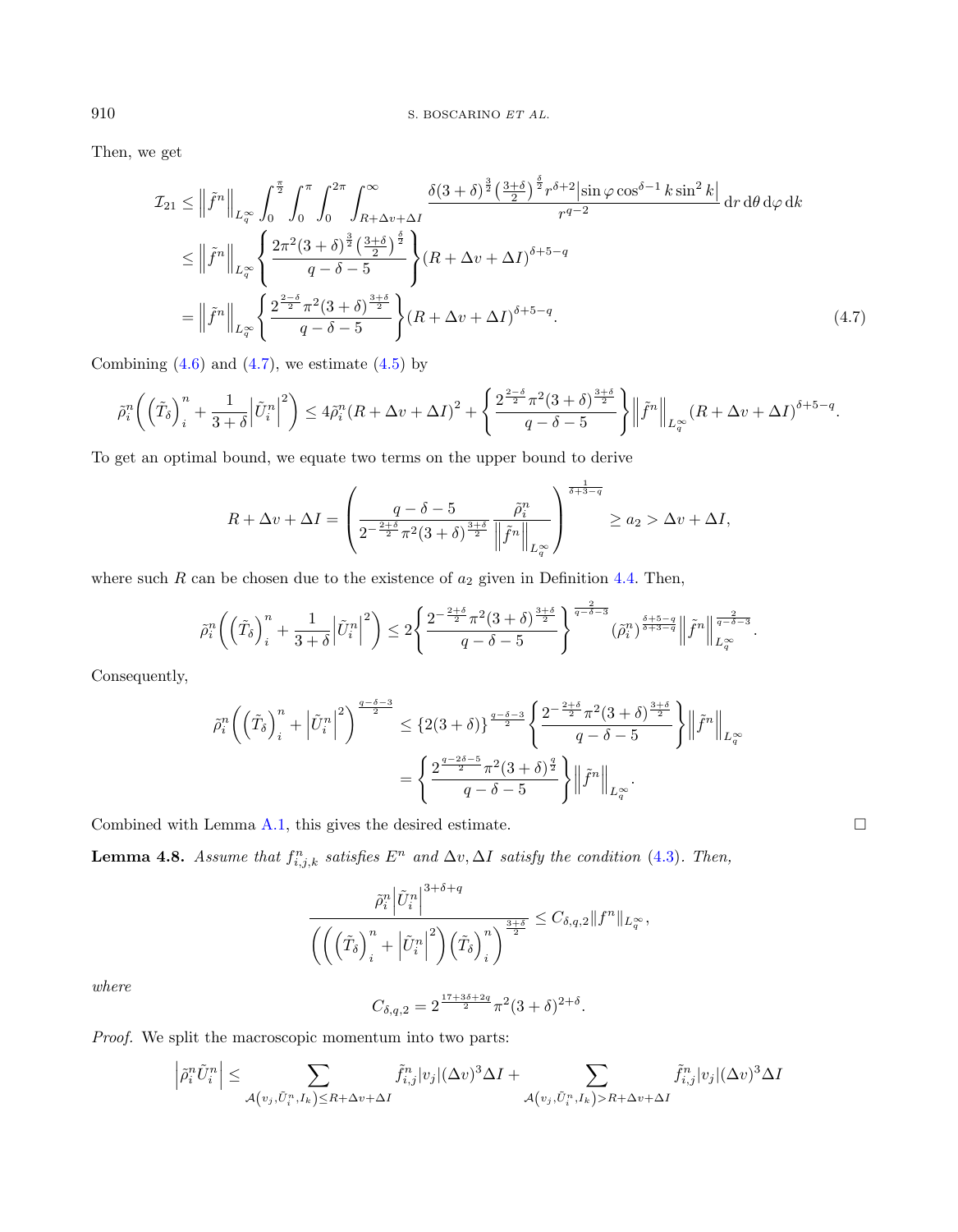Then, we get

$$
\begin{aligned}
\mathcal{I}_{21} &\leq \left\|\tilde{f}^n\right\|_{L_q^\infty} \int_0^{\frac{\pi}{2}} \int_0^{\pi} \int_0^{2\pi} \int_{R+\Delta v+\Delta I}^{\infty} \frac{\delta(3+\delta)^{\frac{3}{2}}\left(\frac{3+\delta}{2}\right)^{\frac{\delta}{2}} r^{\delta+2}\left|\sin\varphi \cos^{\delta-1} k \sin^2 k\right|}{r^{q-2}} \,\mathrm{d}r\,\mathrm{d}\theta\,\mathrm{d}\varphi\,\mathrm{d}k \\
&\leq \left\|\tilde{f}^n\right\|_{L_q^\infty} \left\{ \frac{2\pi^2(3+\delta)^{\frac{3}{2}}\left(\frac{3+\delta}{2}\right)^{\frac{\delta}{2}}}{q-\delta-5} \right\} (R+\Delta v+\Delta I)^{\delta+5-q} \\
&= \left\|\tilde{f}^n\right\|_{L_q^\infty} \left\{ \frac{2^{\frac{2-\delta}{2}}\pi^2(3+\delta)^{\frac{3+\delta}{2}}}{q-\delta-5} \right\} (R+\Delta v+\Delta I)^{\delta+5-q}.
\end{aligned} \tag{4.7}
$$

Combining (4.6) and (4.7), we estimate (4.5) by

$$
\tilde{\rho}_i^n \left( \left(\tilde{T}_\delta\right)_i^n + \frac{1}{3+\delta}\left|\tilde{U}_i^n\right|^2 \right) \leq 4\tilde{\rho}_i^n (R+\Delta v+\Delta I)^2 + \left\{ \frac{2^{\frac{2-\delta}{2}}\pi^2(3+\delta)^{\frac{3+\delta}{2}}}{q-\delta-5} \right\} \left\|\tilde{f}^n\right\|_{L_q^\infty} (R+\Delta v+\Delta I)^{\delta+5-q}.
$$

To get an optimal bound, we equate two terms on the upper bound to derive

$$
R+\Delta v+\Delta I = \left( \frac{q-\delta-5}{2^{-\frac{2+\delta}{2}}\pi^2(3+\delta)^{\frac{3+\delta}{2}}} \frac{\tilde{\rho}_i^n}{\left\|\tilde{f}^n\right\|_{L_q^\infty}} \right)^{\frac{1}{\delta+3-q}} \geq a_2 > \Delta v + \Delta I,
$$

where such $R$ can be chosen due to the existence of $a_2$ given in Definition 4.4. Then,

$$
\tilde{\rho}_i^n \left( \left(\tilde{T}_\delta\right)_i^n + \frac{1}{3+\delta}\left|\tilde{U}_i^n\right|^2 \right) \leq 2\left\{ \frac{2^{-\frac{2+\delta}{2}}\pi^2(3+\delta)^{\frac{3+\delta}{2}}}{q-\delta-5} \right\}^{\frac{2}{q-\delta-3}} \left(\tilde{\rho}_i^n\right)^{\frac{\delta+5-q}{\delta+3-q}} \left\|\tilde{f}^n\right\|_{L_q^\infty}^{\frac{2}{q-\delta-3}}.
$$

Consequently,

$$
\begin{aligned}
\tilde{\rho}_i^n \left( \left(\tilde{T}_\delta\right)_i^n + \left|\tilde{U}_i^n\right|^2 \right)^{\frac{q-\delta-3}{2}} &\leq \{2(3+\delta)\}^{\frac{q-\delta-3}{2}} \left\{ \frac{2^{-\frac{2+\delta}{2}}\pi^2(3+\delta)^{\frac{3+\delta}{2}}}{q-\delta-5} \right\} \left\|\tilde{f}^n\right\|_{L_q^\infty} \\
&= \left\{ \frac{2^{\frac{q-2\delta-5}{2}}\pi^2(3+\delta)^{\frac{q}{2}}}{q-\delta-5} \right\} \left\|\tilde{f}^n\right\|_{L_q^\infty}.
\end{aligned}
$$

Combined with Lemma A.1, this gives the desired estimate. $\square$

**Lemma 4.8.** *Assume that $f_{i,j,k}^n$ satisfies $E^n$ and $\Delta v, \Delta I$ satisfy the condition (4.3). Then,*

$$
\frac{\tilde{\rho}_i^n \left|\tilde{U}_i^n\right|^{3+\delta+q}}{\left( \left( \left(\tilde{T}_\delta\right)_i^n + \left|\tilde{U}_i^n\right|^2 \right) \left(\tilde{T}_\delta\right)_i^n \right)^{\frac{3+\delta}{2}}} \leq C_{\delta,q,2} \|f^n\|_{L_q^\infty},
$$

*where*

$$
C_{\delta,q,2} = 2^{\frac{17+3\delta+2q}{2}}\pi^2(3+\delta)^{2+\delta}.
$$

*Proof.* We split the macroscopic momentum into two parts:

$$
\left|\tilde{\rho}_i^n \tilde{U}_i^n\right| \leq \sum_{\mathcal{A}\left(v_j, \tilde{U}_i^n, I_k\right) \leq R+\Delta v+\Delta I} \tilde{f}_{i,j}^n |v_j| (\Delta v)^3 \Delta I + \sum_{\mathcal{A}\left(v_j, \tilde{U}_i^n, I_k\right) > R+\Delta v+\Delta I} \tilde{f}_{i,j}^n |v_j| (\Delta v)^3 \Delta I
$$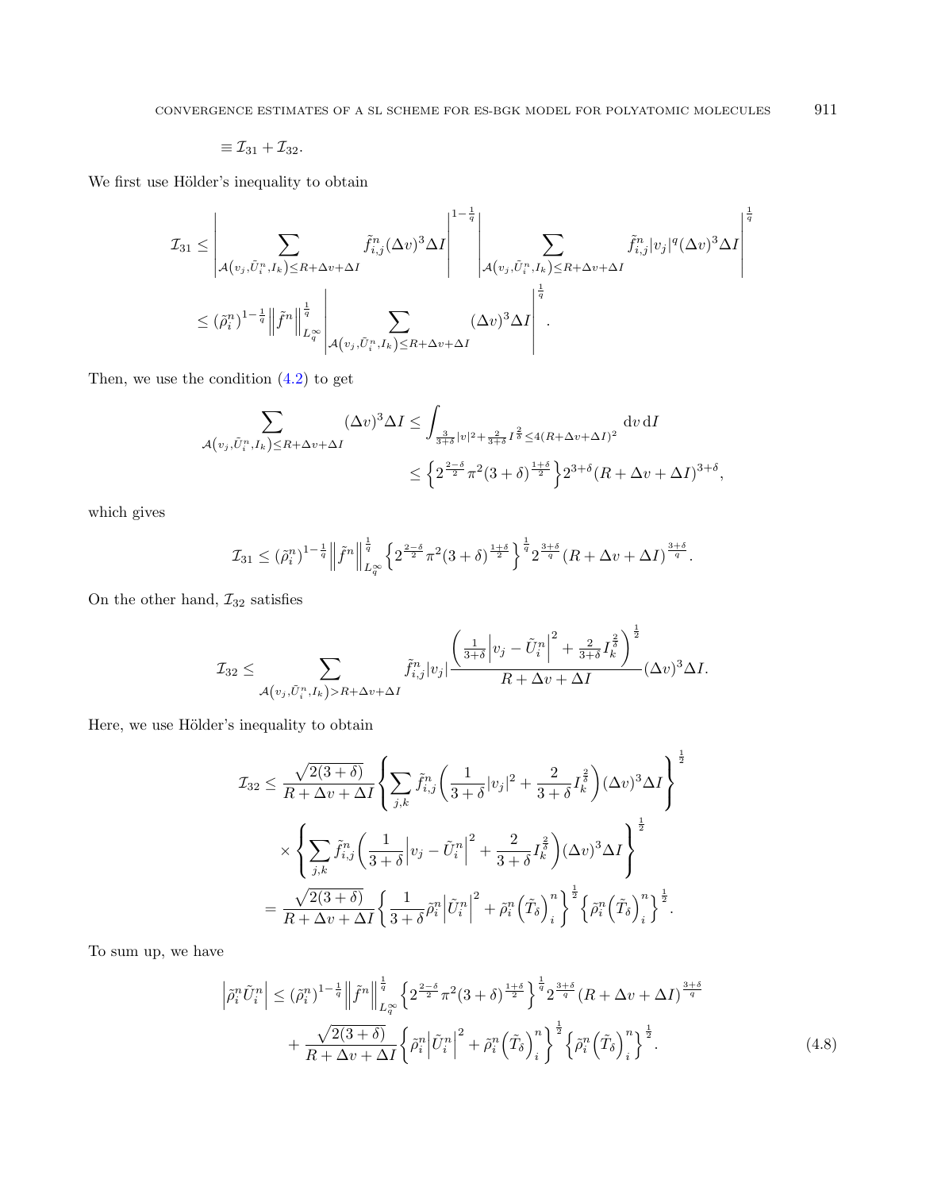$$\equiv \mathcal{I}_{31} + \mathcal{I}_{32}.$$

We first use Hölder's inequality to obtain

$$\mathcal{I}_{31} \leq \left| \sum_{\mathcal{A}\left(v_j, \tilde{U}_i^n, I_k\right) \leq R + \Delta v + \Delta I} \tilde{f}_{i,j}^n (\Delta v)^3 \Delta I \right|^{1-\frac{1}{q}} \left| \sum_{\mathcal{A}\left(v_j, \tilde{U}_i^n, I_k\right) \leq R + \Delta v + \Delta I} \tilde{f}_{i,j}^n |v_j|^q (\Delta v)^3 \Delta I \right|^{\frac{1}{q}}$$

$$\leq (\tilde{\rho}_i^n)^{1-\frac{1}{q}} \left\| \tilde{f}^n \right\|_{L_q^\infty}^{\frac{1}{q}} \left| \sum_{\mathcal{A}\left(v_j, \tilde{U}_i^n, I_k\right) \leq R + \Delta v + \Delta I} (\Delta v)^3 \Delta I \right|^{\frac{1}{q}}.$$

Then, we use the condition (4.2) to get

$$\sum_{\mathcal{A}\left(v_j, \tilde{U}_i^n, I_k\right) \leq R + \Delta v + \Delta I} (\Delta v)^3 \Delta I \leq \int_{\frac{3}{3+\delta}|v|^2 + \frac{2}{3+\delta} I^{\frac{2}{\delta}} \leq 4(R + \Delta v + \Delta I)^2} \mathrm{d}v \, \mathrm{d}I$$

$$\leq \left\{ 2^{\frac{2-\delta}{2}} \pi^2 (3+\delta)^{\frac{1+\delta}{2}} \right\} 2^{3+\delta} (R + \Delta v + \Delta I)^{3+\delta},$$

which gives

$$\mathcal{I}_{31} \leq (\tilde{\rho}_i^n)^{1-\frac{1}{q}} \left\| \tilde{f}^n \right\|_{L_q^\infty}^{\frac{1}{q}} \left\{ 2^{\frac{2-\delta}{2}} \pi^2 (3+\delta)^{\frac{1+\delta}{2}} \right\}^{\frac{1}{q}} 2^{\frac{3+\delta}{q}} (R + \Delta v + \Delta I)^{\frac{3+\delta}{q}}.$$

On the other hand, $\mathcal{I}_{32}$ satisfies

$$\mathcal{I}_{32} \leq \sum_{\mathcal{A}\left(v_j, \tilde{U}_i^n, I_k\right) > R + \Delta v + \Delta I} \tilde{f}_{i,j}^n |v_j| \frac{\left( \frac{1}{3+\delta} \left| v_j - \tilde{U}_i^n \right|^2 + \frac{2}{3+\delta} I_k^{\frac{2}{\delta}} \right)^{\frac{1}{2}}}{R + \Delta v + \Delta I} (\Delta v)^3 \Delta I.$$

Here, we use Hölder's inequality to obtain

$$\mathcal{I}_{32} \leq \frac{\sqrt{2(3+\delta)}}{R + \Delta v + \Delta I} \left\{ \sum_{j,k} \tilde{f}_{i,j}^n \left( \frac{1}{3+\delta} |v_j|^2 + \frac{2}{3+\delta} I_k^{\frac{2}{\delta}} \right) (\Delta v)^3 \Delta I \right\}^{\frac{1}{2}}$$

$$\times \left\{ \sum_{j,k} \tilde{f}_{i,j}^n \left( \frac{1}{3+\delta} \left| v_j - \tilde{U}_i^n \right|^2 + \frac{2}{3+\delta} I_k^{\frac{2}{\delta}} \right) (\Delta v)^3 \Delta I \right\}^{\frac{1}{2}}$$

$$= \frac{\sqrt{2(3+\delta)}}{R + \Delta v + \Delta I} \left\{ \frac{1}{3+\delta} \tilde{\rho}_i^n \left| \tilde{U}_i^n \right|^2 + \tilde{\rho}_i^n \left( \tilde{T}_\delta \right)_i^n \right\}^{\frac{1}{2}} \left\{ \tilde{\rho}_i^n \left( \tilde{T}_\delta \right)_i^n \right\}^{\frac{1}{2}}.$$

To sum up, we have

$$\left| \tilde{\rho}_i^n \tilde{U}_i^n \right| \leq (\tilde{\rho}_i^n)^{1-\frac{1}{q}} \left\| \tilde{f}^n \right\|_{L_q^\infty}^{\frac{1}{q}} \left\{ 2^{\frac{2-\delta}{2}} \pi^2 (3+\delta)^{\frac{1+\delta}{2}} \right\}^{\frac{1}{q}} 2^{\frac{3+\delta}{q}} (R + \Delta v + \Delta I)^{\frac{3+\delta}{q}}$$

$$+ \frac{\sqrt{2(3+\delta)}}{R + \Delta v + \Delta I} \left\{ \tilde{\rho}_i^n \left| \tilde{U}_i^n \right|^2 + \tilde{\rho}_i^n \left( \tilde{T}_\delta \right)_i^n \right\}^{\frac{1}{2}} \left\{ \tilde{\rho}_i^n \left( \tilde{T}_\delta \right)_i^n \right\}^{\frac{1}{2}}. \tag{4.8}$$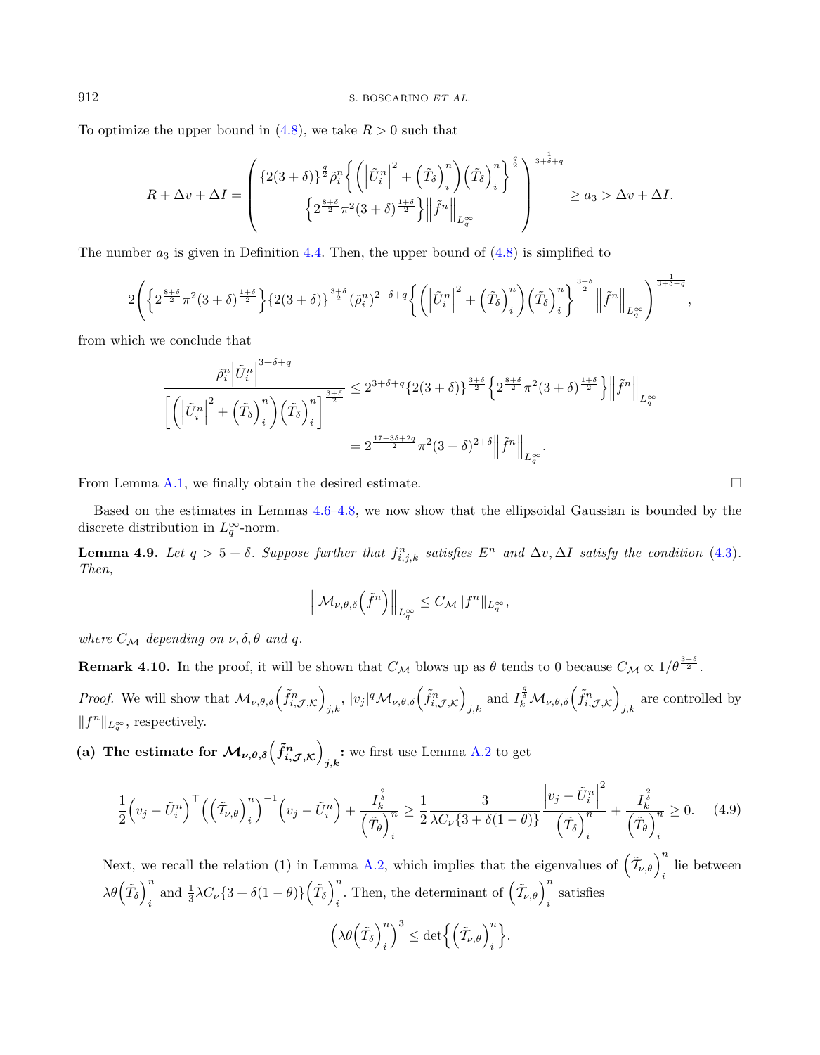To optimize the upper bound in (4.8), we take $R > 0$ such that

$$R + \Delta v + \Delta I = \left( \frac{\{2(3+\delta)\}^{\frac{q}{2}} \tilde{\rho}_i^n \left\{ \left( \left| \tilde{U}_i^n \right|^2 + \left( \tilde{T}_\delta \right)_i^n \right) \left( \tilde{T}_\delta \right)_i^n \right\}^{\frac{q}{2}}}{\left\{ 2^{\frac{8+\delta}{2}} \pi^2 (3+\delta)^{\frac{1+\delta}{2}} \right\} \left\| \tilde{f}^n \right\|_{L_q^\infty}} \right)^{\frac{1}{3+\delta+q}} \geq a_3 > \Delta v + \Delta I.$$

The number $a_3$ is given in Definition 4.4. Then, the upper bound of (4.8) is simplified to

$$2 \left( \left\{ 2^{\frac{8+\delta}{2}} \pi^2 (3+\delta)^{\frac{1+\delta}{2}} \right\} \{2(3+\delta)\}^{\frac{3+\delta}{2}} \left( \tilde{\rho}_i^n \right)^{2+\delta+q} \left\{ \left( \left| \tilde{U}_i^n \right|^2 + \left( \tilde{T}_\delta \right)_i^n \right) \left( \tilde{T}_\delta \right)_i^n \right\}^{\frac{3+\delta}{2}} \left\| \tilde{f}^n \right\|_{L_q^\infty} \right)^{\frac{1}{3+\delta+q}},$$

from which we conclude that

$$\begin{aligned} \frac{\tilde{\rho}_i^n \left| \tilde{U}_i^n \right|^{3+\delta+q}}{\left[ \left( \left| \tilde{U}_i^n \right|^2 + \left( \tilde{T}_\delta \right)_i^n \right) \left( \tilde{T}_\delta \right)_i^n \right]^{\frac{3+\delta}{2}}} &\leq 2^{3+\delta+q} \{2(3+\delta)\}^{\frac{3+\delta}{2}} \left\{ 2^{\frac{8+\delta}{2}} \pi^2 (3+\delta)^{\frac{1+\delta}{2}} \right\} \left\| \tilde{f}^n \right\|_{L_q^\infty} \\ &= 2^{\frac{17+3\delta+2q}{2}} \pi^2 (3+\delta)^{2+\delta} \left\| \tilde{f}^n \right\|_{L_q^\infty}. \end{aligned}$$

From Lemma A.1, we finally obtain the desired estimate. □

Based on the estimates in Lemmas 4.6–4.8, we now show that the ellipsoidal Gaussian is bounded by the discrete distribution in $L_q^\infty$-norm.

**Lemma 4.9.** *Let $q > 5 + \delta$. Suppose further that $f_{i,j,k}^n$ satisfies $E^n$ and $\Delta v, \Delta I$ satisfy the condition (4.3). Then,*

$$\left\| \mathcal{M}_{\nu,\theta,\delta} \left( \tilde{f}^n \right) \right\|_{L_q^\infty} \leq C_{\mathcal{M}} \| f^n \|_{L_q^\infty},$$

*where $C_{\mathcal{M}}$ depending on $\nu, \delta, \theta$ and $q$.*

**Remark 4.10.** In the proof, it will be shown that $C_{\mathcal{M}}$ blows up as $\theta$ tends to 0 because $C_{\mathcal{M}} \propto 1/\theta^{\frac{3+\delta}{2}}$.

*Proof.* We will show that $\mathcal{M}_{\nu,\theta,\delta} \left( \tilde{f}_{i,\mathcal{J},\mathcal{K}}^n \right)_{j,k}$, $|v_j|^q \mathcal{M}_{\nu,\theta,\delta} \left( \tilde{f}_{i,\mathcal{J},\mathcal{K}}^n \right)_{j,k}$ and $I_k^{\frac{q}{\delta}} \mathcal{M}_{\nu,\theta,\delta} \left( \tilde{f}_{i,\mathcal{J},\mathcal{K}}^n \right)_{j,k}$ are controlled by $\| f^n \|_{L_q^\infty}$, respectively.

**(a) The estimate for $\mathcal{M}_{\nu,\theta,\delta} \left( \tilde{f}_{i,\mathcal{J},\mathcal{K}}^n \right)_{j,k}$:** we first use Lemma A.2 to get

$$\frac{1}{2} \left( v_j - \tilde{U}_i^n \right)^\top \left( \left( \tilde{\mathcal{T}}_{\nu,\theta} \right)_i^n \right)^{-1} \left( v_j - \tilde{U}_i^n \right) + \frac{I_k^{\frac{2}{\delta}}}{\left( \tilde{T}_\theta \right)_i^n} \geq \frac{1}{2} \frac{3}{\lambda C_\nu \{3 + \delta(1-\theta)\}} \frac{\left| v_j - \tilde{U}_i^n \right|^2}{\left( \tilde{T}_\delta \right)_i^n} + \frac{I_k^{\frac{2}{\delta}}}{\left( \tilde{T}_\theta \right)_i^n} \geq 0. \tag{4.9}$$

Next, we recall the relation (1) in Lemma A.2, which implies that the eigenvalues of $\left( \tilde{\mathcal{T}}_{\nu,\theta} \right)_i^n$ lie between $\lambda\theta \left( \tilde{T}_\delta \right)_i^n$ and $\frac{1}{3} \lambda C_\nu \{3 + \delta(1-\theta)\} \left( \tilde{T}_\delta \right)_i^n$. Then, the determinant of $\left( \tilde{\mathcal{T}}_{\nu,\theta} \right)_i^n$ satisfies

$$\left( \lambda\theta \left( \tilde{T}_\delta \right)_i^n \right)^3 \leq \det \left\{ \left( \tilde{\mathcal{T}}_{\nu,\theta} \right)_i^n \right\}.$$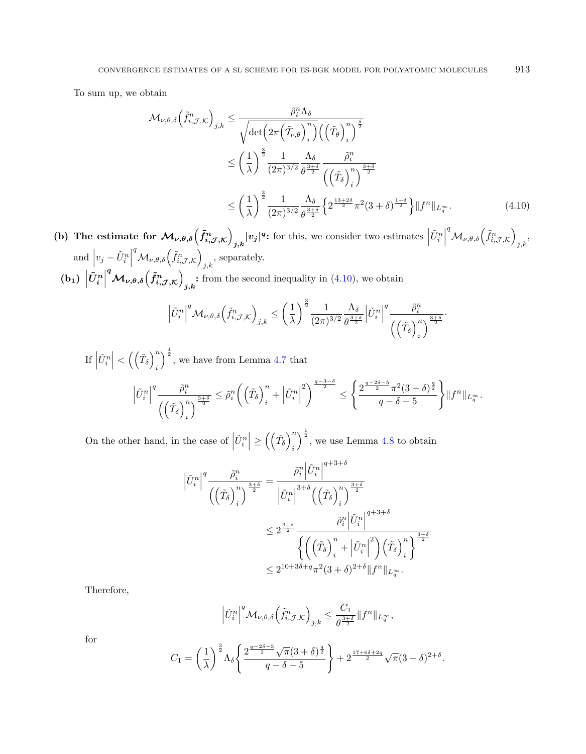To sum up, we obtain

$$
\begin{aligned}
\mathcal{M}_{\nu,\theta,\delta}\Big(\tilde{f}^n_{i,\mathcal{J},\mathcal{K}}\Big)_{j,k} &\le \frac{\tilde{\rho}^n_i \Lambda_\delta}{\sqrt{\det\Big(2\pi\Big(\tilde{\mathcal{T}}_{\nu,\theta}\Big)^n_i\Big)}\Big(\Big(\tilde{T}_\theta\Big)^n_i\Big)^{\frac{\delta}{2}}} \\
&\le \left(\frac{1}{\lambda}\right)^{\frac{3}{2}} \frac{1}{(2\pi)^{3/2}} \frac{\Lambda_\delta}{\theta^{\frac{3+\delta}{2}}} \frac{\tilde{\rho}^n_i}{\Big(\Big(\tilde{T}_\delta\Big)^n_i\Big)^{\frac{3+\delta}{2}}} \\
&\le \left(\frac{1}{\lambda}\right)^{\frac{3}{2}} \frac{1}{(2\pi)^{3/2}} \frac{\Lambda_\delta}{\theta^{\frac{3+\delta}{2}}} \Big\{2^{\frac{13+2\delta}{2}}\pi^2(3+\delta)^{\frac{1+\delta}{2}}\Big\}\|f^n\|_{L^\infty_q}.
\end{aligned}
\tag{4.10}
$$

**(b) The estimate for $\mathcal{M}_{\nu,\theta,\delta}\Big(\tilde{f}^n_{i,\mathcal{J},\mathcal{K}}\Big)_{j,k}|v_j|^q$:** for this, we consider two estimates $\Big|\tilde{U}^n_i\Big|^q\mathcal{M}_{\nu,\theta,\delta}\Big(\tilde{f}^n_{i,\mathcal{J},\mathcal{K}}\Big)_{j,k}$, and $\Big|v_j-\tilde{U}^n_i\Big|^q\mathcal{M}_{\nu,\theta,\delta}\Big(\tilde{f}^n_{i,\mathcal{J},\mathcal{K}}\Big)_{j,k}$, separately.

**$(\mathbf{b_1})$ $\Big|\tilde{U}^n_i\Big|^q\mathcal{M}_{\nu,\theta,\delta}\Big(\tilde{f}^n_{i,\mathcal{J},\mathcal{K}}\Big)_{j,k}$:** from the second inequality in (4.10), we obtain

$$
\Big|\tilde{U}^n_i\Big|^q\mathcal{M}_{\nu,\theta,\delta}\Big(\tilde{f}^n_{i,\mathcal{J},\mathcal{K}}\Big)_{j,k} \le \left(\frac{1}{\lambda}\right)^{\frac{3}{2}} \frac{1}{(2\pi)^{3/2}} \frac{\Lambda_\delta}{\theta^{\frac{3+\delta}{2}}} \Big|\tilde{U}^n_i\Big|^q \frac{\tilde{\rho}^n_i}{\Big(\Big(\tilde{T}_\delta\Big)^n_i\Big)^{\frac{3+\delta}{2}}}.
$$

If $\Big|\tilde{U}^n_i\Big| < \Big(\Big(\tilde{T}_\delta\Big)^n_i\Big)^{\frac{1}{2}}$, we have from Lemma 4.7 that

$$
\Big|\tilde{U}^n_i\Big|^q \frac{\tilde{\rho}^n_i}{\Big(\Big(\tilde{T}_\delta\Big)^n_i\Big)^{\frac{3+\delta}{2}}} \le \tilde{\rho}^n_i\Big(\Big(\tilde{T}_\delta\Big)^n_i + \Big|\tilde{U}^n_i\Big|^2\Big)^{\frac{q-3-\delta}{2}} \le \left\{\frac{2^{\frac{q-2\delta-5}{2}}\pi^2(3+\delta)^{\frac{q}{2}}}{q-\delta-5}\right\}\|f^n\|_{L^\infty_q}.
$$

On the other hand, in the case of $\Big|\tilde{U}^n_i\Big| \ge \Big(\Big(\tilde{T}_\delta\Big)^n_i\Big)^{\frac{1}{2}}$, we use Lemma 4.8 to obtain

$$
\begin{aligned}
\Big|\tilde{U}^n_i\Big|^q \frac{\tilde{\rho}^n_i}{\Big(\Big(\tilde{T}_\delta\Big)^n_i\Big)^{\frac{3+\delta}{2}}} &= \frac{\tilde{\rho}^n_i\Big|\tilde{U}^n_i\Big|^{q+3+\delta}}{\Big|\tilde{U}^n_i\Big|^{3+\delta}\Big(\Big(\tilde{T}_\delta\Big)^n_i\Big)^{\frac{3+\delta}{2}}} \\
&\le 2^{\frac{3+\delta}{2}} \frac{\tilde{\rho}^n_i\Big|\tilde{U}^n_i\Big|^{q+3+\delta}}{\Big\{\Big(\Big(\tilde{T}_\delta\Big)^n_i + \Big|\tilde{U}^n_i\Big|^2\Big)\Big(\tilde{T}_\delta\Big)^n_i\Big\}^{\frac{3+\delta}{2}}} \\
&\le 2^{10+3\delta+q}\pi^2(3+\delta)^{2+\delta}\|f^n\|_{L^\infty_q}.
\end{aligned}
$$

Therefore,

$$
\Big|\tilde{U}^n_i\Big|^q\mathcal{M}_{\nu,\theta,\delta}\Big(\tilde{f}^n_{i,\mathcal{J},\mathcal{K}}\Big)_{j,k} \le \frac{C_1}{\theta^{\frac{3+\delta}{2}}}\|f^n\|_{L^\infty_q},
$$

for

$$
C_1 = \left(\frac{1}{\lambda}\right)^{\frac{3}{2}}\Lambda_\delta\left\{\frac{2^{\frac{q-2\delta-5}{2}}\sqrt{\pi}(3+\delta)^{\frac{q}{2}}}{q-\delta-5}\right\} + 2^{\frac{17+6\delta+2q}{2}}\sqrt{\pi}(3+\delta)^{2+\delta}.
$$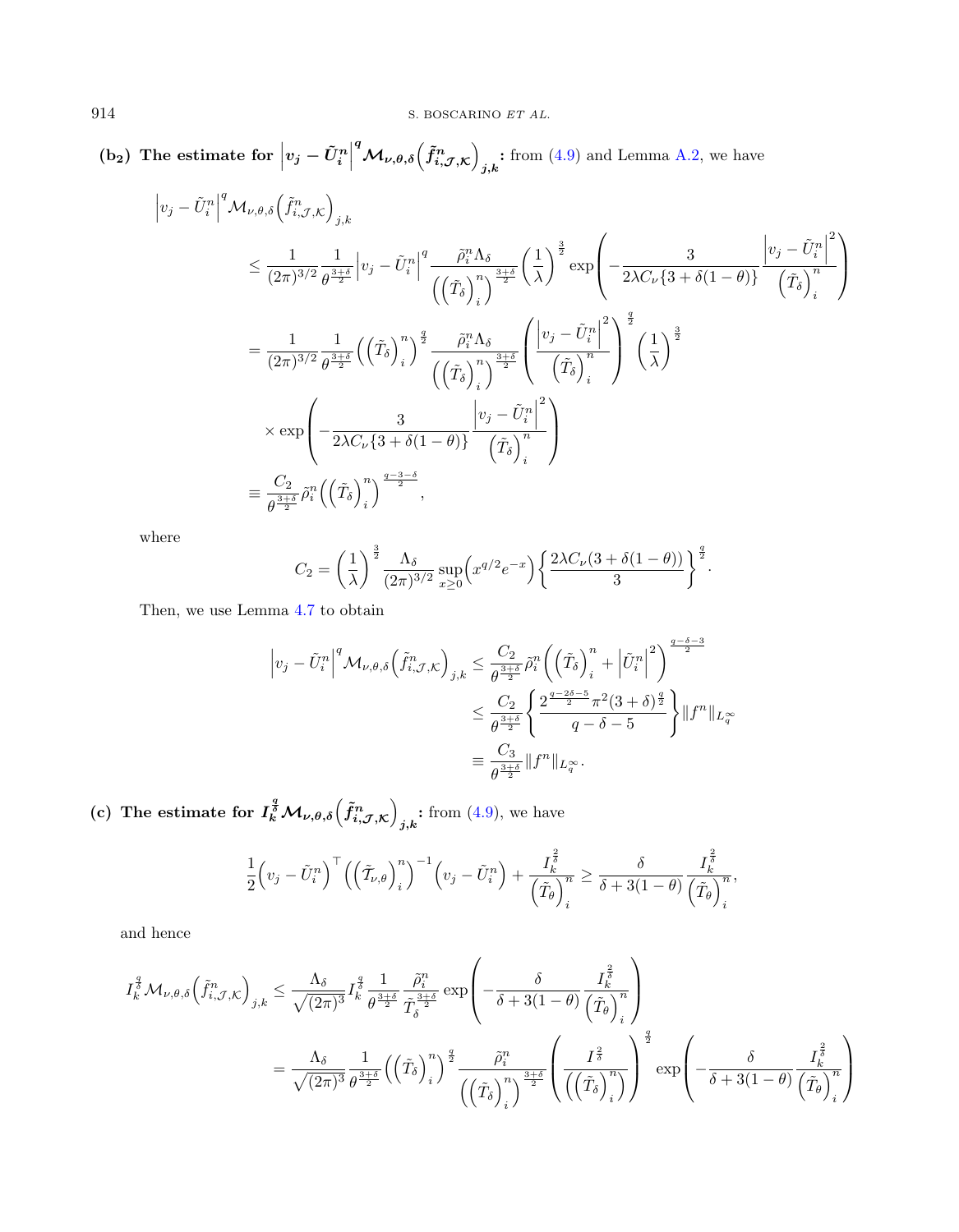**(b$_2$) The estimate for $\left|v_j - \tilde{U}_i^n\right|^q \mathcal{M}_{\nu,\theta,\delta}\left(\tilde{f}^n_{i,\mathcal{J},\mathcal{K}}\right)_{j,k}$:** from (4.9) and Lemma A.2, we have

$$
\begin{aligned}
&\left|v_j - \tilde{U}_i^n\right|^q \mathcal{M}_{\nu,\theta,\delta}\left(\tilde{f}^n_{i,\mathcal{J},\mathcal{K}}\right)_{j,k} \\
&\quad \le \frac{1}{(2\pi)^{3/2}} \frac{1}{\theta^{\frac{3+\delta}{2}}} \left|v_j - \tilde{U}_i^n\right|^q \frac{\tilde{\rho}_i^n \Lambda_\delta}{\left(\left(\tilde{T}_\delta\right)_i^n\right)^{\frac{3+\delta}{2}}} \left(\frac{1}{\lambda}\right)^{\frac{3}{2}} \exp\left(-\frac{3}{2\lambda C_\nu\{3+\delta(1-\theta)\}} \frac{\left|v_j - \tilde{U}_i^n\right|^2}{\left(\tilde{T}_\delta\right)_i^n}\right) \\
&\quad = \frac{1}{(2\pi)^{3/2}} \frac{1}{\theta^{\frac{3+\delta}{2}}} \left(\left(\tilde{T}_\delta\right)_i^n\right)^{\frac{q}{2}} \frac{\tilde{\rho}_i^n \Lambda_\delta}{\left(\left(\tilde{T}_\delta\right)_i^n\right)^{\frac{3+\delta}{2}}} \left(\frac{\left|v_j - \tilde{U}_i^n\right|^2}{\left(\tilde{T}_\delta\right)_i^n}\right)^{\frac{q}{2}} \left(\frac{1}{\lambda}\right)^{\frac{3}{2}} \\
&\qquad \times \exp\left(-\frac{3}{2\lambda C_\nu\{3+\delta(1-\theta)\}} \frac{\left|v_j - \tilde{U}_i^n\right|^2}{\left(\tilde{T}_\delta\right)_i^n}\right) \\
&\quad \equiv \frac{C_2}{\theta^{\frac{3+\delta}{2}}} \tilde{\rho}_i^n \left(\left(\tilde{T}_\delta\right)_i^n\right)^{\frac{q-3-\delta}{2}},
\end{aligned}
$$

where

$$
C_2 = \left(\frac{1}{\lambda}\right)^{\frac{3}{2}} \frac{\Lambda_\delta}{(2\pi)^{3/2}} \sup_{x\ge 0}\left(x^{q/2}e^{-x}\right)\left\{\frac{2\lambda C_\nu(3+\delta(1-\theta))}{3}\right\}^{\frac{q}{2}}.
$$

Then, we use Lemma 4.7 to obtain

$$
\begin{aligned}
\left|v_j - \tilde{U}_i^n\right|^q \mathcal{M}_{\nu,\theta,\delta}\left(\tilde{f}^n_{i,\mathcal{J},\mathcal{K}}\right)_{j,k} &\le \frac{C_2}{\theta^{\frac{3+\delta}{2}}} \tilde{\rho}_i^n \left(\left(\tilde{T}_\delta\right)_i^n + \left|\tilde{U}_i^n\right|^2\right)^{\frac{q-\delta-3}{2}} \\
&\le \frac{C_2}{\theta^{\frac{3+\delta}{2}}} \left\{\frac{2^{\frac{q-2\delta-5}{2}}\pi^2(3+\delta)^{\frac{q}{2}}}{q-\delta-5}\right\} \|f^n\|_{L_q^\infty} \\
&\equiv \frac{C_3}{\theta^{\frac{3+\delta}{2}}} \|f^n\|_{L_q^\infty}.
\end{aligned}
$$

**(c) The estimate for $I_k^{\frac{q}{\delta}} \mathcal{M}_{\nu,\theta,\delta}\left(\tilde{f}^n_{i,\mathcal{J},\mathcal{K}}\right)_{j,k}$:** from (4.9), we have

$$
\frac{1}{2}\left(v_j - \tilde{U}_i^n\right)^\top \left(\left(\tilde{\mathcal{T}}_{\nu,\theta}\right)_i^n\right)^{-1}\left(v_j - \tilde{U}_i^n\right) + \frac{I_k^{\frac{2}{\delta}}}{\left(\tilde{T}_\theta\right)_i^n} \ge \frac{\delta}{\delta + 3(1-\theta)} \frac{I_k^{\frac{2}{\delta}}}{\left(\tilde{T}_\theta\right)_i^n},
$$

and hence

$$
\begin{aligned}
I_k^{\frac{q}{\delta}} \mathcal{M}_{\nu,\theta,\delta}\left(\tilde{f}^n_{i,\mathcal{J},\mathcal{K}}\right)_{j,k} &\le \frac{\Lambda_\delta}{\sqrt{(2\pi)^3}} I_k^{\frac{q}{\delta}} \frac{1}{\theta^{\frac{3+\delta}{2}}} \frac{\tilde{\rho}_i^n}{\tilde{T}_\delta^{\frac{3+\delta}{2}}} \exp\left(-\frac{\delta}{\delta+3(1-\theta)} \frac{I_k^{\frac{2}{\delta}}}{\left(\tilde{T}_\theta\right)_i^n}\right) \\
&= \frac{\Lambda_\delta}{\sqrt{(2\pi)^3}} \frac{1}{\theta^{\frac{3+\delta}{2}}} \left(\left(\tilde{T}_\delta\right)_i^n\right)^{\frac{q}{2}} \frac{\tilde{\rho}_i^n}{\left(\left(\tilde{T}_\delta\right)_i^n\right)^{\frac{3+\delta}{2}}} \left(\frac{I^{\frac{2}{\delta}}}{\left(\left(\tilde{T}_\delta\right)_i^n\right)}\right)^{\frac{q}{2}} \exp\left(-\frac{\delta}{\delta+3(1-\theta)} \frac{I_k^{\frac{2}{\delta}}}{\left(\tilde{T}_\theta\right)_i^n}\right)
\end{aligned}
$$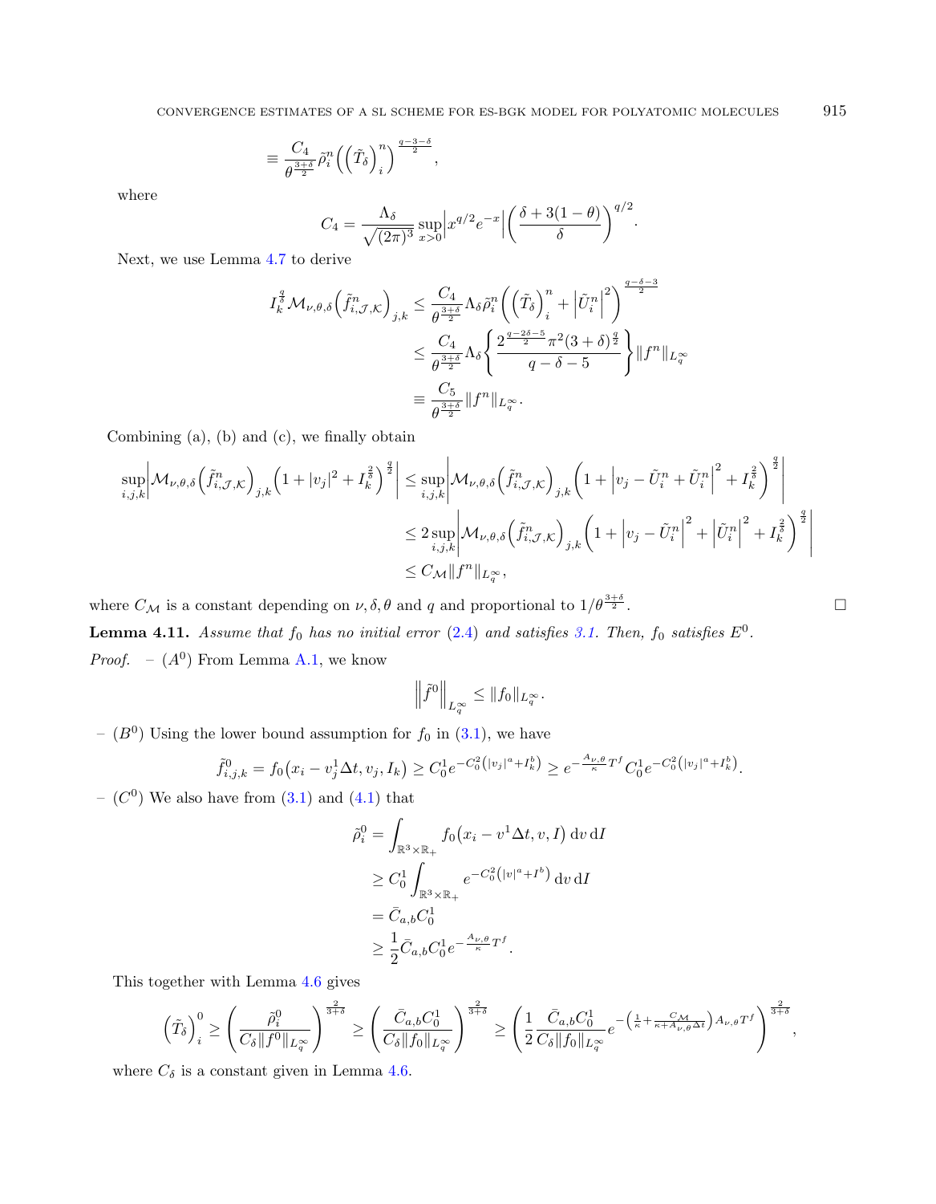$$\equiv \frac{C_4}{\theta^{\frac{3+\delta}{2}}}\tilde{\rho}_i^n\Big(\Big(\tilde{T}_\delta\Big)_i^n\Big)^{\frac{q-3-\delta}{2}},$$

where

$$C_4 = \frac{\Lambda_\delta}{\sqrt{(2\pi)^3}}\sup_{x>0}\Big|x^{q/2}e^{-x}\Big|\left(\frac{\delta+3(1-\theta)}{\delta}\right)^{q/2}.$$

Next, we use Lemma 4.7 to derive

$$\begin{aligned}
I_k^{\frac{q}{\delta}}\mathcal{M}_{\nu,\theta,\delta}\Big(\tilde{f}^n_{i,\mathcal{J},\mathcal{K}}\Big)_{j,k} &\leq \frac{C_4}{\theta^{\frac{3+\delta}{2}}}\Lambda_\delta\tilde{\rho}_i^n\bigg(\Big(\tilde{T}_\delta\Big)_i^n + \Big|\tilde{U}_i^n\Big|^2\bigg)^{\frac{q-\delta-3}{2}}\\
&\leq \frac{C_4}{\theta^{\frac{3+\delta}{2}}}\Lambda_\delta\left\{\frac{2^{\frac{q-2\delta-5}{2}}\pi^2(3+\delta)^{\frac{q}{2}}}{q-\delta-5}\right\}\|f^n\|_{L_q^\infty}\\
&\equiv \frac{C_5}{\theta^{\frac{3+\delta}{2}}}\|f^n\|_{L_q^\infty}.
\end{aligned}$$

Combining (a), (b) and (c), we finally obtain

$$\begin{aligned}
\sup_{i,j,k}\bigg|\mathcal{M}_{\nu,\theta,\delta}\Big(\tilde{f}^n_{i,\mathcal{J},\mathcal{K}}\Big)_{j,k}\Big(1+|v_j|^2+I_k^{\frac{2}{\delta}}\Big)^{\frac{q}{2}}\bigg| &\leq \sup_{i,j,k}\bigg|\mathcal{M}_{\nu,\theta,\delta}\Big(\tilde{f}^n_{i,\mathcal{J},\mathcal{K}}\Big)_{j,k}\Big(1+\Big|v_j-\tilde{U}_i^n+\tilde{U}_i^n\Big|^2+I_k^{\frac{2}{\delta}}\Big)^{\frac{q}{2}}\bigg|\\
&\leq 2\sup_{i,j,k}\bigg|\mathcal{M}_{\nu,\theta,\delta}\Big(\tilde{f}^n_{i,\mathcal{J},\mathcal{K}}\Big)_{j,k}\Big(1+\Big|v_j-\tilde{U}_i^n\Big|^2+\Big|\tilde{U}_i^n\Big|^2+I_k^{\frac{2}{\delta}}\Big)^{\frac{q}{2}}\bigg|\\
&\leq C_{\mathcal{M}}\|f^n\|_{L_q^\infty},
\end{aligned}$$

where $C_{\mathcal{M}}$ is a constant depending on $\nu,\delta,\theta$ and $q$ and proportional to $1/\theta^{\frac{3+\delta}{2}}$. $\square$

**Lemma 4.11.** *Assume that $f_0$ has no initial error* (2.4) *and satisfies 3.1. Then, $f_0$ satisfies $E^0$.*

*Proof.* – $(A^0)$ From Lemma A.1, we know

$$\Big\|\tilde{f}^0\Big\|_{L_q^\infty} \leq \|f_0\|_{L_q^\infty}.$$

– $(B^0)$ Using the lower bound assumption for $f_0$ in (3.1), we have

$$\tilde{f}^0_{i,j,k} = f_0\big(x_i - v_j^1\Delta t, v_j, I_k\big) \geq C_0^1 e^{-C_0^2\left(|v_j|^a + I_k^b\right)} \geq e^{-\frac{A_{\nu,\theta}}{\kappa}T^f}C_0^1 e^{-C_0^2\left(|v_j|^a+I_k^b\right)}.$$

– $(C^0)$ We also have from (3.1) and (4.1) that

$$\begin{aligned}
\tilde{\rho}_i^0 &= \int_{\mathbb{R}^3\times\mathbb{R}_+} f_0\big(x_i - v^1\Delta t, v, I\big)\,\mathrm{d}v\,\mathrm{d}I\\
&\geq C_0^1\int_{\mathbb{R}^3\times\mathbb{R}_+} e^{-C_0^2\left(|v|^a+I^b\right)}\,\mathrm{d}v\,\mathrm{d}I\\
&= \bar{C}_{a,b}C_0^1\\
&\geq \frac{1}{2}\bar{C}_{a,b}C_0^1 e^{-\frac{A_{\nu,\theta}}{\kappa}T^f}.
\end{aligned}$$

This together with Lemma 4.6 gives

$$\Big(\tilde{T}_\delta\Big)_i^0 \geq \left(\frac{\tilde{\rho}_i^0}{C_\delta\|f^0\|_{L_q^\infty}}\right)^{\frac{2}{3+\delta}} \geq \left(\frac{\bar{C}_{a,b}C_0^1}{C_\delta\|f_0\|_{L_q^\infty}}\right)^{\frac{2}{3+\delta}} \geq \left(\frac{1}{2}\frac{\bar{C}_{a,b}C_0^1}{C_\delta\|f_0\|_{L_q^\infty}}e^{-\left(\frac{1}{\kappa}+\frac{C_{\mathcal{M}}}{\kappa+A_{\nu,\theta}\Delta t}\right)A_{\nu,\theta}T^f}\right)^{\frac{2}{3+\delta}},$$

where $C_\delta$ is a constant given in Lemma 4.6.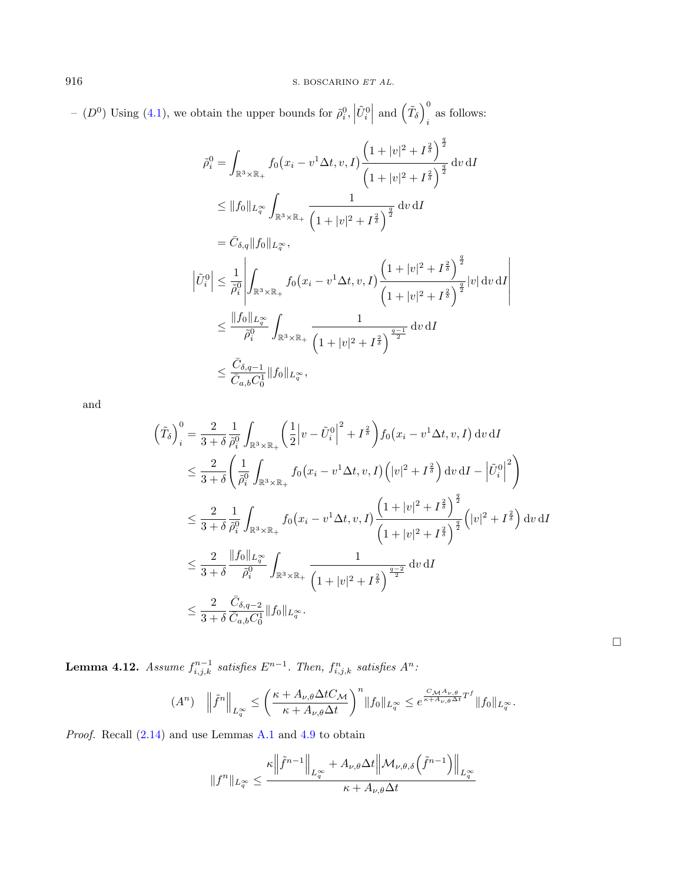– $(D^0)$ Using (4.1), we obtain the upper bounds for $\tilde{\rho}_i^0$, $\left|\tilde{U}_i^0\right|$ and $\left(\tilde{T}_\delta\right)_i^0$ as follows:

$$
\begin{aligned}
\tilde{\rho}_i^0 &= \int_{\mathbb{R}^3\times\mathbb{R}_+} f_0\big(x_i - v^1\Delta t, v, I\big)\frac{\left(1+|v|^2+I^{\frac{2}{\delta}}\right)^{\frac{q}{2}}}{\left(1+|v|^2+I^{\frac{2}{\delta}}\right)^{\frac{q}{2}}}\,\mathrm{d}v\,\mathrm{d}I \\
&\le \|f_0\|_{L_q^\infty}\int_{\mathbb{R}^3\times\mathbb{R}_+}\frac{1}{\left(1+|v|^2+I^{\frac{2}{\delta}}\right)^{\frac{q}{2}}}\,\mathrm{d}v\,\mathrm{d}I \\
&= \bar{C}_{\delta,q}\|f_0\|_{L_q^\infty}, \\
\left|\tilde{U}_i^0\right| &\le \frac{1}{\tilde{\rho}_i^0}\left|\int_{\mathbb{R}^3\times\mathbb{R}_+} f_0\big(x_i - v^1\Delta t, v, I\big)\frac{\left(1+|v|^2+I^{\frac{2}{\delta}}\right)^{\frac{q}{2}}}{\left(1+|v|^2+I^{\frac{2}{\delta}}\right)^{\frac{q}{2}}}|v|\,\mathrm{d}v\,\mathrm{d}I\right| \\
&\le \frac{\|f_0\|_{L_q^\infty}}{\tilde{\rho}_i^0}\int_{\mathbb{R}^3\times\mathbb{R}_+}\frac{1}{\left(1+|v|^2+I^{\frac{2}{\delta}}\right)^{\frac{q-1}{2}}}\,\mathrm{d}v\,\mathrm{d}I \\
&\le \frac{\bar{C}_{\delta,q-1}}{\bar{C}_{a,b}C_0^1}\|f_0\|_{L_q^\infty},
\end{aligned}
$$

and

$$
\begin{aligned}
\left(\tilde{T}_\delta\right)_i^0 &= \frac{2}{3+\delta}\frac{1}{\tilde{\rho}_i^0}\int_{\mathbb{R}^3\times\mathbb{R}_+}\left(\frac{1}{2}\left|v-\tilde{U}_i^0\right|^2 + I^{\frac{2}{\delta}}\right) f_0\big(x_i - v^1\Delta t, v, I\big)\,\mathrm{d}v\,\mathrm{d}I \\
&\le \frac{2}{3+\delta}\left(\frac{1}{\tilde{\rho}_i^0}\int_{\mathbb{R}^3\times\mathbb{R}_+} f_0\big(x_i - v^1\Delta t, v, I\big)\left(|v|^2+I^{\frac{2}{\delta}}\right)\mathrm{d}v\,\mathrm{d}I - \left|\tilde{U}_i^0\right|^2\right) \\
&\le \frac{2}{3+\delta}\frac{1}{\tilde{\rho}_i^0}\int_{\mathbb{R}^3\times\mathbb{R}_+} f_0\big(x_i - v^1\Delta t, v, I\big)\frac{\left(1+|v|^2+I^{\frac{2}{\delta}}\right)^{\frac{q}{2}}}{\left(1+|v|^2+I^{\frac{2}{\delta}}\right)^{\frac{q}{2}}}\left(|v|^2+I^{\frac{2}{\delta}}\right)\mathrm{d}v\,\mathrm{d}I \\
&\le \frac{2}{3+\delta}\frac{\|f_0\|_{L_q^\infty}}{\tilde{\rho}_i^0}\int_{\mathbb{R}^3\times\mathbb{R}_+}\frac{1}{\left(1+|v|^2+I^{\frac{2}{\delta}}\right)^{\frac{q-2}{2}}}\,\mathrm{d}v\,\mathrm{d}I \\
&\le \frac{2}{3+\delta}\frac{\bar{C}_{\delta,q-2}}{\bar{C}_{a,b}C_0^1}\|f_0\|_{L_q^\infty}.
\end{aligned}
$$

□

**Lemma 4.12.** *Assume $f_{i,j,k}^{n-1}$ satisfies $E^{n-1}$. Then, $f_{i,j,k}^n$ satisfies $A^n$:*

$$
(A^n)\quad \left\|\tilde{f}^n\right\|_{L_q^\infty} \le \left(\frac{\kappa + A_{\nu,\theta}\Delta t C_{\mathcal{M}}}{\kappa + A_{\nu,\theta}\Delta t}\right)^n \|f_0\|_{L_q^\infty} \le e^{\frac{C_{\mathcal{M}}A_{\nu,\theta}}{\kappa + A_{\nu,\theta}\Delta t}T^f}\|f_0\|_{L_q^\infty}.
$$

*Proof.* Recall (2.14) and use Lemmas A.1 and 4.9 to obtain

$$
\|f^n\|_{L_q^\infty} \le \frac{\kappa\left\|\tilde{f}^{n-1}\right\|_{L_q^\infty} + A_{\nu,\theta}\Delta t\left\|\mathcal{M}_{\nu,\theta,\delta}\left(\tilde{f}^{n-1}\right)\right\|_{L_q^\infty}}{\kappa + A_{\nu,\theta}\Delta t}
$$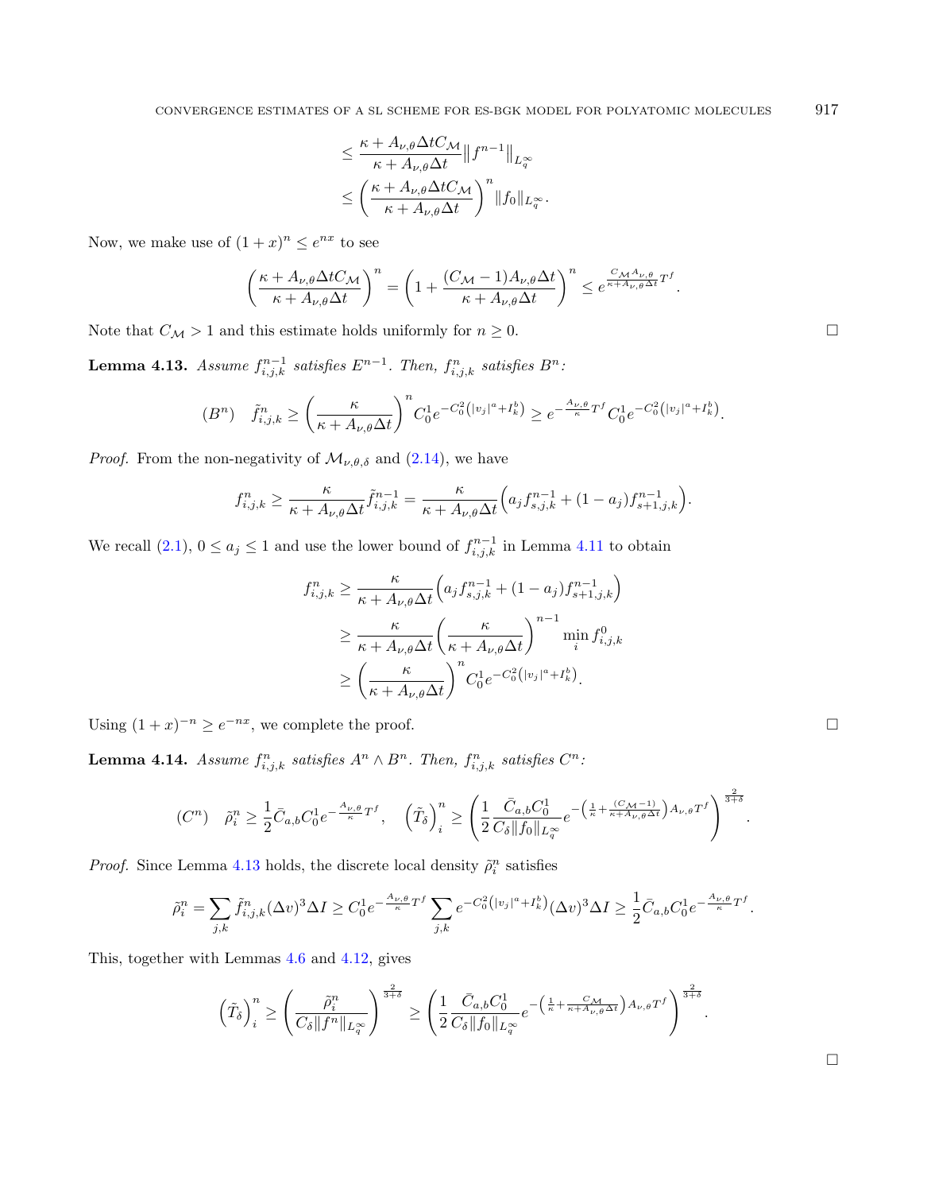$$
\begin{aligned}
&\leq \frac{\kappa + A_{\nu,\theta}\Delta t C_{\mathcal{M}}}{\kappa + A_{\nu,\theta}\Delta t}\|f^{n-1}\|_{L_q^\infty} \\
&\leq \left(\frac{\kappa + A_{\nu,\theta}\Delta t C_{\mathcal{M}}}{\kappa + A_{\nu,\theta}\Delta t}\right)^n \|f_0\|_{L_q^\infty}.
\end{aligned}
$$

Now, we make use of $(1+x)^n \leq e^{nx}$ to see

$$
\left(\frac{\kappa + A_{\nu,\theta}\Delta t C_{\mathcal{M}}}{\kappa + A_{\nu,\theta}\Delta t}\right)^n = \left(1 + \frac{(C_{\mathcal{M}}-1)A_{\nu,\theta}\Delta t}{\kappa + A_{\nu,\theta}\Delta t}\right)^n \leq e^{\frac{C_{\mathcal{M}}A_{\nu,\theta}}{\kappa + A_{\nu,\theta}\Delta t}T^f}.
$$

Note that $C_{\mathcal{M}} > 1$ and this estimate holds uniformly for $n \geq 0$. ◻

**Lemma 4.13.** *Assume $f_{i,j,k}^{n-1}$ satisfies $E^{n-1}$. Then, $f_{i,j,k}^n$ satisfies $B^n$:*

$$
(B^n) \quad \tilde{f}_{i,j,k}^n \geq \left(\frac{\kappa}{\kappa + A_{\nu,\theta}\Delta t}\right)^n C_0^1 e^{-C_0^2\left(|v_j|^a + I_k^b\right)} \geq e^{-\frac{A_{\nu,\theta}}{\kappa}T^f} C_0^1 e^{-C_0^2\left(|v_j|^a + I_k^b\right)}.
$$

*Proof.* From the non-negativity of $\mathcal{M}_{\nu,\theta,\delta}$ and (2.14), we have

$$
f_{i,j,k}^n \geq \frac{\kappa}{\kappa + A_{\nu,\theta}\Delta t}\tilde{f}_{i,j,k}^{n-1} = \frac{\kappa}{\kappa + A_{\nu,\theta}\Delta t}\Big(a_j f_{s,j,k}^{n-1} + (1-a_j) f_{s+1,j,k}^{n-1}\Big).
$$

We recall (2.1), $0 \leq a_j \leq 1$ and use the lower bound of $f_{i,j,k}^{n-1}$ in Lemma 4.11 to obtain

$$
\begin{aligned}
f_{i,j,k}^n &\geq \frac{\kappa}{\kappa + A_{\nu,\theta}\Delta t}\Big(a_j f_{s,j,k}^{n-1} + (1-a_j) f_{s+1,j,k}^{n-1}\Big) \\
&\geq \frac{\kappa}{\kappa + A_{\nu,\theta}\Delta t}\left(\frac{\kappa}{\kappa + A_{\nu,\theta}\Delta t}\right)^{n-1} \min_i f_{i,j,k}^0 \\
&\geq \left(\frac{\kappa}{\kappa + A_{\nu,\theta}\Delta t}\right)^n C_0^1 e^{-C_0^2\left(|v_j|^a + I_k^b\right)}.
\end{aligned}
$$

Using $(1+x)^{-n} \geq e^{-nx}$, we complete the proof. ◻

**Lemma 4.14.** *Assume $f_{i,j,k}^n$ satisfies $A^n \wedge B^n$. Then, $f_{i,j,k}^n$ satisfies $C^n$:*

$$
(C^n) \quad \tilde{\rho}_i^n \geq \frac{1}{2}\bar{C}_{a,b}C_0^1 e^{-\frac{A_{\nu,\theta}}{\kappa}T^f}, \quad \left(\tilde{T}_\delta\right)_i^n \geq \left(\frac{1}{2}\frac{\bar{C}_{a,b}C_0^1}{C_\delta\|f_0\|_{L_q^\infty}} e^{-\left(\frac{1}{\kappa} + \frac{(C_{\mathcal{M}}-1)}{\kappa + A_{\nu,\theta}\Delta t}\right)A_{\nu,\theta}T^f}\right)^{\frac{2}{3+\delta}}.
$$

*Proof.* Since Lemma 4.13 holds, the discrete local density $\tilde{\rho}_i^n$ satisfies

$$
\tilde{\rho}_i^n = \sum_{j,k}\tilde{f}_{i,j,k}^n(\Delta v)^3 \Delta I \geq C_0^1 e^{-\frac{A_{\nu,\theta}}{\kappa}T^f}\sum_{j,k} e^{-C_0^2\left(|v_j|^a + I_k^b\right)}(\Delta v)^3 \Delta I \geq \frac{1}{2}\bar{C}_{a,b}C_0^1 e^{-\frac{A_{\nu,\theta}}{\kappa}T^f}.
$$

This, together with Lemmas 4.6 and 4.12, gives

$$
\left(\tilde{T}_\delta\right)_i^n \geq \left(\frac{\tilde{\rho}_i^n}{C_\delta\|f^n\|_{L_q^\infty}}\right)^{\frac{2}{3+\delta}} \geq \left(\frac{1}{2}\frac{\bar{C}_{a,b}C_0^1}{C_\delta\|f_0\|_{L_q^\infty}} e^{-\left(\frac{1}{\kappa} + \frac{C_{\mathcal{M}}}{\kappa + A_{\nu,\theta}\Delta t}\right)A_{\nu,\theta}T^f}\right)^{\frac{2}{3+\delta}}.
$$

◻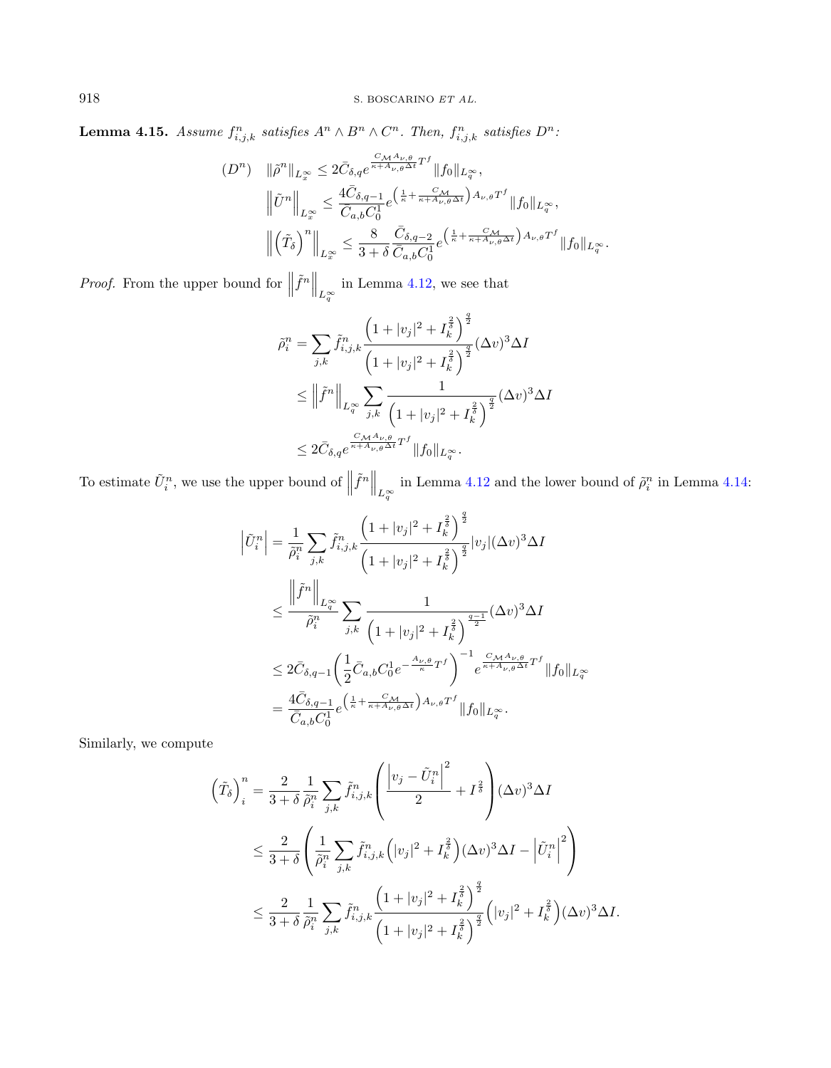**Lemma 4.15.** *Assume $f^n_{i,j,k}$ satisfies $A^n \wedge B^n \wedge C^n$. Then, $f^n_{i,j,k}$ satisfies $D^n$:*

$$
(D^n) \quad \begin{aligned}
&\|\tilde{\rho}^n\|_{L^\infty_x} \leq 2\bar{C}_{\delta,q} e^{\frac{C_{\mathcal{M}} A_{\nu,\theta}}{\kappa + A_{\nu,\theta}\Delta t} T^f} \|f_0\|_{L^\infty_q},\\
&\left\|\tilde{U}^n\right\|_{L^\infty_x} \leq \frac{4\bar{C}_{\delta,q-1}}{\bar{C}_{a,b} C^1_0} e^{\left(\frac{1}{\kappa} + \frac{C_{\mathcal{M}}}{\kappa + A_{\nu,\theta}\Delta t}\right) A_{\nu,\theta} T^f} \|f_0\|_{L^\infty_q},\\
&\left\|\left(\tilde{T}_\delta\right)^n\right\|_{L^\infty_x} \leq \frac{8}{3+\delta} \frac{\bar{C}_{\delta,q-2}}{\bar{C}_{a,b} C^1_0} e^{\left(\frac{1}{\kappa} + \frac{C_{\mathcal{M}}}{\kappa + A_{\nu,\theta}\Delta t}\right) A_{\nu,\theta} T^f} \|f_0\|_{L^\infty_q}.
\end{aligned}
$$

*Proof.* From the upper bound for $\left\|\tilde{f}^n\right\|_{L^\infty_q}$ in Lemma 4.12, we see that

$$
\begin{aligned}
\tilde{\rho}^n_i &= \sum_{j,k} \tilde{f}^n_{i,j,k} \frac{\left(1 + |v_j|^2 + I_k^{\frac{2}{\delta}}\right)^{\frac{q}{2}}}{\left(1 + |v_j|^2 + I_k^{\frac{2}{\delta}}\right)^{\frac{q}{2}}} (\Delta v)^3 \Delta I\\
&\leq \left\|\tilde{f}^n\right\|_{L^\infty_q} \sum_{j,k} \frac{1}{\left(1 + |v_j|^2 + I_k^{\frac{2}{\delta}}\right)^{\frac{q}{2}}} (\Delta v)^3 \Delta I\\
&\leq 2\bar{C}_{\delta,q} e^{\frac{C_{\mathcal{M}} A_{\nu,\theta}}{\kappa + A_{\nu,\theta}\Delta t} T^f} \|f_0\|_{L^\infty_q}.
\end{aligned}
$$

To estimate $\tilde{U}^n_i$, we use the upper bound of $\left\|\tilde{f}^n\right\|_{L^\infty_q}$ in Lemma 4.12 and the lower bound of $\tilde{\rho}^n_i$ in Lemma 4.14:

$$
\begin{aligned}
\left|\tilde{U}^n_i\right| &= \frac{1}{\tilde{\rho}^n_i} \sum_{j,k} \tilde{f}^n_{i,j,k} \frac{\left(1 + |v_j|^2 + I_k^{\frac{2}{\delta}}\right)^{\frac{q}{2}}}{\left(1 + |v_j|^2 + I_k^{\frac{2}{\delta}}\right)^{\frac{q}{2}}} |v_j| (\Delta v)^3 \Delta I\\
&\leq \frac{\left\|\tilde{f}^n\right\|_{L^\infty_q}}{\tilde{\rho}^n_i} \sum_{j,k} \frac{1}{\left(1 + |v_j|^2 + I_k^{\frac{2}{\delta}}\right)^{\frac{q-1}{2}}} (\Delta v)^3 \Delta I\\
&\leq 2\bar{C}_{\delta,q-1} \left(\frac{1}{2}\bar{C}_{a,b} C^1_0 e^{-\frac{A_{\nu,\theta}}{\kappa} T^f}\right)^{-1} e^{\frac{C_{\mathcal{M}} A_{\nu,\theta}}{\kappa + A_{\nu,\theta}\Delta t} T^f} \|f_0\|_{L^\infty_q}\\
&= \frac{4\bar{C}_{\delta,q-1}}{\bar{C}_{a,b} C^1_0} e^{\left(\frac{1}{\kappa} + \frac{C_{\mathcal{M}}}{\kappa + A_{\nu,\theta}\Delta t}\right) A_{\nu,\theta} T^f} \|f_0\|_{L^\infty_q}.
\end{aligned}
$$

Similarly, we compute

$$
\begin{aligned}
\left(\tilde{T}_\delta\right)^n_i &= \frac{2}{3+\delta} \frac{1}{\tilde{\rho}^n_i} \sum_{j,k} \tilde{f}^n_{i,j,k} \left(\frac{\left|v_j - \tilde{U}^n_i\right|^2}{2} + I^{\frac{2}{\delta}}\right) (\Delta v)^3 \Delta I\\
&\leq \frac{2}{3+\delta} \left(\frac{1}{\tilde{\rho}^n_i} \sum_{j,k} \tilde{f}^n_{i,j,k} \left(|v_j|^2 + I_k^{\frac{2}{\delta}}\right) (\Delta v)^3 \Delta I - \left|\tilde{U}^n_i\right|^2\right)\\
&\leq \frac{2}{3+\delta} \frac{1}{\tilde{\rho}^n_i} \sum_{j,k} \tilde{f}^n_{i,j,k} \frac{\left(1 + |v_j|^2 + I_k^{\frac{2}{\delta}}\right)^{\frac{q}{2}}}{\left(1 + |v_j|^2 + I_k^{\frac{2}{\delta}}\right)^{\frac{q}{2}}} \left(|v_j|^2 + I_k^{\frac{2}{\delta}}\right) (\Delta v)^3 \Delta I.
\end{aligned}
$$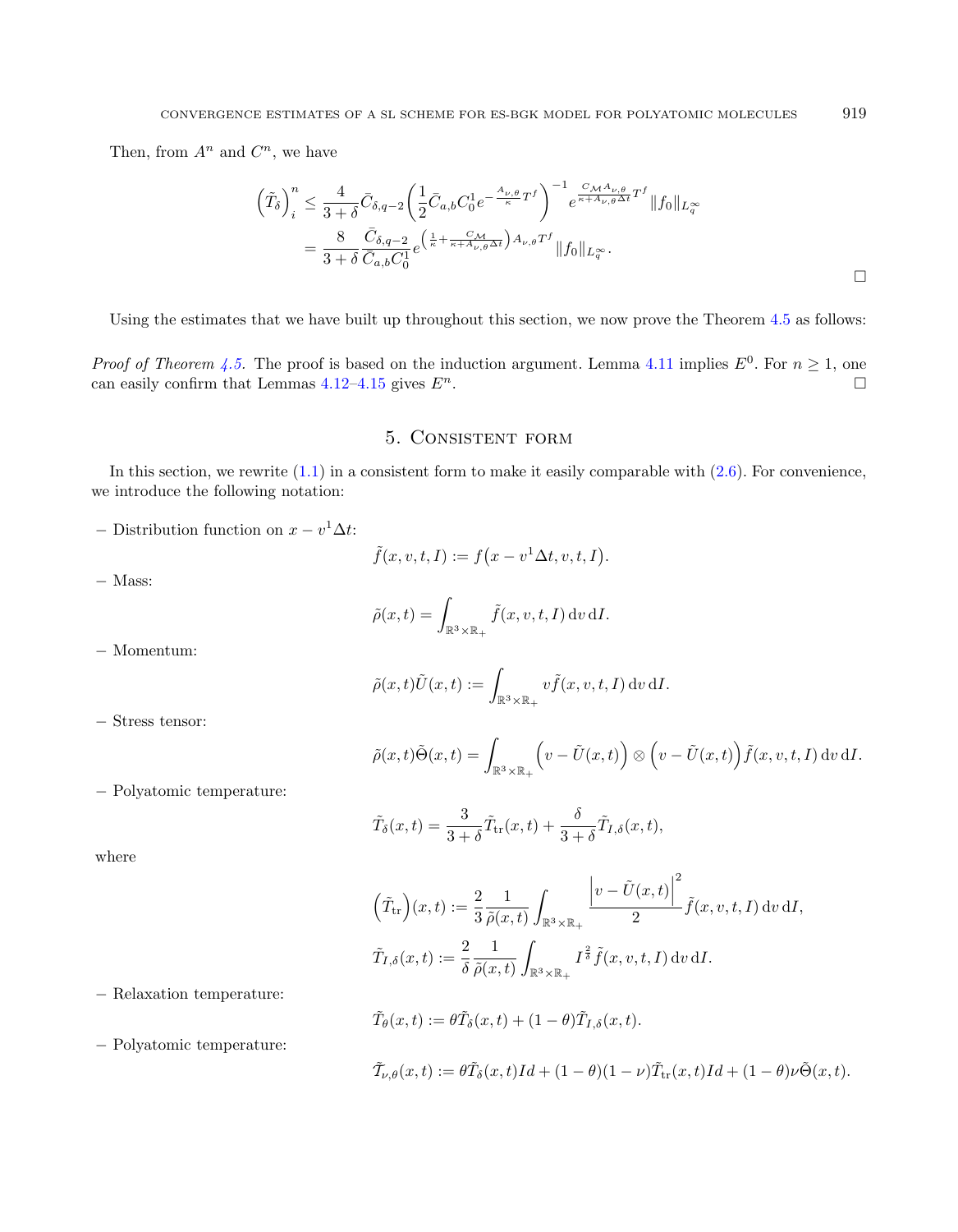Then, from $A^n$ and $C^n$, we have

$$
\begin{aligned}
\left(\tilde{T}_{\delta}\right)_i^n &\leq \frac{4}{3+\delta}\bar{C}_{\delta,q-2}\left(\frac{1}{2}\bar{C}_{a,b}C_0^1 e^{-\frac{A_{\nu,\theta}}{\kappa}T^f}\right)^{-1} e^{\frac{C_{\mathcal{M}}A_{\nu,\theta}}{\kappa+A_{\nu,\theta}\Delta t}T^f}\|f_0\|_{L_q^\infty} \\
&= \frac{8}{3+\delta}\frac{\bar{C}_{\delta,q-2}}{\bar{C}_{a,b}C_0^1} e^{\left(\frac{1}{\kappa}+\frac{C_{\mathcal{M}}}{\kappa+A_{\nu,\theta}\Delta t}\right)A_{\nu,\theta}T^f}\|f_0\|_{L_q^\infty}.
\end{aligned}
$$

□

Using the estimates that we have built up throughout this section, we now prove the Theorem 4.5 as follows:

*Proof of Theorem 4.5.* The proof is based on the induction argument. Lemma 4.11 implies $E^0$. For $n \geq 1$, one can easily confirm that Lemmas 4.12–4.15 gives $E^n$. □

## 5. Consistent form

In this section, we rewrite (1.1) in a consistent form to make it easily comparable with (2.6). For convenience, we introduce the following notation:

– Distribution function on $x - v^1\Delta t$:

$$
\tilde{f}(x,v,t,I) := f\big(x - v^1\Delta t, v, t, I\big).
$$

– Mass:

$$
\tilde{\rho}(x,t) = \int_{\mathbb{R}^3\times\mathbb{R}_+} \tilde{f}(x,v,t,I)\,\mathrm{d}v\,\mathrm{d}I.
$$

– Momentum:

$$
\tilde{\rho}(x,t)\tilde{U}(x,t) := \int_{\mathbb{R}^3\times\mathbb{R}_+} v\tilde{f}(x,v,t,I)\,\mathrm{d}v\,\mathrm{d}I.
$$

– Stress tensor:

$$
\tilde{\rho}(x,t)\tilde{\Theta}(x,t) = \int_{\mathbb{R}^3\times\mathbb{R}_+} \Big(v - \tilde{U}(x,t)\Big)\otimes\Big(v - \tilde{U}(x,t)\Big)\tilde{f}(x,v,t,I)\,\mathrm{d}v\,\mathrm{d}I.
$$

– Polyatomic temperature:

$$
\tilde{T}_{\delta}(x,t) = \frac{3}{3+\delta}\tilde{T}_{\mathrm{tr}}(x,t) + \frac{\delta}{3+\delta}\tilde{T}_{I,\delta}(x,t),
$$

where

$$
\begin{aligned}
\Big(\tilde{T}_{\mathrm{tr}}\Big)(x,t) &:= \frac{2}{3}\frac{1}{\tilde{\rho}(x,t)}\int_{\mathbb{R}^3\times\mathbb{R}_+} \frac{\Big|v - \tilde{U}(x,t)\Big|^2}{2}\tilde{f}(x,v,t,I)\,\mathrm{d}v\,\mathrm{d}I, \\
\tilde{T}_{I,\delta}(x,t) &:= \frac{2}{\delta}\frac{1}{\tilde{\rho}(x,t)}\int_{\mathbb{R}^3\times\mathbb{R}_+} I^{\frac{2}{\delta}}\tilde{f}(x,v,t,I)\,\mathrm{d}v\,\mathrm{d}I.
\end{aligned}
$$

– Relaxation temperature:

$$
\tilde{T}_{\theta}(x,t) := \theta\tilde{T}_{\delta}(x,t) + (1-\theta)\tilde{T}_{I,\delta}(x,t).
$$

– Polyatomic temperature:

$$
\tilde{\mathcal{T}}_{\nu,\theta}(x,t) := \theta\tilde{T}_{\delta}(x,t)Id + (1-\theta)(1-\nu)\tilde{T}_{\mathrm{tr}}(x,t)Id + (1-\theta)\nu\tilde{\Theta}(x,t).
$$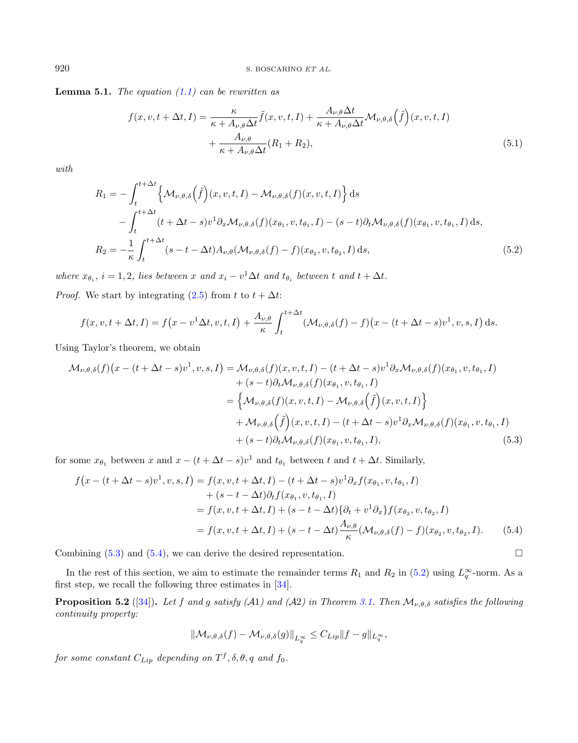**Lemma 5.1.** *The equation (1.1) can be rewritten as*

$$
\begin{aligned}
f(x,v,t+\Delta t,I) &= \frac{\kappa}{\kappa + A_{\nu,\theta}\Delta t}\tilde{f}(x,v,t,I) + \frac{A_{\nu,\theta}\Delta t}{\kappa + A_{\nu,\theta}\Delta t}\mathcal{M}_{\nu,\theta,\delta}\Big(\tilde{f}\Big)(x,v,t,I) \\
&\quad + \frac{A_{\nu,\theta}}{\kappa + A_{\nu,\theta}\Delta t}(R_1 + R_2),
\end{aligned} \tag{5.1}
$$

*with*

$$
\begin{aligned}
R_1 &= -\int_t^{t+\Delta t}\Big\{\mathcal{M}_{\nu,\theta,\delta}\Big(\tilde{f}\Big)(x,v,t,I) - \mathcal{M}_{\nu,\theta,\delta}(f)(x,v,t,I)\Big\}\,\mathrm{d}s \\
&\quad - \int_t^{t+\Delta t}(t+\Delta t - s)v^1\partial_x\mathcal{M}_{\nu,\theta,\delta}(f)(x_{\theta_1},v,t_{\theta_1},I) - (s-t)\partial_t\mathcal{M}_{\nu,\theta,\delta}(f)(x_{\theta_1},v,t_{\theta_1},I)\,\mathrm{d}s, \\
R_2 &= -\frac{1}{\kappa}\int_t^{t+\Delta t}(s-t-\Delta t)A_{\nu,\theta}(\mathcal{M}_{\nu,\theta,\delta}(f) - f)(x_{\theta_2},v,t_{\theta_2},I)\,\mathrm{d}s,
\end{aligned} \tag{5.2}
$$

*where $x_{\theta_i}$, $i = 1,2$, lies between $x$ and $x_i - v^1\Delta t$ and $t_{\theta_i}$ between $t$ and $t + \Delta t$.*

*Proof.* We start by integrating (2.5) from $t$ to $t + \Delta t$:

$$
f(x,v,t+\Delta t,I) = f\big(x - v^1\Delta t, v, t, I\big) + \frac{A_{\nu,\theta}}{\kappa}\int_t^{t+\Delta t}(\mathcal{M}_{\nu,\theta,\delta}(f) - f)\big(x - (t+\Delta t - s)v^1, v, s, I\big)\,\mathrm{d}s.
$$

Using Taylor's theorem, we obtain

$$
\begin{aligned}
\mathcal{M}_{\nu,\theta,\delta}(f)\big(x - (t+\Delta t - s)v^1, v, s, I\big) &= \mathcal{M}_{\nu,\theta,\delta}(f)(x,v,t,I) - (t+\Delta t - s)v^1\partial_x\mathcal{M}_{\nu,\theta,\delta}(f)(x_{\theta_1},v,t_{\theta_1},I) \\
&\quad + (s-t)\partial_t\mathcal{M}_{\nu,\theta,\delta}(f)(x_{\theta_1},v,t_{\theta_1},I) \\
&= \Big\{\mathcal{M}_{\nu,\theta,\delta}(f)(x,v,t,I) - \mathcal{M}_{\nu,\theta,\delta}\Big(\tilde{f}\Big)(x,v,t,I)\Big\} \\
&\quad + \mathcal{M}_{\nu,\theta,\delta}\Big(\tilde{f}\Big)(x,v,t,I) - (t+\Delta t - s)v^1\partial_x\mathcal{M}_{\nu,\theta,\delta}(f)(x_{\theta_1},v,t_{\theta_1},I) \\
&\quad + (s-t)\partial_t\mathcal{M}_{\nu,\theta,\delta}(f)(x_{\theta_1},v,t_{\theta_1},I),
\end{aligned} \tag{5.3}
$$

for some $x_{\theta_1}$ between $x$ and $x - (t + \Delta t - s)v^1$ and $t_{\theta_1}$ between $t$ and $t + \Delta t$. Similarly,

$$
\begin{aligned}
f\big(x - (t+\Delta t - s)v^1, v, s, I\big) &= f(x,v,t+\Delta t,I) - (t+\Delta t - s)v^1\partial_x f(x_{\theta_1},v,t_{\theta_1},I) \\
&\quad + (s - t - \Delta t)\partial_t f(x_{\theta_1},v,t_{\theta_1},I) \\
&= f(x,v,t+\Delta t,I) + (s-t-\Delta t)\{\partial_t + v^1\partial_x\}f(x_{\theta_2},v,t_{\theta_2},I) \\
&= f(x,v,t+\Delta t,I) + (s-t-\Delta t)\frac{A_{\nu,\theta}}{\kappa}(\mathcal{M}_{\nu,\theta,\delta}(f) - f)(x_{\theta_2},v,t_{\theta_2},I).
\end{aligned} \tag{5.4}
$$

Combining (5.3) and (5.4), we can derive the desired representation. $\square$

In the rest of this section, we aim to estimate the remainder terms $R_1$ and $R_2$ in (5.2) using $L_q^\infty$-norm. As a first step, we recall the following three estimates in [34].

**Proposition 5.2** ([34]). *Let $f$ and $g$ satisfy ($\mathcal{A}$1) and ($\mathcal{A}$2) in Theorem 3.1. Then $\mathcal{M}_{\nu,\theta,\delta}$ satisfies the following continuity property:*

$$
\|\mathcal{M}_{\nu,\theta,\delta}(f) - \mathcal{M}_{\nu,\theta,\delta}(g)\|_{L_q^\infty} \leq C_{Lip}\|f - g\|_{L_q^\infty},
$$

*for some constant $C_{Lip}$ depending on $T^f, \delta, \theta, q$ and $f_0$.*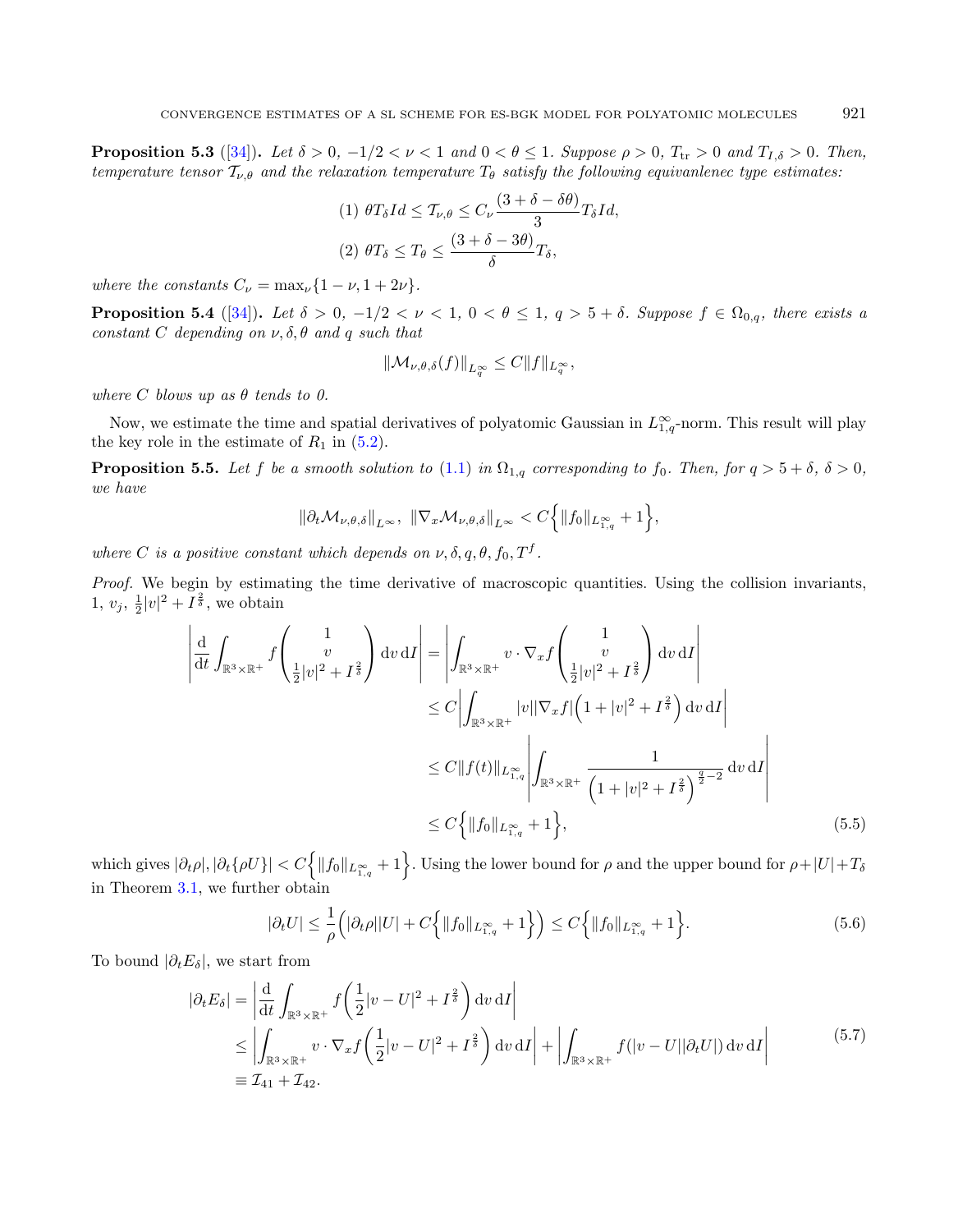**Proposition 5.3** ([34])**.** *Let $\delta > 0$, $-1/2 < \nu < 1$ and $0 < \theta \leq 1$. Suppose $\rho > 0$, $T_{\rm tr} > 0$ and $T_{I,\delta} > 0$. Then, temperature tensor $\mathcal{T}_{\nu,\theta}$ and the relaxation temperature $T_\theta$ satisfy the following equivanlenec type estimates:*

$$(1)\ \theta T_\delta Id \leq \mathcal{T}_{\nu,\theta} \leq C_\nu \frac{(3+\delta-\delta\theta)}{3} T_\delta Id,$$

$$(2)\ \theta T_\delta \leq T_\theta \leq \frac{(3+\delta-3\theta)}{\delta} T_\delta,$$

*where the constants $C_\nu = \max_\nu\{1-\nu, 1+2\nu\}$.*

**Proposition 5.4** ([34])**.** *Let $\delta > 0$, $-1/2 < \nu < 1$, $0 < \theta \leq 1$, $q > 5+\delta$. Suppose $f \in \Omega_{0,q}$, there exists a constant $C$ depending on $\nu, \delta, \theta$ and $q$ such that*

$$\|\mathcal{M}_{\nu,\theta,\delta}(f)\|_{L^\infty_q} \leq C\|f\|_{L^\infty_q},$$

*where $C$ blows up as $\theta$ tends to $0$.*

Now, we estimate the time and spatial derivatives of polyatomic Gaussian in $L^\infty_{1,q}$-norm. This result will play the key role in the estimate of $R_1$ in (5.2).

**Proposition 5.5.** *Let $f$ be a smooth solution to (1.1) in $\Omega_{1,q}$ corresponding to $f_0$. Then, for $q > 5+\delta$, $\delta > 0$, we have*

$$\|\partial_t \mathcal{M}_{\nu,\theta,\delta}\|_{L^\infty},\ \|\nabla_x \mathcal{M}_{\nu,\theta,\delta}\|_{L^\infty} < C\Big\{\|f_0\|_{L^\infty_{1,q}} + 1\Big\},$$

*where $C$ is a positive constant which depends on $\nu, \delta, q, \theta, f_0, T^f$.*

*Proof.* We begin by estimating the time derivative of macroscopic quantities. Using the collision invariants, $1$, $v_j$, $\frac{1}{2}|v|^2 + I^{\frac{2}{\delta}}$, we obtain

$$\begin{aligned}
\left|\frac{\mathrm{d}}{\mathrm{d}t}\int_{\mathbb{R}^3\times\mathbb{R}^+} f\begin{pmatrix}1\\ v\\ \frac{1}{2}|v|^2 + I^{\frac{2}{\delta}}\end{pmatrix}\mathrm{d}v\,\mathrm{d}I\right| &= \left|\int_{\mathbb{R}^3\times\mathbb{R}^+} v\cdot\nabla_x f\begin{pmatrix}1\\ v\\ \frac{1}{2}|v|^2 + I^{\frac{2}{\delta}}\end{pmatrix}\mathrm{d}v\,\mathrm{d}I\right| \\
&\leq C\left|\int_{\mathbb{R}^3\times\mathbb{R}^+} |v||\nabla_x f|\Big(1+|v|^2+I^{\frac{2}{\delta}}\Big)\mathrm{d}v\,\mathrm{d}I\right| \\
&\leq C\|f(t)\|_{L^\infty_{1,q}}\left|\int_{\mathbb{R}^3\times\mathbb{R}^+}\frac{1}{\Big(1+|v|^2+I^{\frac{2}{\delta}}\Big)^{\frac{q}{2}-2}}\mathrm{d}v\,\mathrm{d}I\right| \\
&\leq C\Big\{\|f_0\|_{L^\infty_{1,q}}+1\Big\},
\end{aligned} \tag{5.5}$$

which gives $|\partial_t\rho|, |\partial_t\{\rho U\}| < C\Big\{\|f_0\|_{L^\infty_{1,q}}+1\Big\}$. Using the lower bound for $\rho$ and the upper bound for $\rho+|U|+T_\delta$ in Theorem 3.1, we further obtain

$$|\partial_t U| \leq \frac{1}{\rho}\Big(|\partial_t\rho||U| + C\Big\{\|f_0\|_{L^\infty_{1,q}}+1\Big\}\Big) \leq C\Big\{\|f_0\|_{L^\infty_{1,q}}+1\Big\}. \tag{5.6}$$

To bound $|\partial_t E_\delta|$, we start from

$$\begin{aligned}
|\partial_t E_\delta| &= \left|\frac{\mathrm{d}}{\mathrm{d}t}\int_{\mathbb{R}^3\times\mathbb{R}^+} f\Big(\frac{1}{2}|v-U|^2 + I^{\frac{2}{\delta}}\Big)\mathrm{d}v\,\mathrm{d}I\right| \\
&\leq \left|\int_{\mathbb{R}^3\times\mathbb{R}^+} v\cdot\nabla_x f\Big(\frac{1}{2}|v-U|^2 + I^{\frac{2}{\delta}}\Big)\mathrm{d}v\,\mathrm{d}I\right| + \left|\int_{\mathbb{R}^3\times\mathbb{R}^+} f(|v-U||\partial_t U|)\,\mathrm{d}v\,\mathrm{d}I\right| \\
&\equiv \mathcal{I}_{41} + \mathcal{I}_{42}.
\end{aligned} \tag{5.7}$$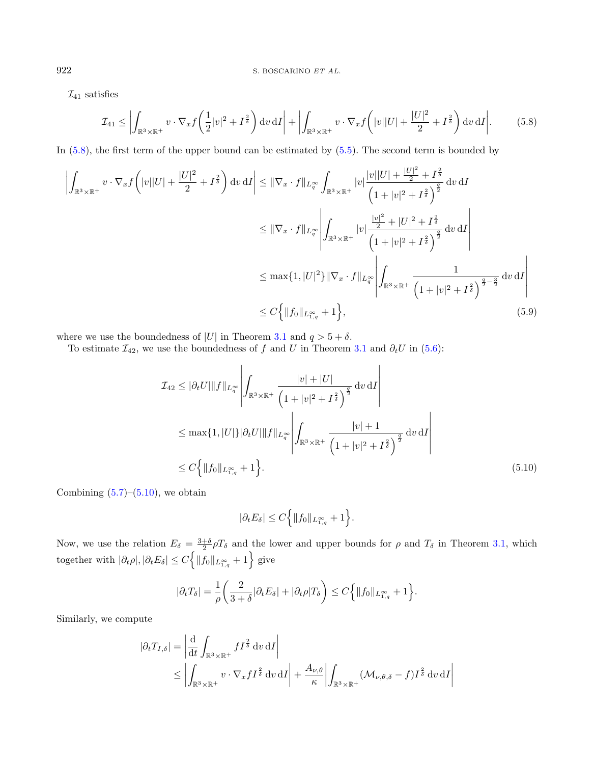$\mathcal{I}_{41}$ satisfies

$$\mathcal{I}_{41} \leq \left| \int_{\mathbb{R}^3\times\mathbb{R}^+} v\cdot\nabla_x f\left(\frac{1}{2}|v|^2 + I^{\frac{2}{\delta}}\right) \mathrm{d}v\,\mathrm{d}I \right| + \left| \int_{\mathbb{R}^3\times\mathbb{R}^+} v\cdot\nabla_x f\left(|v||U| + \frac{|U|^2}{2} + I^{\frac{2}{\delta}}\right) \mathrm{d}v\,\mathrm{d}I \right|. \tag{5.8}$$

In (5.8), the first term of the upper bound can be estimated by (5.5). The second term is bounded by

$$\begin{aligned}
\left| \int_{\mathbb{R}^3\times\mathbb{R}^+} v\cdot\nabla_x f\left(|v||U| + \frac{|U|^2}{2} + I^{\frac{2}{\delta}}\right) \mathrm{d}v\,\mathrm{d}I \right| &\leq \|\nabla_x\cdot f\|_{L^\infty_q} \int_{\mathbb{R}^3\times\mathbb{R}^+} |v| \frac{|v||U| + \frac{|U|^2}{2} + I^{\frac{2}{\delta}}}{\left(1+|v|^2+I^{\frac{2}{\delta}}\right)^{\frac{q}{2}}}\,\mathrm{d}v\,\mathrm{d}I \\
&\leq \|\nabla_x\cdot f\|_{L^\infty_q} \left| \int_{\mathbb{R}^3\times\mathbb{R}^+} |v| \frac{\frac{|v|^2}{2} + |U|^2 + I^{\frac{2}{\delta}}}{\left(1+|v|^2+I^{\frac{2}{\delta}}\right)^{\frac{q}{2}}}\,\mathrm{d}v\,\mathrm{d}I \right| \\
&\leq \max\{1,|U|^2\}\|\nabla_x\cdot f\|_{L^\infty_q} \left| \int_{\mathbb{R}^3\times\mathbb{R}^+} \frac{1}{\left(1+|v|^2+I^{\frac{2}{\delta}}\right)^{\frac{q}{2}-\frac{3}{2}}}\,\mathrm{d}v\,\mathrm{d}I \right| \\
&\leq C\Big\{\|f_0\|_{L^\infty_{1,q}} + 1\Big\},
\end{aligned} \tag{5.9}$$

where we use the boundedness of $|U|$ in Theorem 3.1 and $q > 5+\delta$.

To estimate $\mathcal{I}_{42}$, we use the boundedness of $f$ and $U$ in Theorem 3.1 and $\partial_t U$ in (5.6):

$$\begin{aligned}
\mathcal{I}_{42} &\leq |\partial_t U|\|f\|_{L^\infty_q} \left| \int_{\mathbb{R}^3\times\mathbb{R}^+} \frac{|v|+|U|}{\left(1+|v|^2+I^{\frac{2}{\delta}}\right)^{\frac{q}{2}}}\,\mathrm{d}v\,\mathrm{d}I \right| \\
&\leq \max\{1,|U|\}|\partial_t U|\|f\|_{L^\infty_q} \left| \int_{\mathbb{R}^3\times\mathbb{R}^+} \frac{|v|+1}{\left(1+|v|^2+I^{\frac{2}{\delta}}\right)^{\frac{q}{2}}}\,\mathrm{d}v\,\mathrm{d}I \right| \\
&\leq C\Big\{\|f_0\|_{L^\infty_{1,q}} + 1\Big\}.
\end{aligned} \tag{5.10}$$

Combining (5.7)–(5.10), we obtain

$$|\partial_t E_\delta| \leq C\Big\{\|f_0\|_{L^\infty_{1,q}} + 1\Big\}.$$

Now, we use the relation $E_\delta = \frac{3+\delta}{2}\rho T_\delta$ and the lower and upper bounds for $\rho$ and $T_\delta$ in Theorem 3.1, which together with $|\partial_t\rho|, |\partial_t E_\delta| \leq C\Big\{\|f_0\|_{L^\infty_{1,q}} + 1\Big\}$ give

$$|\partial_t T_\delta| = \frac{1}{\rho}\left(\frac{2}{3+\delta}|\partial_t E_\delta| + |\partial_t\rho|T_\delta\right) \leq C\Big\{\|f_0\|_{L^\infty_{1,q}} + 1\Big\}.$$

Similarly, we compute

$$\begin{aligned}
|\partial_t T_{I,\delta}| &= \left| \frac{\mathrm{d}}{\mathrm{d}t} \int_{\mathbb{R}^3\times\mathbb{R}^+} f I^{\frac{2}{\delta}}\,\mathrm{d}v\,\mathrm{d}I \right| \\
&\leq \left| \int_{\mathbb{R}^3\times\mathbb{R}^+} v\cdot\nabla_x f I^{\frac{2}{\delta}}\,\mathrm{d}v\,\mathrm{d}I \right| + \frac{A_{\nu,\theta}}{\kappa} \left| \int_{\mathbb{R}^3\times\mathbb{R}^+} (\mathcal{M}_{\nu,\theta,\delta} - f) I^{\frac{2}{\delta}}\,\mathrm{d}v\,\mathrm{d}I \right|
\end{aligned}$$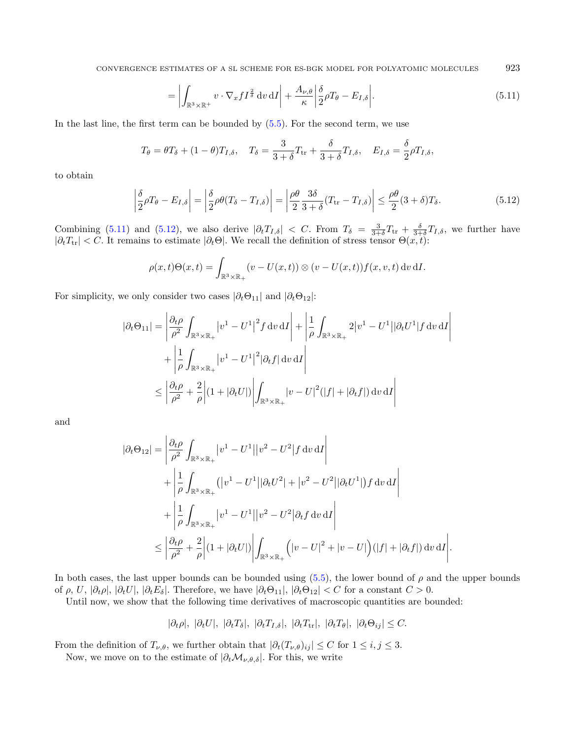$$= \left|\int_{\mathbb{R}^3\times\mathbb{R}^+} v\cdot\nabla_x f I^{\frac{2}{\delta}}\,\mathrm{d}v\,\mathrm{d}I\right| + \frac{A_{\nu,\theta}}{\kappa}\left|\frac{\delta}{2}\rho T_\theta - E_{I,\delta}\right|. \tag{5.11}$$

In the last line, the first term can be bounded by (5.5). For the second term, we use

$$T_\theta = \theta T_\delta + (1-\theta)T_{I,\delta}, \quad T_\delta = \frac{3}{3+\delta}T_{\mathrm{tr}} + \frac{\delta}{3+\delta}T_{I,\delta}, \quad E_{I,\delta} = \frac{\delta}{2}\rho T_{I,\delta},$$

to obtain

$$\left|\frac{\delta}{2}\rho T_\theta - E_{I,\delta}\right| = \left|\frac{\delta}{2}\rho\theta(T_\delta - T_{I,\delta})\right| = \left|\frac{\rho\theta}{2}\frac{3\delta}{3+\delta}(T_{\mathrm{tr}} - T_{I,\delta})\right| \le \frac{\rho\theta}{2}(3+\delta)T_\delta. \tag{5.12}$$

Combining (5.11) and (5.12), we also derive $|\partial_t T_{I,\delta}| < C$. From $T_\delta = \frac{3}{3+\delta}T_{\mathrm{tr}} + \frac{\delta}{3+\delta}T_{I,\delta}$, we further have $|\partial_t T_{\mathrm{tr}}| < C$. It remains to estimate $|\partial_t\Theta|$. We recall the definition of stress tensor $\Theta(x,t)$:

$$\rho(x,t)\Theta(x,t) = \int_{\mathbb{R}^3\times\mathbb{R}_+} (v - U(x,t))\otimes(v - U(x,t))f(x,v,t)\,\mathrm{d}v\,\mathrm{d}I.$$

For simplicity, we only consider two cases $|\partial_t\Theta_{11}|$ and $|\partial_t\Theta_{12}|$:

$$\begin{aligned}
|\partial_t\Theta_{11}| &= \left|\frac{\partial_t\rho}{\rho^2}\int_{\mathbb{R}^3\times\mathbb{R}_+}\left|v^1 - U^1\right|^2 f\,\mathrm{d}v\,\mathrm{d}I\right| + \left|\frac{1}{\rho}\int_{\mathbb{R}^3\times\mathbb{R}_+} 2\left|v^1 - U^1\right||\partial_t U^1| f\,\mathrm{d}v\,\mathrm{d}I\right| \\
&\quad + \left|\frac{1}{\rho}\int_{\mathbb{R}^3\times\mathbb{R}_+}\left|v^1 - U^1\right|^2|\partial_t f|\,\mathrm{d}v\,\mathrm{d}I\right| \\
&\le \left|\frac{\partial_t\rho}{\rho^2} + \frac{2}{\rho}\right|(1 + |\partial_t U|)\left|\int_{\mathbb{R}^3\times\mathbb{R}_+}|v - U|^2(|f| + |\partial_t f|)\,\mathrm{d}v\,\mathrm{d}I\right|
\end{aligned}$$

and

$$\begin{aligned}
|\partial_t\Theta_{12}| &= \left|\frac{\partial_t\rho}{\rho^2}\int_{\mathbb{R}^3\times\mathbb{R}_+}\left|v^1 - U^1\right|\left|v^2 - U^2\right| f\,\mathrm{d}v\,\mathrm{d}I\right| \\
&\quad + \left|\frac{1}{\rho}\int_{\mathbb{R}^3\times\mathbb{R}_+}\left(\left|v^1 - U^1\right||\partial_t U^2| + \left|v^2 - U^2\right||\partial_t U^1|\right) f\,\mathrm{d}v\,\mathrm{d}I\right| \\
&\quad + \left|\frac{1}{\rho}\int_{\mathbb{R}^3\times\mathbb{R}_+}\left|v^1 - U^1\right|\left|v^2 - U^2\right|\partial_t f\,\mathrm{d}v\,\mathrm{d}I\right| \\
&\le \left|\frac{\partial_t\rho}{\rho^2} + \frac{2}{\rho}\right|(1 + |\partial_t U|)\left|\int_{\mathbb{R}^3\times\mathbb{R}_+}\Big(|v - U|^2 + |v - U|\Big)(|f| + |\partial_t f|)\,\mathrm{d}v\,\mathrm{d}I\right|.
\end{aligned}$$

In both cases, the last upper bounds can be bounded using (5.5), the lower bound of $\rho$ and the upper bounds of $\rho$, $U$, $|\partial_t\rho|$, $|\partial_t U|$, $|\partial_t E_\delta|$. Therefore, we have $|\partial_t\Theta_{11}|$, $|\partial_t\Theta_{12}| < C$ for a constant $C > 0$.

Until now, we show that the following time derivatives of macroscopic quantities are bounded:

$$|\partial_t\rho|,\ |\partial_t U|,\ |\partial_t T_\delta|,\ |\partial_t T_{I,\delta}|,\ |\partial_t T_{\mathrm{tr}}|,\ |\partial_t T_\theta|,\ |\partial_t\Theta_{ij}| \le C.$$

From the definition of $T_{\nu,\theta}$, we further obtain that $|\partial_t(T_{\nu,\theta})_{ij}| \le C$ for $1 \le i,j \le 3$.

Now, we move on to the estimate of $|\partial_t\mathcal{M}_{\nu,\theta,\delta}|$. For this, we write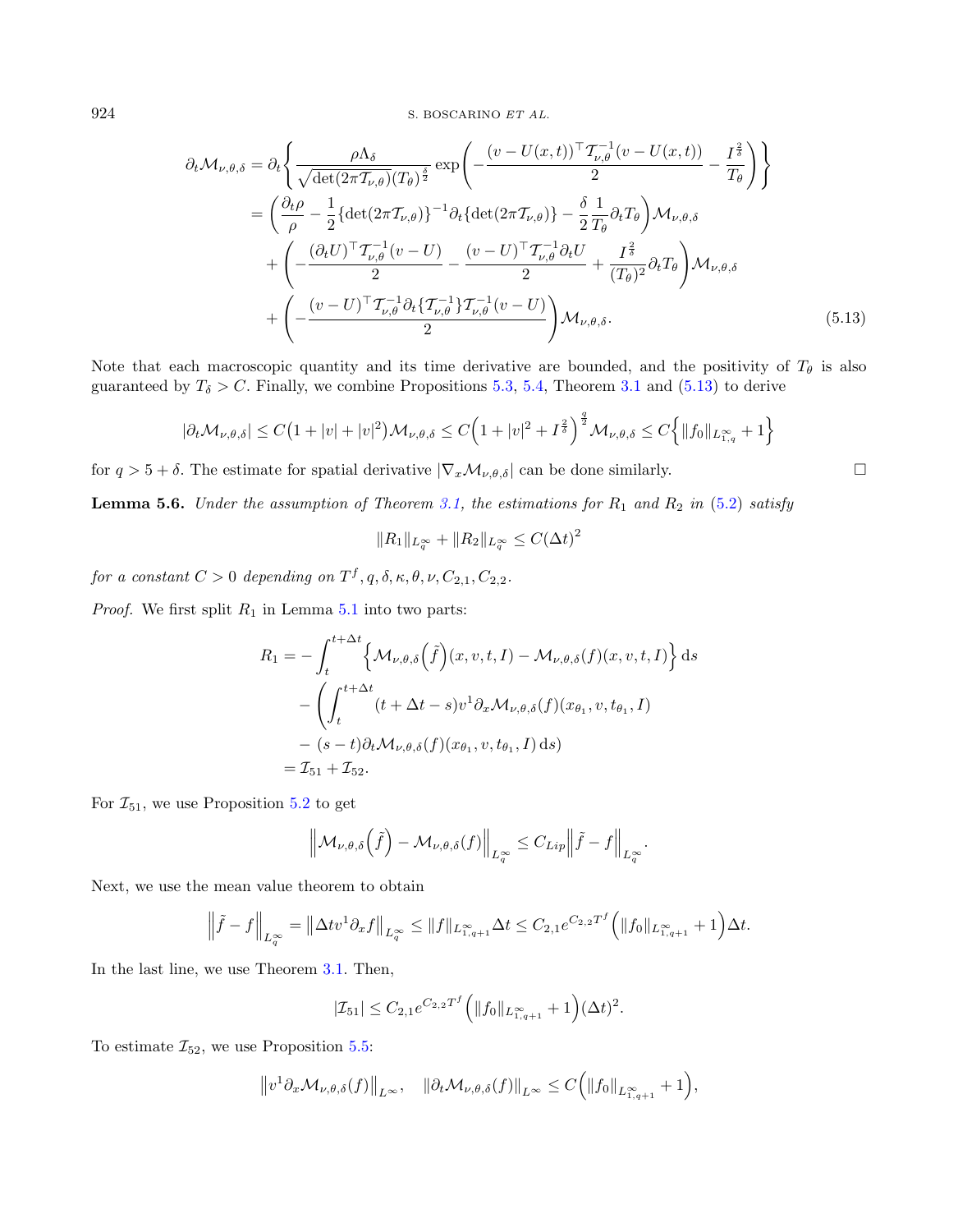$$
\begin{aligned}
\partial_t \mathcal{M}_{\nu,\theta,\delta} &= \partial_t \left\{ \frac{\rho \Lambda_\delta}{\sqrt{\det(2\pi \mathcal{T}_{\nu,\theta})}(T_\theta)^{\frac{\delta}{2}}} \exp\left( -\frac{(v-U(x,t))^\top \mathcal{T}_{\nu,\theta}^{-1}(v-U(x,t))}{2} - \frac{I^{\frac{2}{\delta}}}{T_\theta} \right) \right\} \\
&= \left( \frac{\partial_t \rho}{\rho} - \frac{1}{2}\{\det(2\pi \mathcal{T}_{\nu,\theta})\}^{-1} \partial_t \{\det(2\pi \mathcal{T}_{\nu,\theta})\} - \frac{\delta}{2}\frac{1}{T_\theta}\partial_t T_\theta \right) \mathcal{M}_{\nu,\theta,\delta} \\
&\quad + \left( -\frac{(\partial_t U)^\top \mathcal{T}_{\nu,\theta}^{-1}(v-U)}{2} - \frac{(v-U)^\top \mathcal{T}_{\nu,\theta}^{-1}\partial_t U}{2} + \frac{I^{\frac{2}{\delta}}}{(T_\theta)^2}\partial_t T_\theta \right) \mathcal{M}_{\nu,\theta,\delta} \\
&\quad + \left( -\frac{(v-U)^\top \mathcal{T}_{\nu,\theta}^{-1}\partial_t\{\mathcal{T}_{\nu,\theta}^{-1}\}\mathcal{T}_{\nu,\theta}^{-1}(v-U)}{2} \right) \mathcal{M}_{\nu,\theta,\delta}. 
\end{aligned} \tag{5.13}
$$

Note that each macroscopic quantity and its time derivative are bounded, and the positivity of $T_\theta$ is also guaranteed by $T_\delta > C$. Finally, we combine Propositions 5.3, 5.4, Theorem 3.1 and (5.13) to derive

$$
|\partial_t \mathcal{M}_{\nu,\theta,\delta}| \le C\left(1+|v|+|v|^2\right)\mathcal{M}_{\nu,\theta,\delta} \le C\left(1+|v|^2+I^{\frac{2}{\delta}}\right)^{\frac{q}{2}}\mathcal{M}_{\nu,\theta,\delta} \le C\left\{\|f_0\|_{L^\infty_{1,q}}+1\right\}
$$

for $q > 5+\delta$. The estimate for spatial derivative $|\nabla_x \mathcal{M}_{\nu,\theta,\delta}|$ can be done similarly. $\square$

**Lemma 5.6.** *Under the assumption of Theorem 3.1, the estimations for $R_1$ and $R_2$ in (5.2) satisfy*

$$
\|R_1\|_{L^\infty_q} + \|R_2\|_{L^\infty_q} \le C(\Delta t)^2
$$

*for a constant $C > 0$ depending on $T^f, q, \delta, \kappa, \theta, \nu, C_{2,1}, C_{2,2}$.*

*Proof.* We first split $R_1$ in Lemma 5.1 into two parts:

$$
\begin{aligned}
R_1 &= -\int_t^{t+\Delta t} \left\{ \mathcal{M}_{\nu,\theta,\delta}\left(\tilde{f}\right)(x,v,t,I) - \mathcal{M}_{\nu,\theta,\delta}(f)(x,v,t,I) \right\} \mathrm{d}s \\
&\quad - \left( \int_t^{t+\Delta t} (t+\Delta t - s) v^1 \partial_x \mathcal{M}_{\nu,\theta,\delta}(f)(x_{\theta_1}, v, t_{\theta_1}, I) \right. \\
&\quad \left. - (s-t)\partial_t \mathcal{M}_{\nu,\theta,\delta}(f)(x_{\theta_1}, v, t_{\theta_1}, I)\,\mathrm{d}s \right) \\
&= \mathcal{I}_{51} + \mathcal{I}_{52}.
\end{aligned}
$$

For $\mathcal{I}_{51}$, we use Proposition 5.2 to get

$$
\left\| \mathcal{M}_{\nu,\theta,\delta}\left(\tilde{f}\right) - \mathcal{M}_{\nu,\theta,\delta}(f) \right\|_{L^\infty_q} \le C_{Lip} \left\| \tilde{f} - f \right\|_{L^\infty_q}.
$$

Next, we use the mean value theorem to obtain

$$
\left\| \tilde{f} - f \right\|_{L^\infty_q} = \left\| \Delta t v^1 \partial_x f \right\|_{L^\infty_q} \le \|f\|_{L^\infty_{1,q+1}} \Delta t \le C_{2,1} e^{C_{2,2}T^f}\left( \|f_0\|_{L^\infty_{1,q+1}} + 1 \right)\Delta t.
$$

In the last line, we use Theorem 3.1. Then,

$$
|\mathcal{I}_{51}| \le C_{2,1} e^{C_{2,2}T^f}\left( \|f_0\|_{L^\infty_{1,q+1}} + 1 \right)(\Delta t)^2.
$$

To estimate $\mathcal{I}_{52}$, we use Proposition 5.5:

$$
\left\| v^1 \partial_x \mathcal{M}_{\nu,\theta,\delta}(f) \right\|_{L^\infty}, \quad \left\| \partial_t \mathcal{M}_{\nu,\theta,\delta}(f) \right\|_{L^\infty} \le C\left( \|f_0\|_{L^\infty_{1,q+1}} + 1 \right),
$$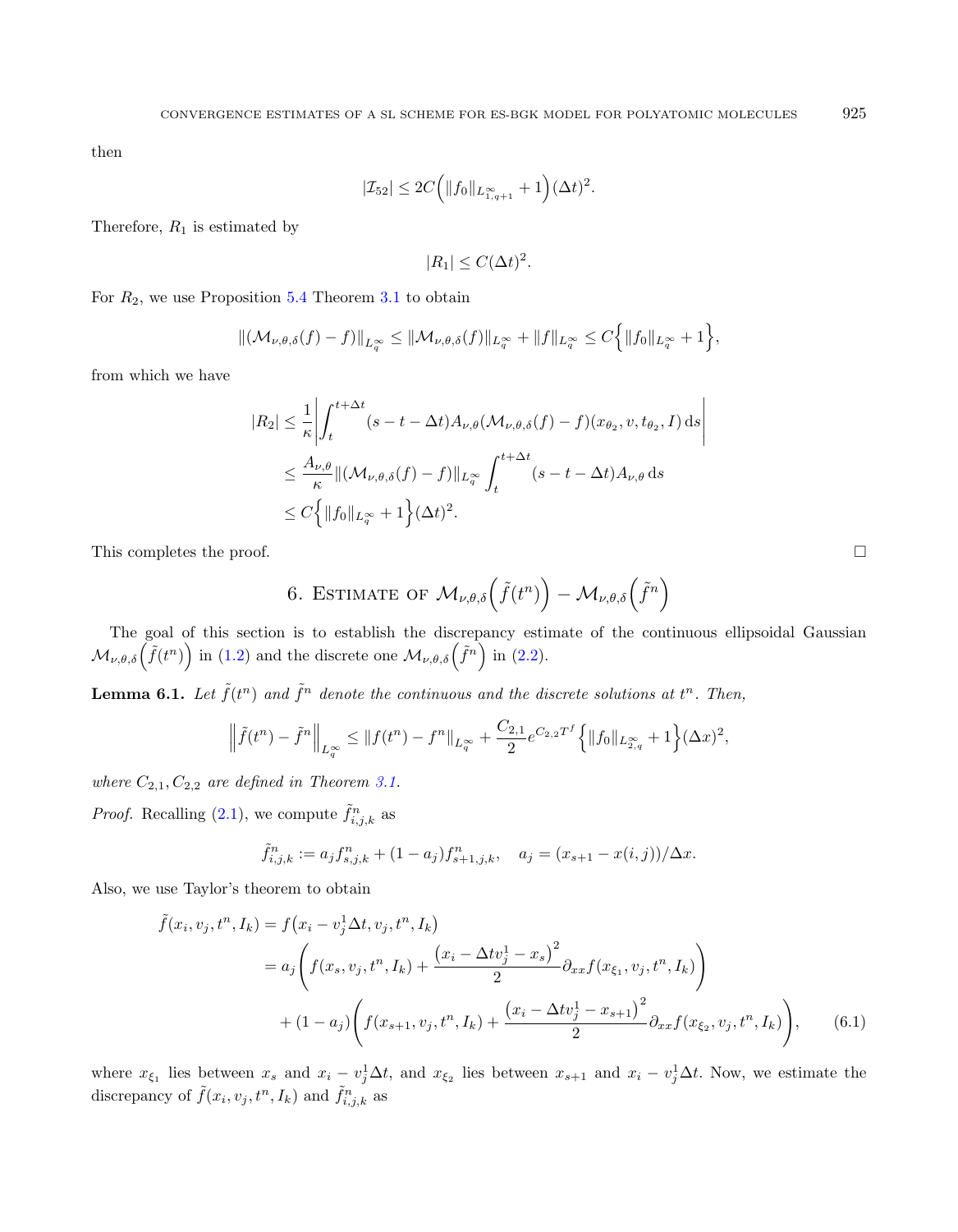then

$$|\mathcal{I}_{52}| \leq 2C\Big(\|f_0\|_{L^\infty_{1,q+1}} + 1\Big)(\Delta t)^2.$$

Therefore, $R_1$ is estimated by

$$|R_1| \leq C(\Delta t)^2.$$

For $R_2$, we use Proposition 5.4 Theorem 3.1 to obtain

$$\|(\mathcal{M}_{\nu,\theta,\delta}(f) - f)\|_{L^\infty_q} \leq \|\mathcal{M}_{\nu,\theta,\delta}(f)\|_{L^\infty_q} + \|f\|_{L^\infty_q} \leq C\Big\{\|f_0\|_{L^\infty_q} + 1\Big\},$$

from which we have

$$\begin{aligned}
|R_2| &\leq \frac{1}{\kappa}\left|\int_t^{t+\Delta t}(s - t - \Delta t)A_{\nu,\theta}(\mathcal{M}_{\nu,\theta,\delta}(f) - f)(x_{\theta_2}, v, t_{\theta_2}, I)\,\mathrm{d}s\right| \\
&\leq \frac{A_{\nu,\theta}}{\kappa}\|(\mathcal{M}_{\nu,\theta,\delta}(f) - f)\|_{L^\infty_q}\int_t^{t+\Delta t}(s - t - \Delta t)A_{\nu,\theta}\,\mathrm{d}s \\
&\leq C\Big\{\|f_0\|_{L^\infty_q} + 1\Big\}(\Delta t)^2.
\end{aligned}$$

This completes the proof. $\square$

## 6. Estimate of $\mathcal{M}_{\nu,\theta,\delta}\Big(\tilde{f}(t^n)\Big) - \mathcal{M}_{\nu,\theta,\delta}\Big(\tilde{f}^n\Big)$

The goal of this section is to establish the discrepancy estimate of the continuous ellipsoidal Gaussian $\mathcal{M}_{\nu,\theta,\delta}\Big(\tilde{f}(t^n)\Big)$ in (1.2) and the discrete one $\mathcal{M}_{\nu,\theta,\delta}\Big(\tilde{f}^n\Big)$ in (2.2).

**Lemma 6.1.** *Let $\tilde{f}(t^n)$ and $\tilde{f}^n$ denote the continuous and the discrete solutions at $t^n$. Then,*

$$\Big\|\tilde{f}(t^n) - \tilde{f}^n\Big\|_{L^\infty_q} \leq \|f(t^n) - f^n\|_{L^\infty_q} + \frac{C_{2,1}}{2}e^{C_{2,2}T^f}\Big\{\|f_0\|_{L^\infty_{2,q}} + 1\Big\}(\Delta x)^2,$$

*where $C_{2,1}, C_{2,2}$ are defined in Theorem 3.1.*

*Proof.* Recalling (2.1), we compute $\tilde{f}^n_{i,j,k}$ as

$$\tilde{f}^n_{i,j,k} := a_j f^n_{s,j,k} + (1 - a_j)f^n_{s+1,j,k}, \quad a_j = (x_{s+1} - x(i,j))/\Delta x.$$

Also, we use Taylor's theorem to obtain

$$\begin{aligned}
\tilde{f}(x_i, v_j, t^n, I_k) &= f\big(x_i - v^1_j\Delta t, v_j, t^n, I_k\big) \\
&= a_j\left(f(x_s, v_j, t^n, I_k) + \frac{\big(x_i - \Delta t v^1_j - x_s\big)^2}{2}\partial_{xx}f(x_{\xi_1}, v_j, t^n, I_k)\right) \\
&\quad + (1 - a_j)\left(f(x_{s+1}, v_j, t^n, I_k) + \frac{\big(x_i - \Delta t v^1_j - x_{s+1}\big)^2}{2}\partial_{xx}f(x_{\xi_2}, v_j, t^n, I_k)\right),
\end{aligned} \tag{6.1}$$

where $x_{\xi_1}$ lies between $x_s$ and $x_i - v^1_j\Delta t$, and $x_{\xi_2}$ lies between $x_{s+1}$ and $x_i - v^1_j\Delta t$. Now, we estimate the discrepancy of $\tilde{f}(x_i, v_j, t^n, I_k)$ and $\tilde{f}^n_{i,j,k}$ as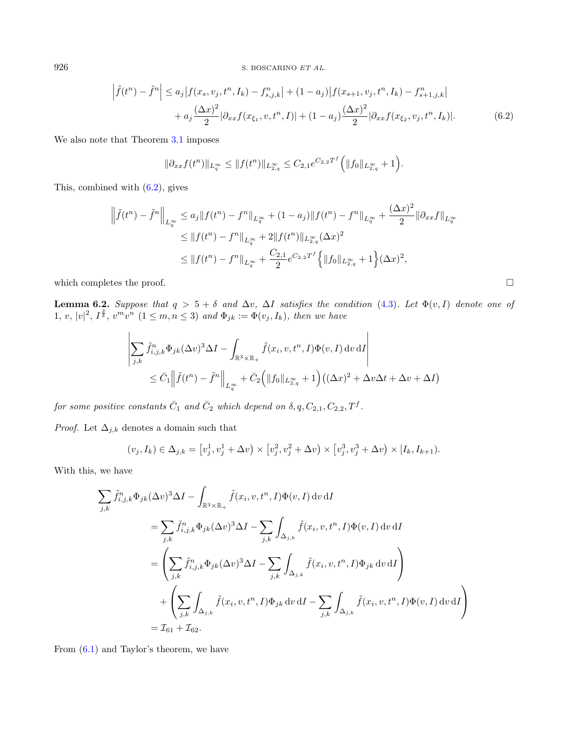$$
\begin{aligned}
\left|\tilde{f}(t^n) - \tilde{f}^n\right| &\le a_j\left|f(x_s, v_j, t^n, I_k) - f^n_{s,j,k}\right| + (1-a_j)\left|f(x_{s+1}, v_j, t^n, I_k) - f^n_{s+1,j,k}\right| \\
&\quad + a_j\frac{(\Delta x)^2}{2}\left|\partial_{xx} f(x_{\xi_1}, v, t^n, I)\right| + (1-a_j)\frac{(\Delta x)^2}{2}\left|\partial_{xx} f(x_{\xi_2}, v_j, t^n, I_k)\right|. \qquad (6.2)
\end{aligned}
$$

We also note that Theorem 3.1 imposes

$$
\|\partial_{xx} f(t^n)\|_{L^\infty_q} \le \|f(t^n)\|_{L^\infty_{2,q}} \le C_{2,1} e^{C_{2,2}T^f}\Big(\|f_0\|_{L^\infty_{2,q}} + 1\Big).
$$

This, combined with (6.2), gives

$$
\begin{aligned}
\left\|\tilde{f}(t^n) - \tilde{f}^n\right\|_{L^\infty_q} &\le a_j\|f(t^n) - f^n\|_{L^\infty_q} + (1-a_j)\|f(t^n) - f^n\|_{L^\infty_q} + \frac{(\Delta x)^2}{2}\|\partial_{xx} f\|_{L^\infty_q} \\
&\le \|f(t^n) - f^n\|_{L^\infty_q} + 2\|f(t^n)\|_{L^\infty_{2,q}}(\Delta x)^2 \\
&\le \|f(t^n) - f^n\|_{L^\infty_q} + \frac{C_{2,1}}{2} e^{C_{2,2}T^f}\Big\{\|f_0\|_{L^\infty_{2,q}} + 1\Big\}(\Delta x)^2,
\end{aligned}
$$

which completes the proof. $\square$

**Lemma 6.2.** *Suppose that $q > 5 + \delta$ and $\Delta v$, $\Delta I$ satisfies the condition (4.3). Let $\Phi(v, I)$ denote one of $1$, $v$, $|v|^2$, $I^{\frac{2}{\delta}}$, $v^m v^n$ $(1 \le m, n \le 3)$ and $\Phi_{jk} := \Phi(v_j, I_k)$, then we have*

$$
\begin{aligned}
&\left|\sum_{j,k} \tilde{f}^n_{i,j,k}\Phi_{jk}(\Delta v)^3 \Delta I - \int_{\mathbb{R}^3\times\mathbb{R}_+} \tilde{f}(x_i, v, t^n, I)\Phi(v, I)\,\mathrm{d}v\,\mathrm{d}I\right| \\
&\qquad \le \bar{C}_1\left\|\tilde{f}(t^n) - \tilde{f}^n\right\|_{L^\infty_q} + \bar{C}_2\Big(\|f_0\|_{L^\infty_{2,q}} + 1\Big)\big((\Delta x)^2 + \Delta v\Delta t + \Delta v + \Delta I\big)
\end{aligned}
$$

*for some positive constants $\bar{C}_1$ and $\bar{C}_2$ which depend on $\delta, q, C_{2,1}, C_{2,2}, T^f$.*

*Proof.* Let $\Delta_{j,k}$ denotes a domain such that

$$
(v_j, I_k) \in \Delta_{j,k} = \big[v^1_j, v^1_j + \Delta v\big) \times \big[v^2_j, v^2_j + \Delta v\big) \times \big[v^3_j, v^3_j + \Delta v\big) \times [I_k, I_{k+1}).
$$

With this, we have

$$
\begin{aligned}
&\sum_{j,k} \tilde{f}^n_{i,j,k}\Phi_{jk}(\Delta v)^3\Delta I - \int_{\mathbb{R}^3\times\mathbb{R}_+} \tilde{f}(x_i, v, t^n, I)\Phi(v, I)\,\mathrm{d}v\,\mathrm{d}I \\
&\quad = \sum_{j,k} \tilde{f}^n_{i,j,k}\Phi_{jk}(\Delta v)^3\Delta I - \sum_{j,k}\int_{\Delta_{j,k}} \tilde{f}(x_i, v, t^n, I)\Phi(v, I)\,\mathrm{d}v\,\mathrm{d}I \\
&\quad = \left(\sum_{j,k} \tilde{f}^n_{i,j,k}\Phi_{jk}(\Delta v)^3\Delta I - \sum_{j,k}\int_{\Delta_{j,k}} \tilde{f}(x_i, v, t^n, I)\Phi_{jk}\,\mathrm{d}v\,\mathrm{d}I\right) \\
&\qquad + \left(\sum_{j,k}\int_{\Delta_{j,k}} \tilde{f}(x_i, v, t^n, I)\Phi_{jk}\,\mathrm{d}v\,\mathrm{d}I - \sum_{j,k}\int_{\Delta_{j,k}} \tilde{f}(x_i, v, t^n, I)\Phi(v, I)\,\mathrm{d}v\,\mathrm{d}I\right) \\
&\quad = \mathcal{I}_{61} + \mathcal{I}_{62}.
\end{aligned}
$$

From (6.1) and Taylor's theorem, we have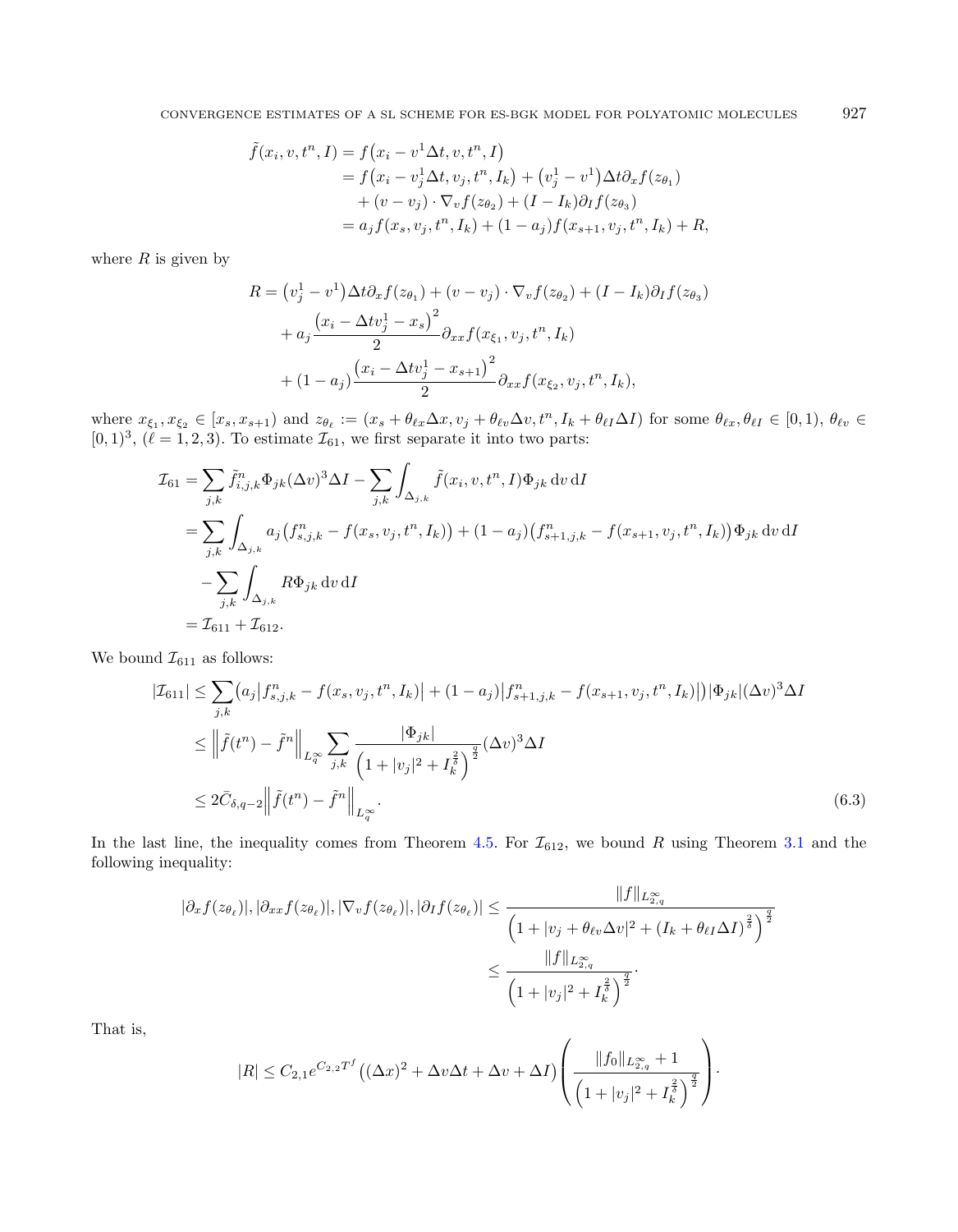$$
\begin{aligned}
\tilde{f}(x_i, v, t^n, I) &= f\big(x_i - v^1 \Delta t, v, t^n, I\big) \\
&= f\big(x_i - v_j^1 \Delta t, v_j, t^n, I_k\big) + \big(v_j^1 - v^1\big)\Delta t \partial_x f(z_{\theta_1}) \\
&\quad + (v - v_j) \cdot \nabla_v f(z_{\theta_2}) + (I - I_k)\partial_I f(z_{\theta_3}) \\
&= a_j f(x_s, v_j, t^n, I_k) + (1 - a_j) f(x_{s+1}, v_j, t^n, I_k) + R,
\end{aligned}
$$

where $R$ is given by

$$
\begin{aligned}
R &= \big(v_j^1 - v^1\big)\Delta t \partial_x f(z_{\theta_1}) + (v - v_j) \cdot \nabla_v f(z_{\theta_2}) + (I - I_k)\partial_I f(z_{\theta_3}) \\
&\quad + a_j \frac{\big(x_i - \Delta t v_j^1 - x_s\big)^2}{2} \partial_{xx} f(x_{\xi_1}, v_j, t^n, I_k) \\
&\quad + (1 - a_j) \frac{\big(x_i - \Delta t v_j^1 - x_{s+1}\big)^2}{2} \partial_{xx} f(x_{\xi_2}, v_j, t^n, I_k),
\end{aligned}
$$

where $x_{\xi_1}, x_{\xi_2} \in [x_s, x_{s+1})$ and $z_{\theta_\ell} := (x_s + \theta_{\ell x}\Delta x, v_j + \theta_{\ell v}\Delta v, t^n, I_k + \theta_{\ell I}\Delta I)$ for some $\theta_{\ell x}, \theta_{\ell I} \in [0,1)$, $\theta_{\ell v} \in [0,1)^3$, $(\ell = 1,2,3)$. To estimate $\mathcal{I}_{61}$, we first separate it into two parts:

$$
\begin{aligned}
\mathcal{I}_{61} &= \sum_{j,k} \tilde{f}_{i,j,k}^n \Phi_{jk} (\Delta v)^3 \Delta I - \sum_{j,k} \int_{\Delta_{j,k}} \tilde{f}(x_i, v, t^n, I) \Phi_{jk} \, \mathrm{d}v \, \mathrm{d}I \\
&= \sum_{j,k} \int_{\Delta_{j,k}} a_j \big(f_{s,j,k}^n - f(x_s, v_j, t^n, I_k)\big) + (1 - a_j)\big(f_{s+1,j,k}^n - f(x_{s+1}, v_j, t^n, I_k)\big) \Phi_{jk} \, \mathrm{d}v \, \mathrm{d}I \\
&\quad - \sum_{j,k} \int_{\Delta_{j,k}} R \Phi_{jk} \, \mathrm{d}v \, \mathrm{d}I \\
&= \mathcal{I}_{611} + \mathcal{I}_{612}.
\end{aligned}
$$

We bound $\mathcal{I}_{611}$ as follows:

$$
\begin{aligned}
|\mathcal{I}_{611}| &\leq \sum_{j,k} \big(a_j \big|f_{s,j,k}^n - f(x_s, v_j, t^n, I_k)\big| + (1 - a_j)\big|f_{s+1,j,k}^n - f(x_{s+1}, v_j, t^n, I_k)\big|\big) |\Phi_{jk}| (\Delta v)^3 \Delta I \\
&\leq \Big\| \tilde{f}(t^n) - \tilde{f}^n \Big\|_{L_q^\infty} \sum_{j,k} \frac{|\Phi_{jk}|}{\Big(1 + |v_j|^2 + I_k^{\frac{2}{\delta}}\Big)^{\frac{q}{2}}} (\Delta v)^3 \Delta I \\
&\leq 2\bar{C}_{\delta, q-2} \Big\| \tilde{f}(t^n) - \tilde{f}^n \Big\|_{L_q^\infty}.
\end{aligned} \tag{6.3}
$$

In the last line, the inequality comes from Theorem 4.5. For $\mathcal{I}_{612}$, we bound $R$ using Theorem 3.1 and the following inequality:

$$
\begin{aligned}
|\partial_x f(z_{\theta_\ell})|, |\partial_{xx} f(z_{\theta_\ell})|, |\nabla_v f(z_{\theta_\ell})|, |\partial_I f(z_{\theta_\ell})| &\leq \frac{\|f\|_{L_{2,q}^\infty}}{\Big(1 + |v_j + \theta_{\ell v}\Delta v|^2 + (I_k + \theta_{\ell I}\Delta I)^{\frac{2}{\delta}}\Big)^{\frac{q}{2}}} \\
&\leq \frac{\|f\|_{L_{2,q}^\infty}}{\Big(1 + |v_j|^2 + I_k^{\frac{2}{\delta}}\Big)^{\frac{q}{2}}}.
\end{aligned}
$$

That is,

$$
|R| \leq C_{2,1} e^{C_{2,2} T^f} \big((\Delta x)^2 + \Delta v \Delta t + \Delta v + \Delta I\big) \left( \frac{\|f_0\|_{L_{2,q}^\infty} + 1}{\Big(1 + |v_j|^2 + I_k^{\frac{2}{\delta}}\Big)^{\frac{q}{2}}} \right).
$$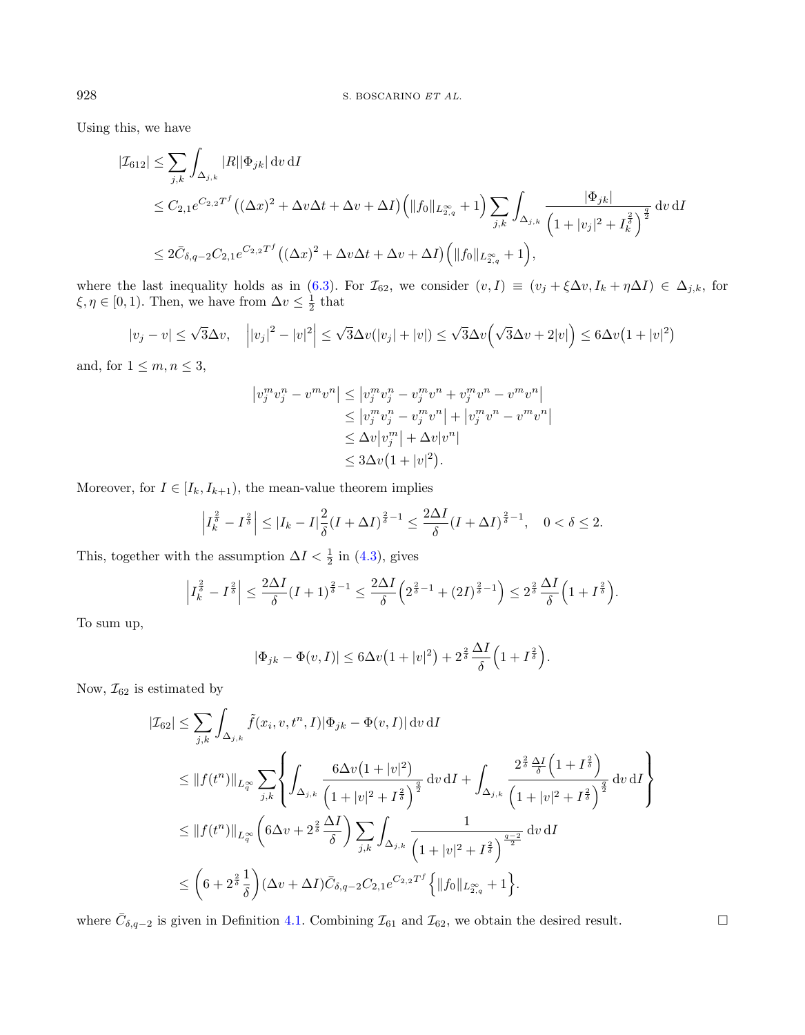Using this, we have

$$
\begin{aligned}
|\mathcal{I}_{612}| &\leq \sum_{j,k} \int_{\Delta_{j,k}} |R||\Phi_{jk}| \,\mathrm{d}v \,\mathrm{d}I \\
&\leq C_{2,1} e^{C_{2,2}T^f} \left((\Delta x)^2 + \Delta v \Delta t + \Delta v + \Delta I\right)\Big(\|f_0\|_{L^\infty_{2,q}} + 1\Big) \sum_{j,k} \int_{\Delta_{j,k}} \frac{|\Phi_{jk}|}{\left(1 + |v_j|^2 + I_k^{\frac{2}{\delta}}\right)^{\frac{q}{2}}} \,\mathrm{d}v \,\mathrm{d}I \\
&\leq 2\bar{C}_{\delta,q-2} C_{2,1} e^{C_{2,2}T^f} \left((\Delta x)^2 + \Delta v \Delta t + \Delta v + \Delta I\right)\Big(\|f_0\|_{L^\infty_{2,q}} + 1\Big),
\end{aligned}
$$

where the last inequality holds as in (6.3). For $\mathcal{I}_{62}$, we consider $(v, I) \equiv (v_j + \xi \Delta v, I_k + \eta \Delta I) \in \Delta_{j,k}$, for $\xi, \eta \in [0, 1)$. Then, we have from $\Delta v \leq \frac{1}{2}$ that

$$
|v_j - v| \leq \sqrt{3}\Delta v, \quad \Big||v_j|^2 - |v|^2\Big| \leq \sqrt{3}\Delta v(|v_j| + |v|) \leq \sqrt{3}\Delta v\Big(\sqrt{3}\Delta v + 2|v|\Big) \leq 6\Delta v\big(1 + |v|^2\big)
$$

and, for $1 \leq m, n \leq 3$,

$$
\begin{aligned}
\left|v_j^m v_j^n - v^m v^n\right| &\leq \left|v_j^m v_j^n - v_j^m v^n + v_j^m v^n - v^m v^n\right| \\
&\leq \left|v_j^m v_j^n - v_j^m v^n\right| + \left|v_j^m v^n - v^m v^n\right| \\
&\leq \Delta v\left|v_j^m\right| + \Delta v|v^n| \\
&\leq 3\Delta v\big(1 + |v|^2\big).
\end{aligned}
$$

Moreover, for $I \in [I_k, I_{k+1})$, the mean-value theorem implies

$$
\left|I_k^{\frac{2}{\delta}} - I^{\frac{2}{\delta}}\right| \leq |I_k - I|\frac{2}{\delta}(I + \Delta I)^{\frac{2}{\delta}-1} \leq \frac{2\Delta I}{\delta}(I + \Delta I)^{\frac{2}{\delta}-1}, \quad 0 < \delta \leq 2.
$$

This, together with the assumption $\Delta I < \frac{1}{2}$ in (4.3), gives

$$
\left|I_k^{\frac{2}{\delta}} - I^{\frac{2}{\delta}}\right| \leq \frac{2\Delta I}{\delta}(I + 1)^{\frac{2}{\delta}-1} \leq \frac{2\Delta I}{\delta}\Big(2^{\frac{2}{\delta}-1} + (2I)^{\frac{2}{\delta}-1}\Big) \leq 2^{\frac{2}{\delta}}\frac{\Delta I}{\delta}\Big(1 + I^{\frac{2}{\delta}}\Big).
$$

To sum up,

$$
|\Phi_{jk} - \Phi(v, I)| \leq 6\Delta v\big(1 + |v|^2\big) + 2^{\frac{2}{\delta}}\frac{\Delta I}{\delta}\Big(1 + I^{\frac{2}{\delta}}\Big).
$$

Now, $\mathcal{I}_{62}$ is estimated by

$$
\begin{aligned}
|\mathcal{I}_{62}| &\leq \sum_{j,k} \int_{\Delta_{j,k}} \tilde{f}(x_i, v, t^n, I)|\Phi_{jk} - \Phi(v, I)| \,\mathrm{d}v \,\mathrm{d}I \\
&\leq \|f(t^n)\|_{L^\infty_q} \sum_{j,k} \left\{ \int_{\Delta_{j,k}} \frac{6\Delta v\big(1 + |v|^2\big)}{\Big(1 + |v|^2 + I^{\frac{2}{\delta}}\Big)^{\frac{q}{2}}} \,\mathrm{d}v \,\mathrm{d}I + \int_{\Delta_{j,k}} \frac{2^{\frac{2}{\delta}}\frac{\Delta I}{\delta}\Big(1 + I^{\frac{2}{\delta}}\Big)}{\Big(1 + |v|^2 + I^{\frac{2}{\delta}}\Big)^{\frac{q}{2}}} \,\mathrm{d}v \,\mathrm{d}I \right\} \\
&\leq \|f(t^n)\|_{L^\infty_q} \left(6\Delta v + 2^{\frac{2}{\delta}}\frac{\Delta I}{\delta}\right) \sum_{j,k} \int_{\Delta_{j,k}} \frac{1}{\Big(1 + |v|^2 + I^{\frac{2}{\delta}}\Big)^{\frac{q-2}{2}}} \,\mathrm{d}v \,\mathrm{d}I \\
&\leq \left(6 + 2^{\frac{2}{\delta}}\frac{1}{\delta}\right)(\Delta v + \Delta I)\bar{C}_{\delta,q-2} C_{2,1} e^{C_{2,2}T^f}\Big\{\|f_0\|_{L^\infty_{2,q}} + 1\Big\}.
\end{aligned}
$$

where $\bar{C}_{\delta,q-2}$ is given in Definition 4.1. Combining $\mathcal{I}_{61}$ and $\mathcal{I}_{62}$, we obtain the desired result. □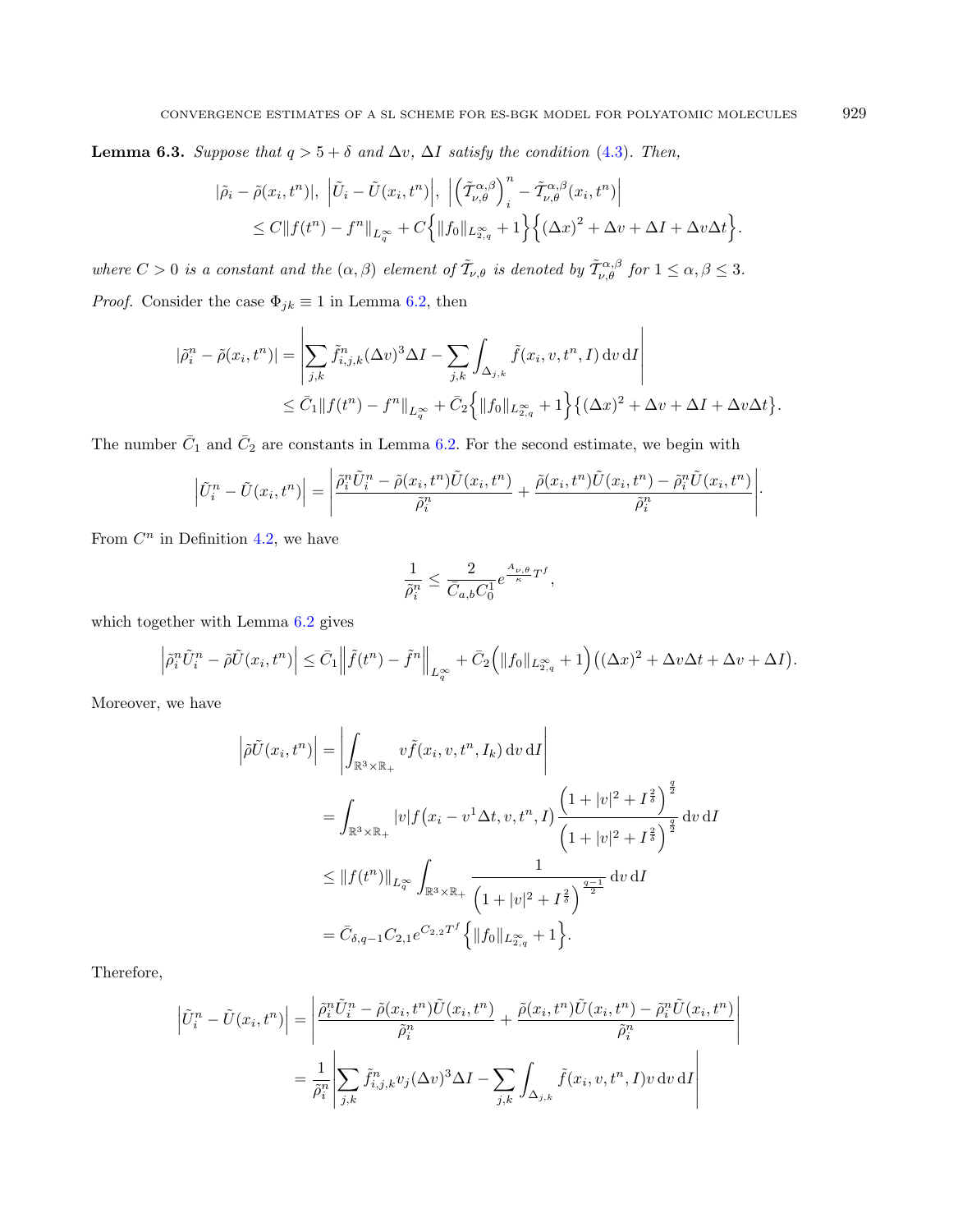**Lemma 6.3.** *Suppose that $q > 5 + \delta$ and $\Delta v$, $\Delta I$ satisfy the condition (4.3). Then,*

$$
\begin{aligned}
&|\tilde{\rho}_i - \tilde{\rho}(x_i, t^n)|, \ \left|\tilde{U}_i - \tilde{U}(x_i, t^n)\right|, \ \left|\left(\tilde{\mathcal{T}}^{\alpha,\beta}_{\nu,\theta}\right)^n_i - \tilde{\mathcal{T}}^{\alpha,\beta}_{\nu,\theta}(x_i, t^n)\right| \\
&\quad \le C\|f(t^n) - f^n\|_{L^\infty_q} + C\Big\{\|f_0\|_{L^\infty_{2,q}} + 1\Big\}\Big\{(\Delta x)^2 + \Delta v + \Delta I + \Delta v \Delta t\Big\}.
\end{aligned}
$$

*where $C > 0$ is a constant and the $(\alpha, \beta)$ element of $\tilde{\mathcal{T}}_{\nu,\theta}$ is denoted by $\tilde{\mathcal{T}}^{\alpha,\beta}_{\nu,\theta}$ for $1 \le \alpha, \beta \le 3$.*

*Proof.* Consider the case $\Phi_{jk} \equiv 1$ in Lemma 6.2, then

$$
\begin{aligned}
|\tilde{\rho}^n_i - \tilde{\rho}(x_i, t^n)| &= \left|\sum_{j,k} \tilde{f}^n_{i,j,k} (\Delta v)^3 \Delta I - \sum_{j,k} \int_{\Delta_{j,k}} \tilde{f}(x_i, v, t^n, I)\, \mathrm{d}v\, \mathrm{d}I\right| \\
&\le \bar{C}_1 \|f(t^n) - f^n\|_{L^\infty_q} + \bar{C}_2\Big\{\|f_0\|_{L^\infty_{2,q}} + 1\Big\}\big\{(\Delta x)^2 + \Delta v + \Delta I + \Delta v \Delta t\big\}.
\end{aligned}
$$

The number $\bar{C}_1$ and $\bar{C}_2$ are constants in Lemma 6.2. For the second estimate, we begin with

$$
\left|\tilde{U}^n_i - \tilde{U}(x_i, t^n)\right| = \left|\frac{\tilde{\rho}^n_i \tilde{U}^n_i - \tilde{\rho}(x_i, t^n)\tilde{U}(x_i, t^n)}{\tilde{\rho}^n_i} + \frac{\tilde{\rho}(x_i, t^n)\tilde{U}(x_i, t^n) - \tilde{\rho}^n_i \tilde{U}(x_i, t^n)}{\tilde{\rho}^n_i}\right|.
$$

From $C^n$ in Definition 4.2, we have

$$
\frac{1}{\tilde{\rho}^n_i} \le \frac{2}{\bar{C}_{a,b} C^1_0} e^{\frac{A_{\nu,\theta}}{\kappa} T^f},
$$

which together with Lemma 6.2 gives

$$
\left|\tilde{\rho}^n_i \tilde{U}^n_i - \tilde{\rho}\tilde{U}(x_i, t^n)\right| \le \bar{C}_1 \left\|\tilde{f}(t^n) - \tilde{f}^n\right\|_{L^\infty_q} + \bar{C}_2\Big(\|f_0\|_{L^\infty_{2,q}} + 1\Big)\big((\Delta x)^2 + \Delta v \Delta t + \Delta v + \Delta I\big).
$$

Moreover, we have

$$
\begin{aligned}
\left|\tilde{\rho}\tilde{U}(x_i, t^n)\right| &= \left|\int_{\mathbb{R}^3 \times \mathbb{R}_+} v \tilde{f}(x_i, v, t^n, I_k)\, \mathrm{d}v\, \mathrm{d}I\right| \\
&= \int_{\mathbb{R}^3 \times \mathbb{R}_+} |v| f\big(x_i - v^1 \Delta t, v, t^n, I\big) \frac{\Big(1 + |v|^2 + I^{\frac{2}{\delta}}\Big)^{\frac{q}{2}}}{\Big(1 + |v|^2 + I^{\frac{2}{\delta}}\Big)^{\frac{q}{2}}}\, \mathrm{d}v\, \mathrm{d}I \\
&\le \|f(t^n)\|_{L^\infty_q} \int_{\mathbb{R}^3 \times \mathbb{R}_+} \frac{1}{\Big(1 + |v|^2 + I^{\frac{2}{\delta}}\Big)^{\frac{q-1}{2}}}\, \mathrm{d}v\, \mathrm{d}I \\
&= \bar{C}_{\delta, q-1} C_{2,1} e^{C_{2,2} T^f}\Big\{\|f_0\|_{L^\infty_{2,q}} + 1\Big\}.
\end{aligned}
$$

Therefore,

$$
\begin{aligned}
\left|\tilde{U}^n_i - \tilde{U}(x_i, t^n)\right| &= \left|\frac{\tilde{\rho}^n_i \tilde{U}^n_i - \tilde{\rho}(x_i, t^n)\tilde{U}(x_i, t^n)}{\tilde{\rho}^n_i} + \frac{\tilde{\rho}(x_i, t^n)\tilde{U}(x_i, t^n) - \tilde{\rho}^n_i \tilde{U}(x_i, t^n)}{\tilde{\rho}^n_i}\right| \\
&= \frac{1}{\tilde{\rho}^n_i}\left|\sum_{j,k} \tilde{f}^n_{i,j,k} v_j (\Delta v)^3 \Delta I - \sum_{j,k} \int_{\Delta_{j,k}} \tilde{f}(x_i, v, t^n, I) v\, \mathrm{d}v\, \mathrm{d}I\right|
\end{aligned}
$$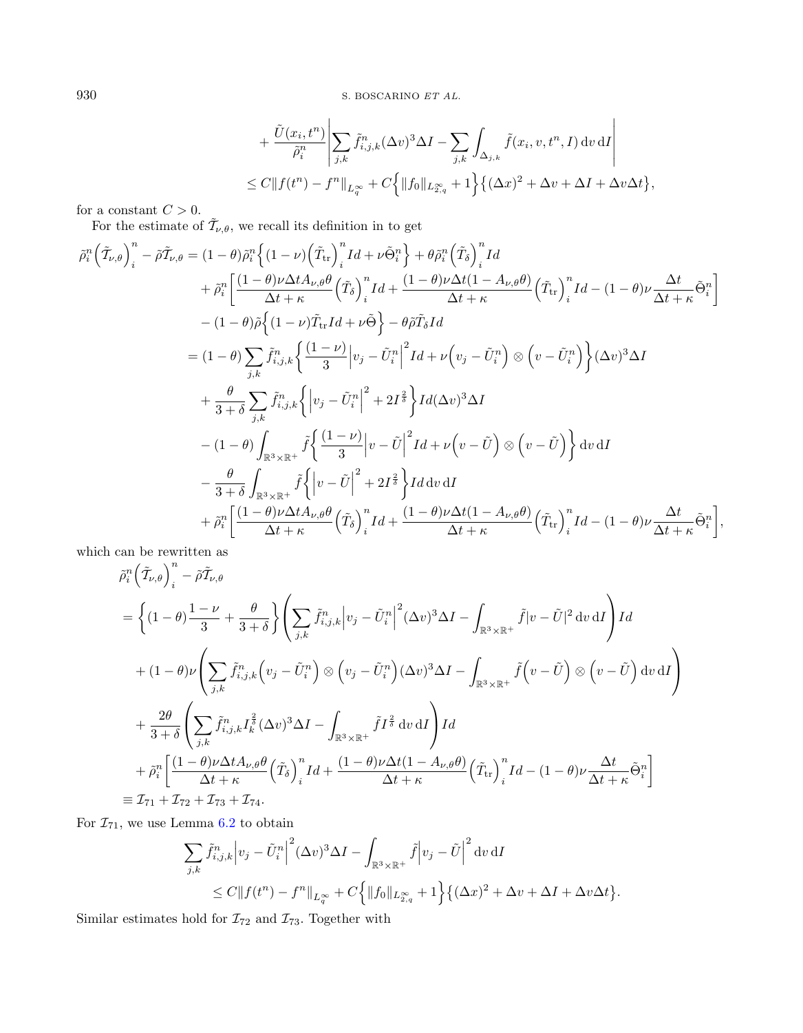$$
+\frac{\tilde{U}(x_i,t^n)}{\tilde{\rho}_i^n}\left|\sum_{j,k}\tilde{f}_{i,j,k}^n(\Delta v)^3\Delta I-\sum_{j,k}\int_{\Delta_{j,k}}\tilde{f}(x_i,v,t^n,I)\,\mathrm{d}v\,\mathrm{d}I\right|
$$

$$
\leq C\|f(t^n)-f^n\|_{L_q^\infty}+C\Big\{\|f_0\|_{L_{2,q}^\infty}+1\Big\}\big\{(\Delta x)^2+\Delta v+\Delta I+\Delta v\Delta t\big\},
$$

for a constant $C>0$.

For the estimate of $\tilde{\mathcal{T}}_{\nu,\theta}$, we recall its definition in to get

$$
\begin{aligned}
\tilde{\rho}_i^n\Big(\tilde{\mathcal{T}}_{\nu,\theta}\Big)_i^n-\tilde{\rho}\tilde{\mathcal{T}}_{\nu,\theta}&=(1-\theta)\tilde{\rho}_i^n\Big\{(1-\nu)\Big(\tilde{T}_{\mathrm{tr}}\Big)_i^n Id+\nu\tilde{\Theta}_i^n\Big\}+\theta\tilde{\rho}_i^n\Big(\tilde{T}_\delta\Big)_i^n Id\\
&\quad+\tilde{\rho}_i^n\bigg[\frac{(1-\theta)\nu\Delta tA_{\nu,\theta}\theta}{\Delta t+\kappa}\Big(\tilde{T}_\delta\Big)_i^n Id+\frac{(1-\theta)\nu\Delta t(1-A_{\nu,\theta}\theta)}{\Delta t+\kappa}\Big(\tilde{T}_{\mathrm{tr}}\Big)_i^n Id-(1-\theta)\nu\frac{\Delta t}{\Delta t+\kappa}\tilde{\Theta}_i^n\bigg]\\
&\quad-(1-\theta)\tilde{\rho}\Big\{(1-\nu)\tilde{T}_{\mathrm{tr}}Id+\nu\tilde{\Theta}\Big\}-\theta\tilde{\rho}\tilde{T}_\delta Id\\
&=(1-\theta)\sum_{j,k}\tilde{f}_{i,j,k}^n\bigg\{\frac{(1-\nu)}{3}\Big|v_j-\tilde{U}_i^n\Big|^2 Id+\nu\Big(v_j-\tilde{U}_i^n\Big)\otimes\Big(v-\tilde{U}_i^n\Big)\bigg\}(\Delta v)^3\Delta I\\
&\quad+\frac{\theta}{3+\delta}\sum_{j,k}\tilde{f}_{i,j,k}^n\bigg\{\Big|v_j-\tilde{U}_i^n\Big|^2+2I^{\frac{2}{\delta}}\bigg\}Id(\Delta v)^3\Delta I\\
&\quad-(1-\theta)\int_{\mathbb{R}^3\times\mathbb{R}^+}\tilde{f}\bigg\{\frac{(1-\nu)}{3}\Big|v-\tilde{U}\Big|^2 Id+\nu\Big(v-\tilde{U}\Big)\otimes\Big(v-\tilde{U}\Big)\bigg\}\,\mathrm{d}v\,\mathrm{d}I\\
&\quad-\frac{\theta}{3+\delta}\int_{\mathbb{R}^3\times\mathbb{R}^+}\tilde{f}\bigg\{\Big|v-\tilde{U}\Big|^2+2I^{\frac{2}{\delta}}\bigg\}Id\,\mathrm{d}v\,\mathrm{d}I\\
&\quad+\tilde{\rho}_i^n\bigg[\frac{(1-\theta)\nu\Delta tA_{\nu,\theta}\theta}{\Delta t+\kappa}\Big(\tilde{T}_\delta\Big)_i^n Id+\frac{(1-\theta)\nu\Delta t(1-A_{\nu,\theta}\theta)}{\Delta t+\kappa}\Big(\tilde{T}_{\mathrm{tr}}\Big)_i^n Id-(1-\theta)\nu\frac{\Delta t}{\Delta t+\kappa}\tilde{\Theta}_i^n\bigg],
\end{aligned}
$$

which can be rewritten as

$$
\begin{aligned}
&\tilde{\rho}_i^n\Big(\tilde{\mathcal{T}}_{\nu,\theta}\Big)_i^n-\tilde{\rho}\tilde{\mathcal{T}}_{\nu,\theta}\\
&=\bigg\{(1-\theta)\frac{1-\nu}{3}+\frac{\theta}{3+\delta}\bigg\}\left(\sum_{j,k}\tilde{f}_{i,j,k}^n\Big|v_j-\tilde{U}_i^n\Big|^2(\Delta v)^3\Delta I-\int_{\mathbb{R}^3\times\mathbb{R}^+}\tilde{f}|v-\tilde{U}|^2\,\mathrm{d}v\,\mathrm{d}I\right)Id\\
&\quad+(1-\theta)\nu\left(\sum_{j,k}\tilde{f}_{i,j,k}^n\Big(v_j-\tilde{U}_i^n\Big)\otimes\Big(v_j-\tilde{U}_i^n\Big)(\Delta v)^3\Delta I-\int_{\mathbb{R}^3\times\mathbb{R}^+}\tilde{f}\Big(v-\tilde{U}\Big)\otimes\Big(v-\tilde{U}\Big)\,\mathrm{d}v\,\mathrm{d}I\right)\\
&\quad+\frac{2\theta}{3+\delta}\left(\sum_{j,k}\tilde{f}_{i,j,k}^n I_k^{\frac{2}{\delta}}(\Delta v)^3\Delta I-\int_{\mathbb{R}^3\times\mathbb{R}^+}\tilde{f}I^{\frac{2}{\delta}}\,\mathrm{d}v\,\mathrm{d}I\right)Id\\
&\quad+\tilde{\rho}_i^n\bigg[\frac{(1-\theta)\nu\Delta tA_{\nu,\theta}\theta}{\Delta t+\kappa}\Big(\tilde{T}_\delta\Big)_i^n Id+\frac{(1-\theta)\nu\Delta t(1-A_{\nu,\theta}\theta)}{\Delta t+\kappa}\Big(\tilde{T}_{\mathrm{tr}}\Big)_i^n Id-(1-\theta)\nu\frac{\Delta t}{\Delta t+\kappa}\tilde{\Theta}_i^n\bigg]\\
&\equiv\mathcal{I}_{71}+\mathcal{I}_{72}+\mathcal{I}_{73}+\mathcal{I}_{74}.
\end{aligned}
$$

For $\mathcal{I}_{71}$, we use Lemma 6.2 to obtain

$$
\begin{aligned}
&\sum_{j,k}\tilde{f}_{i,j,k}^n\Big|v_j-\tilde{U}_i^n\Big|^2(\Delta v)^3\Delta I-\int_{\mathbb{R}^3\times\mathbb{R}^+}\tilde{f}\Big|v_j-\tilde{U}\Big|^2\,\mathrm{d}v\,\mathrm{d}I\\
&\qquad\leq C\|f(t^n)-f^n\|_{L_q^\infty}+C\Big\{\|f_0\|_{L_{2,q}^\infty}+1\Big\}\big\{(\Delta x)^2+\Delta v+\Delta I+\Delta v\Delta t\big\}.
\end{aligned}
$$

Similar estimates hold for $\mathcal{I}_{72}$ and $\mathcal{I}_{73}$. Together with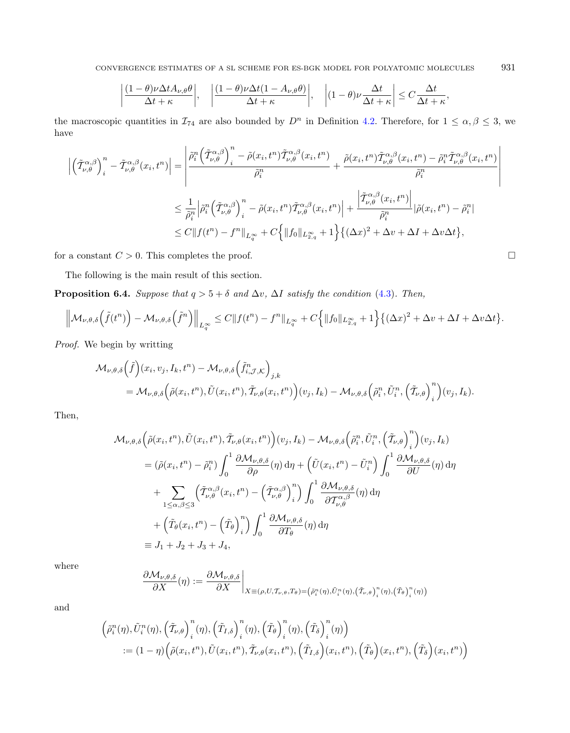$$\left|\frac{(1-\theta)\nu\Delta t A_{\nu,\theta}\theta}{\Delta t+\kappa}\right|, \quad \left|\frac{(1-\theta)\nu\Delta t(1-A_{\nu,\theta}\theta)}{\Delta t+\kappa}\right|, \quad \left|(1-\theta)\nu\frac{\Delta t}{\Delta t+\kappa}\right| \leq C\frac{\Delta t}{\Delta t+\kappa},$$

the macroscopic quantities in $\mathcal{I}_{74}$ are also bounded by $D^n$ in Definition 4.2. Therefore, for $1 \leq \alpha, \beta \leq 3$, we have

$$\begin{aligned}
\left|\left(\tilde{\mathcal{T}}^{\alpha,\beta}_{\nu,\theta}\right)^n_i - \tilde{\mathcal{T}}^{\alpha,\beta}_{\nu,\theta}(x_i,t^n)\right| &= \left|\frac{\tilde{\rho}^n_i\left(\tilde{\mathcal{T}}^{\alpha,\beta}_{\nu,\theta}\right)^n_i - \tilde{\rho}(x_i,t^n)\tilde{\mathcal{T}}^{\alpha,\beta}_{\nu,\theta}(x_i,t^n)}{\tilde{\rho}^n_i} + \frac{\tilde{\rho}(x_i,t^n)\tilde{\mathcal{T}}^{\alpha,\beta}_{\nu,\theta}(x_i,t^n) - \tilde{\rho}^n_i\tilde{\mathcal{T}}^{\alpha,\beta}_{\nu,\theta}(x_i,t^n)}{\tilde{\rho}^n_i}\right| \\
&\leq \frac{1}{\tilde{\rho}^n_i}\left|\tilde{\rho}^n_i\left(\tilde{\mathcal{T}}^{\alpha,\beta}_{\nu,\theta}\right)^n_i - \tilde{\rho}(x_i,t^n)\tilde{\mathcal{T}}^{\alpha,\beta}_{\nu,\theta}(x_i,t^n)\right| + \frac{\left|\tilde{\mathcal{T}}^{\alpha,\beta}_{\nu,\theta}(x_i,t^n)\right|}{\tilde{\rho}^n_i}\left|\tilde{\rho}(x_i,t^n) - \tilde{\rho}^n_i\right| \\
&\leq C\|f(t^n) - f^n\|_{L^\infty_q} + C\left\{\|f_0\|_{L^\infty_{2,q}} + 1\right\}\left\{(\Delta x)^2 + \Delta v + \Delta I + \Delta v\Delta t\right\},
\end{aligned}$$

for a constant $C > 0$. This completes the proof. □

The following is the main result of this section.

**Proposition 6.4.** *Suppose that $q > 5 + \delta$ and $\Delta v$, $\Delta I$ satisfy the condition (4.3). Then,*

$$\left\|\mathcal{M}_{\nu,\theta,\delta}\left(\tilde{f}(t^n)\right) - \mathcal{M}_{\nu,\theta,\delta}\left(\tilde{f}^n\right)\right\|_{L^\infty_q} \leq C\|f(t^n) - f^n\|_{L^\infty_q} + C\left\{\|f_0\|_{L^\infty_{2,q}} + 1\right\}\left\{(\Delta x)^2 + \Delta v + \Delta I + \Delta v\Delta t\right\}.$$

*Proof.* We begin by writting

$$\begin{aligned}
&\mathcal{M}_{\nu,\theta,\delta}\left(\tilde{f}\right)(x_i,v_j,I_k,t^n) - \mathcal{M}_{\nu,\theta,\delta}\left(\tilde{f}^n_{i,\mathcal{J},\mathcal{K}}\right)_{j,k} \\
&\quad= \mathcal{M}_{\nu,\theta,\delta}\left(\tilde{\rho}(x_i,t^n),\tilde{U}(x_i,t^n),\tilde{\mathcal{T}}_{\nu,\theta}(x_i,t^n)\right)(v_j,I_k) - \mathcal{M}_{\nu,\theta,\delta}\left(\tilde{\rho}^n_i,\tilde{U}^n_i,\left(\tilde{\mathcal{T}}_{\nu,\theta}\right)^n_i\right)(v_j,I_k).
\end{aligned}$$

Then,

$$\begin{aligned}
&\mathcal{M}_{\nu,\theta,\delta}\left(\tilde{\rho}(x_i,t^n),\tilde{U}(x_i,t^n),\tilde{\mathcal{T}}_{\nu,\theta}(x_i,t^n)\right)(v_j,I_k) - \mathcal{M}_{\nu,\theta,\delta}\left(\tilde{\rho}^n_i,\tilde{U}^n_i,\left(\tilde{\mathcal{T}}_{\nu,\theta}\right)^n_i\right)(v_j,I_k) \\
&\quad= \left(\tilde{\rho}(x_i,t^n) - \tilde{\rho}^n_i\right)\int_0^1 \frac{\partial\mathcal{M}_{\nu,\theta,\delta}}{\partial\rho}(\eta)\,\mathrm{d}\eta + \left(\tilde{U}(x_i,t^n) - \tilde{U}^n_i\right)\int_0^1 \frac{\partial\mathcal{M}_{\nu,\theta,\delta}}{\partial U}(\eta)\,\mathrm{d}\eta \\
&\qquad+ \sum_{1\leq\alpha,\beta\leq 3}\left(\tilde{\mathcal{T}}^{\alpha,\beta}_{\nu,\theta}(x_i,t^n) - \left(\tilde{\mathcal{T}}^{\alpha,\beta}_{\nu,\theta}\right)^n_i\right)\int_0^1 \frac{\partial\mathcal{M}_{\nu,\theta,\delta}}{\partial\mathcal{T}^{\alpha,\beta}_{\nu,\theta}}(\eta)\,\mathrm{d}\eta \\
&\qquad+ \left(\tilde{T}_\theta(x_i,t^n) - \left(\tilde{T}_\theta\right)^n_i\right)\int_0^1 \frac{\partial\mathcal{M}_{\nu,\theta,\delta}}{\partial T_\theta}(\eta)\,\mathrm{d}\eta \\
&\quad\equiv J_1 + J_2 + J_3 + J_4,
\end{aligned}$$

where

$$\frac{\partial\mathcal{M}_{\nu,\theta,\delta}}{\partial X}(\eta) := \left.\frac{\partial\mathcal{M}_{\nu,\theta,\delta}}{\partial X}\right|_{X\equiv(\rho,U,\mathcal{T}_{\nu,\theta},T_\theta)=\left(\tilde{\rho}^n_i(\eta),\tilde{U}^n_i(\eta),\left(\tilde{\mathcal{T}}_{\nu,\theta}\right)^n_i(\eta),\left(\tilde{T}_\theta\right)^n_i(\eta)\right)}$$

and

$$\begin{aligned}
&\left(\tilde{\rho}^n_i(\eta),\tilde{U}^n_i(\eta),\left(\tilde{\mathcal{T}}_{\nu,\theta}\right)^n_i(\eta),\left(\tilde{T}_{I,\delta}\right)^n_i(\eta),\left(\tilde{T}_\theta\right)^n_i(\eta),\left(\tilde{T}_\delta\right)^n_i(\eta)\right) \\
&\quad:= (1-\eta)\left(\tilde{\rho}(x_i,t^n),\tilde{U}(x_i,t^n),\tilde{\mathcal{T}}_{\nu,\theta}(x_i,t^n),\left(\tilde{T}_{I,\delta}\right)(x_i,t^n),\left(\tilde{T}_\theta\right)(x_i,t^n),\left(\tilde{T}_\delta\right)(x_i,t^n)\right)
\end{aligned}$$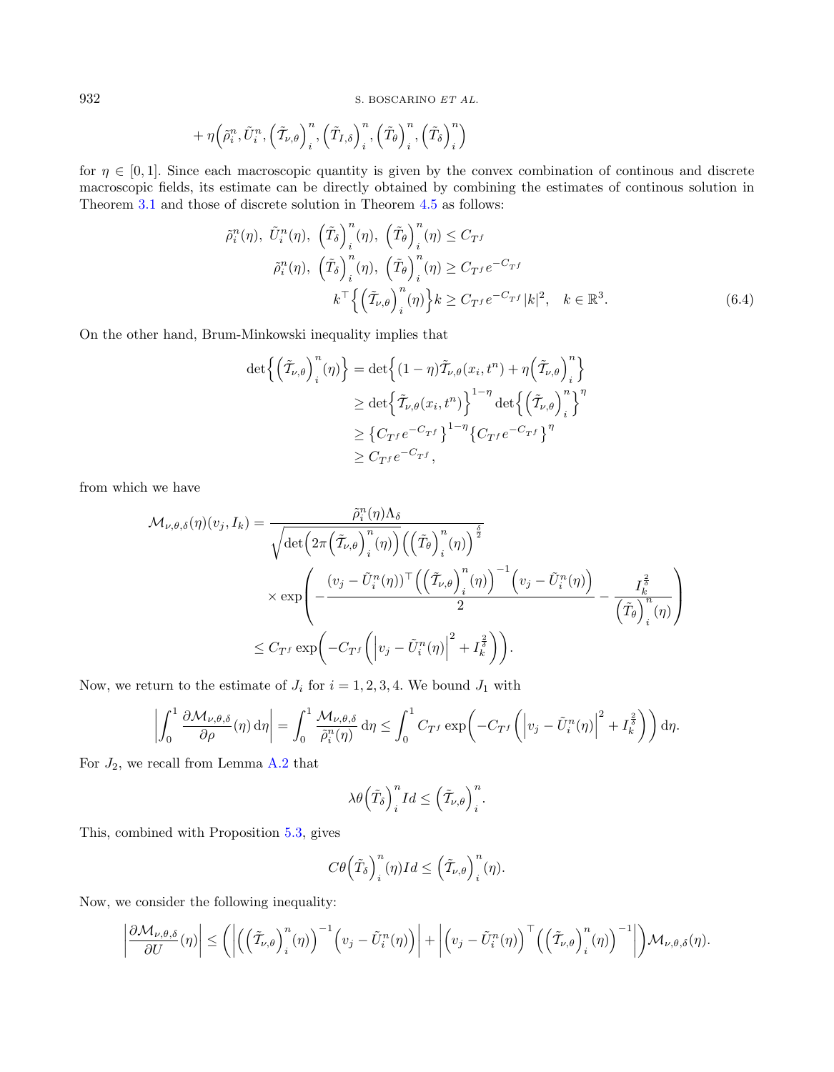$$+\,\eta\Big(\tilde\rho_i^n, \tilde U_i^n, \Big(\tilde{\mathcal{T}}_{\nu,\theta}\Big)_i^n, \Big(\tilde T_{I,\delta}\Big)_i^n, \Big(\tilde T_\theta\Big)_i^n, \Big(\tilde T_\delta\Big)_i^n\Big)$$

for $\eta \in [0,1]$. Since each macroscopic quantity is given by the convex combination of continous and discrete macroscopic fields, its estimate can be directly obtained by combining the estimates of continous solution in Theorem 3.1 and those of discrete solution in Theorem 4.5 as follows:

$$\begin{aligned}
\tilde\rho_i^n(\eta),\ \tilde U_i^n(\eta),\ \Big(\tilde T_\delta\Big)_i^n(\eta),\ \Big(\tilde T_\theta\Big)_i^n(\eta) &\le C_{T^f}\\
\tilde\rho_i^n(\eta),\ \Big(\tilde T_\delta\Big)_i^n(\eta),\ \Big(\tilde T_\theta\Big)_i^n(\eta) &\ge C_{T^f}e^{-C_{T^f}}\\
k^\top\Big\{\Big(\tilde{\mathcal{T}}_{\nu,\theta}\Big)_i^n(\eta)\Big\}k &\ge C_{T^f}e^{-C_{T^f}}|k|^2, \quad k\in\mathbb{R}^3.
\end{aligned}\tag{6.4}$$

On the other hand, Brum-Minkowski inequality implies that

$$\begin{aligned}
\det\Big\{\Big(\tilde{\mathcal{T}}_{\nu,\theta}\Big)_i^n(\eta)\Big\} &= \det\Big\{(1-\eta)\tilde{\mathcal{T}}_{\nu,\theta}(x_i,t^n) + \eta\Big(\tilde{\mathcal{T}}_{\nu,\theta}\Big)_i^n\Big\}\\
&\ge \det\Big\{\tilde{\mathcal{T}}_{\nu,\theta}(x_i,t^n)\Big\}^{1-\eta}\det\Big\{\Big(\tilde{\mathcal{T}}_{\nu,\theta}\Big)_i^n\Big\}^{\eta}\\
&\ge \big\{C_{T^f}e^{-C_{T^f}}\big\}^{1-\eta}\big\{C_{T^f}e^{-C_{T^f}}\big\}^{\eta}\\
&\ge C_{T^f}e^{-C_{T^f}},
\end{aligned}$$

from which we have

$$\begin{aligned}
\mathcal{M}_{\nu,\theta,\delta}(\eta)(v_j,I_k) &= \frac{\tilde\rho_i^n(\eta)\Lambda_\delta}{\sqrt{\det\Big(2\pi\Big(\tilde{\mathcal{T}}_{\nu,\theta}\Big)_i^n(\eta)\Big)}\Big(\Big(\tilde T_\theta\Big)_i^n(\eta)\Big)^{\frac{\delta}{2}}}\\
&\quad\times\exp\left(-\frac{(v_j-\tilde U_i^n(\eta))^\top\Big(\Big(\tilde{\mathcal{T}}_{\nu,\theta}\Big)_i^n(\eta)\Big)^{-1}\Big(v_j-\tilde U_i^n(\eta)\Big)}{2} - \frac{I_k^{\frac{2}{\delta}}}{\Big(\tilde T_\theta\Big)_i^n(\eta)}\right)\\
&\le C_{T^f}\exp\bigg(-C_{T^f}\bigg(\Big|v_j-\tilde U_i^n(\eta)\Big|^2 + I_k^{\frac{2}{\delta}}\bigg)\bigg).
\end{aligned}$$

Now, we return to the estimate of $J_i$ for $i=1,2,3,4$. We bound $J_1$ with

$$\left|\int_0^1 \frac{\partial \mathcal{M}_{\nu,\theta,\delta}}{\partial\rho}(\eta)\,\mathrm{d}\eta\right| = \int_0^1\frac{\mathcal{M}_{\nu,\theta,\delta}}{\tilde\rho_i^n(\eta)}\,\mathrm{d}\eta \le \int_0^1 C_{T^f}\exp\bigg(-C_{T^f}\bigg(\Big|v_j-\tilde U_i^n(\eta)\Big|^2+I_k^{\frac{2}{\delta}}\bigg)\bigg)\,\mathrm{d}\eta.$$

For $J_2$, we recall from Lemma A.2 that

$$\lambda\theta\Big(\tilde T_\delta\Big)_i^n Id \le \Big(\tilde{\mathcal{T}}_{\nu,\theta}\Big)_i^n.$$

This, combined with Proposition 5.3, gives

$$C\theta\Big(\tilde T_\delta\Big)_i^n(\eta) Id \le \Big(\tilde{\mathcal{T}}_{\nu,\theta}\Big)_i^n(\eta).$$

Now, we consider the following inequality:

$$\left|\frac{\partial\mathcal{M}_{\nu,\theta,\delta}}{\partial U}(\eta)\right| \le \left(\left|\Big(\Big(\tilde{\mathcal{T}}_{\nu,\theta}\Big)_i^n(\eta)\Big)^{-1}\Big(v_j-\tilde U_i^n(\eta)\Big)\right| + \left|\Big(v_j-\tilde U_i^n(\eta)\Big)^\top\Big(\Big(\tilde{\mathcal{T}}_{\nu,\theta}\Big)_i^n(\eta)\Big)^{-1}\right|\right)\mathcal{M}_{\nu,\theta,\delta}(\eta).$$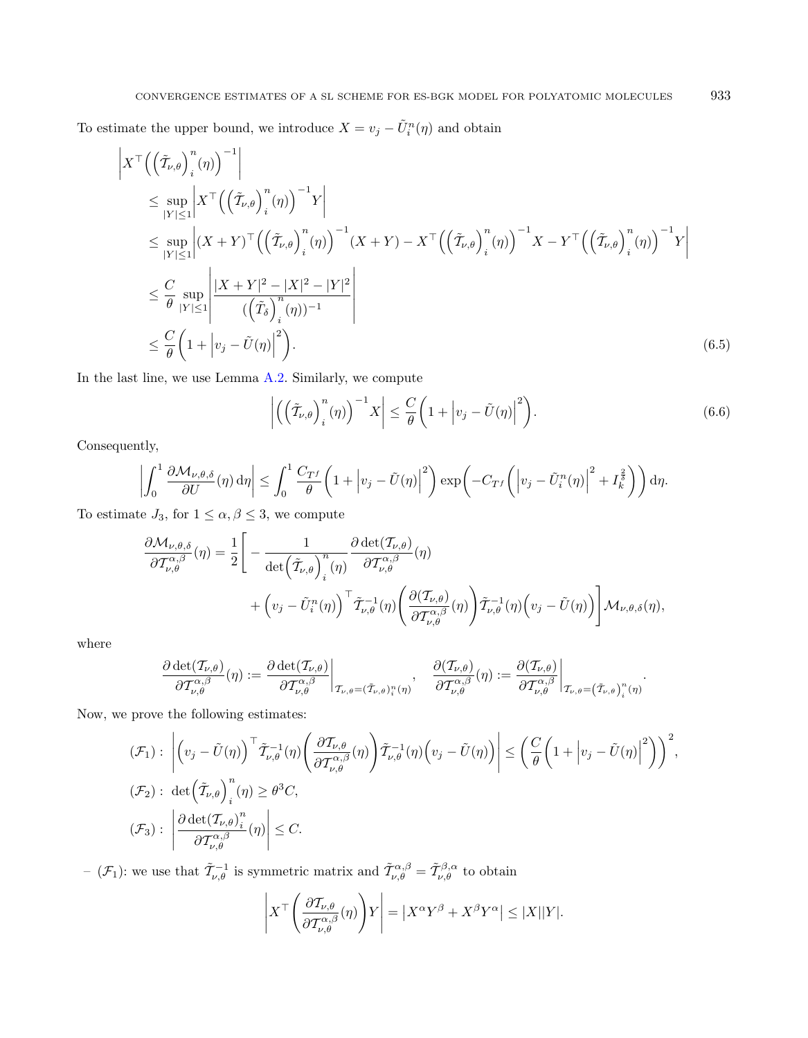To estimate the upper bound, we introduce $X = v_j - \tilde{U}_i^n(\eta)$ and obtain

$$
\begin{aligned}
&\left| X^\top \Big( \Big(\tilde{\mathcal{T}}_{\nu,\theta}\Big)_i^n(\eta) \Big)^{-1} \right| \\
&\quad \leq \sup_{|Y|\leq 1} \left| X^\top \Big( \Big(\tilde{\mathcal{T}}_{\nu,\theta}\Big)_i^n(\eta) \Big)^{-1} Y \right| \\
&\quad \leq \sup_{|Y|\leq 1} \left| (X+Y)^\top \Big( \Big(\tilde{\mathcal{T}}_{\nu,\theta}\Big)_i^n(\eta) \Big)^{-1} (X+Y) - X^\top \Big( \Big(\tilde{\mathcal{T}}_{\nu,\theta}\Big)_i^n(\eta) \Big)^{-1} X - Y^\top \Big( \Big(\tilde{\mathcal{T}}_{\nu,\theta}\Big)_i^n(\eta) \Big)^{-1} Y \right| \\
&\quad \leq \frac{C}{\theta} \sup_{|Y|\leq 1} \left| \frac{|X+Y|^2 - |X|^2 - |Y|^2}{(\Big(\tilde{T}_\delta\Big)_i^n(\eta))^{-1}} \right| \\
&\quad \leq \frac{C}{\theta} \bigg( 1 + \Big| v_j - \tilde{U}(\eta) \Big|^2 \bigg).
\end{aligned}
\tag{6.5}
$$

In the last line, we use Lemma A.2. Similarly, we compute

$$
\left| \Big( \Big(\tilde{\mathcal{T}}_{\nu,\theta}\Big)_i^n(\eta) \Big)^{-1} X \right| \leq \frac{C}{\theta} \bigg( 1 + \Big| v_j - \tilde{U}(\eta) \Big|^2 \bigg).
\tag{6.6}
$$

Consequently,

$$
\left| \int_0^1 \frac{\partial \mathcal{M}_{\nu,\theta,\delta}}{\partial U}(\eta)\, \mathrm{d}\eta \right| \leq \int_0^1 \frac{C_{Tf}}{\theta} \bigg( 1 + \Big| v_j - \tilde{U}(\eta) \Big|^2 \bigg) \exp\bigg( -C_{Tf} \bigg( \Big| v_j - \tilde{U}_i^n(\eta) \Big|^2 + I_k^{\frac{2}{\delta}} \bigg) \bigg)\, \mathrm{d}\eta.
$$

To estimate $J_3$, for $1 \leq \alpha, \beta \leq 3$, we compute

$$
\begin{aligned}
\frac{\partial \mathcal{M}_{\nu,\theta,\delta}}{\partial \mathcal{T}_{\nu,\theta}^{\alpha,\beta}}(\eta) = \frac{1}{2} \Bigg[ &- \frac{1}{\det\Big(\tilde{\mathcal{T}}_{\nu,\theta}\Big)_i^n(\eta)} \frac{\partial \det(\mathcal{T}_{\nu,\theta})}{\partial \mathcal{T}_{\nu,\theta}^{\alpha,\beta}}(\eta) \\
&+ \Big( v_j - \tilde{U}_i^n(\eta) \Big)^\top \tilde{\mathcal{T}}_{\nu,\theta}^{-1}(\eta) \bigg( \frac{\partial (\mathcal{T}_{\nu,\theta})}{\partial \mathcal{T}_{\nu,\theta}^{\alpha,\beta}}(\eta) \bigg) \tilde{\mathcal{T}}_{\nu,\theta}^{-1}(\eta) \Big( v_j - \tilde{U}(\eta) \Big) \Bigg] \mathcal{M}_{\nu,\theta,\delta}(\eta),
\end{aligned}
$$

where

$$
\frac{\partial \det(\mathcal{T}_{\nu,\theta})}{\partial \mathcal{T}_{\nu,\theta}^{\alpha,\beta}}(\eta) := \frac{\partial \det(\mathcal{T}_{\nu,\theta})}{\partial \mathcal{T}_{\nu,\theta}^{\alpha,\beta}} \bigg|_{\mathcal{T}_{\nu,\theta} = (\tilde{\mathcal{T}}_{\nu,\theta})_i^n(\eta)}, \quad \frac{\partial (\mathcal{T}_{\nu,\theta})}{\partial \mathcal{T}_{\nu,\theta}^{\alpha,\beta}}(\eta) := \frac{\partial (\mathcal{T}_{\nu,\theta})}{\partial \mathcal{T}_{\nu,\theta}^{\alpha,\beta}} \bigg|_{\mathcal{T}_{\nu,\theta} = \big(\tilde{\mathcal{T}}_{\nu,\theta}\big)_i^n(\eta)}.
$$

Now, we prove the following estimates:

$$
\begin{aligned}
&(\mathcal{F}_1): \left| \Big( v_j - \tilde{U}(\eta) \Big)^\top \tilde{\mathcal{T}}_{\nu,\theta}^{-1}(\eta) \bigg( \frac{\partial \mathcal{T}_{\nu,\theta}}{\partial \mathcal{T}_{\nu,\theta}^{\alpha,\beta}}(\eta) \bigg) \tilde{\mathcal{T}}_{\nu,\theta}^{-1}(\eta) \Big( v_j - \tilde{U}(\eta) \Big) \right| \leq \bigg( \frac{C}{\theta} \bigg( 1 + \Big| v_j - \tilde{U}(\eta) \Big|^2 \bigg) \bigg)^2, \\
&(\mathcal{F}_2): \det\Big(\tilde{\mathcal{T}}_{\nu,\theta}\Big)_i^n(\eta) \geq \theta^3 C, \\
&(\mathcal{F}_3): \left| \frac{\partial \det(\mathcal{T}_{\nu,\theta})_i^n}{\partial \mathcal{T}_{\nu,\theta}^{\alpha,\beta}}(\eta) \right| \leq C.
\end{aligned}
$$

– $(\mathcal{F}_1)$: we use that $\tilde{\mathcal{T}}_{\nu,\theta}^{-1}$ is symmetric matrix and $\tilde{\mathcal{T}}_{\nu,\theta}^{\alpha,\beta} = \tilde{\mathcal{T}}_{\nu,\theta}^{\beta,\alpha}$ to obtain

$$
\left| X^\top \bigg( \frac{\partial \mathcal{T}_{\nu,\theta}}{\partial \mathcal{T}_{\nu,\theta}^{\alpha,\beta}}(\eta) \bigg) Y \right| = \big| X^\alpha Y^\beta + X^\beta Y^\alpha \big| \leq |X||Y|.
$$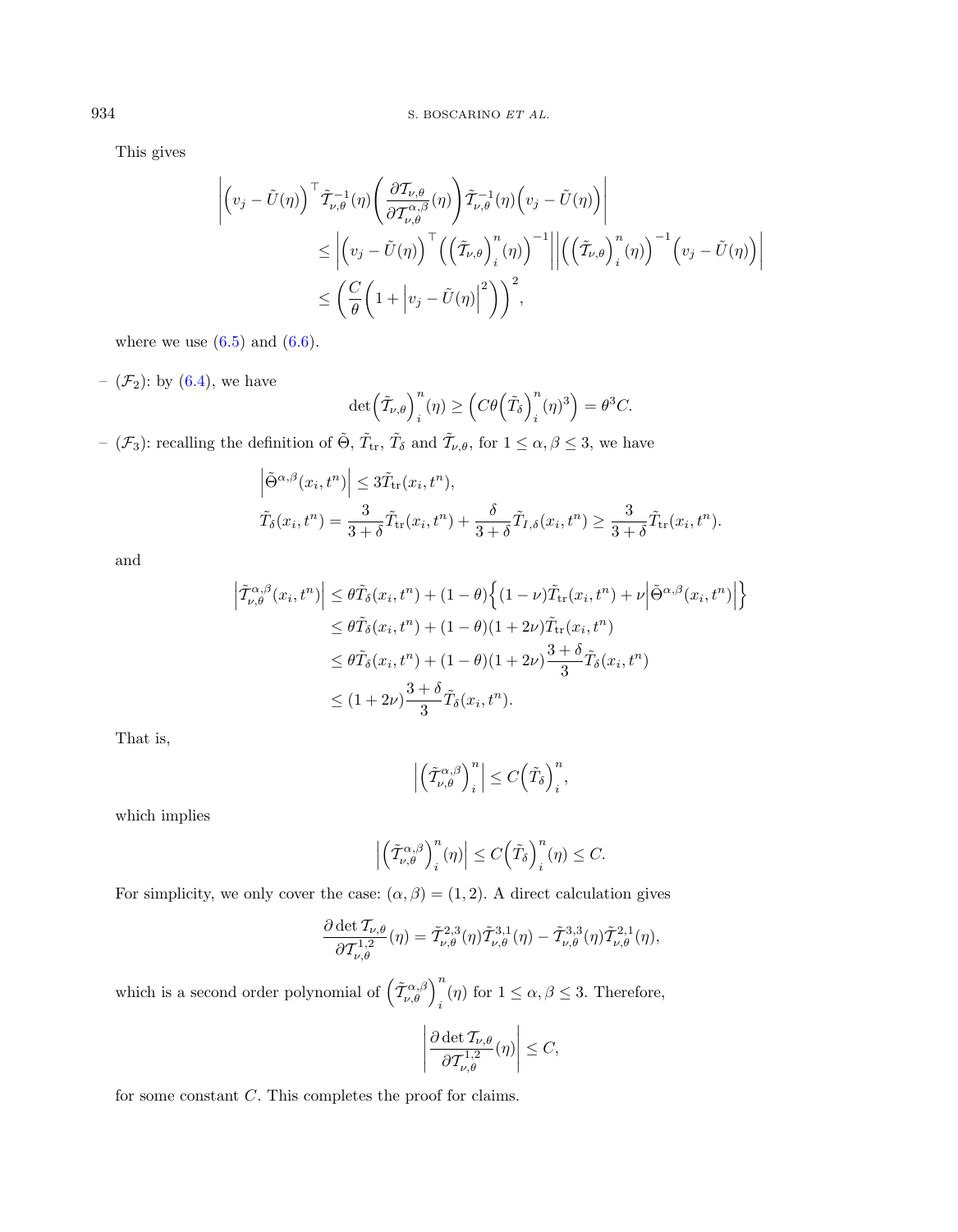This gives

$$
\begin{aligned}
&\left|\Big(v_j - \tilde{U}(\eta)\Big)^\top \tilde{\mathcal{T}}_{\nu,\theta}^{-1}(\eta)\left(\frac{\partial \mathcal{T}_{\nu,\theta}}{\partial \mathcal{T}_{\nu,\theta}^{\alpha,\beta}}(\eta)\right)\tilde{\mathcal{T}}_{\nu,\theta}^{-1}(\eta)\Big(v_j - \tilde{U}(\eta)\Big)\right| \\
&\qquad \leq \left|\Big(v_j - \tilde{U}(\eta)\Big)^\top \Big(\Big(\tilde{\mathcal{T}}_{\nu,\theta}\Big)_i^n(\eta)\Big)^{-1}\right|\left|\Big(\Big(\tilde{\mathcal{T}}_{\nu,\theta}\Big)_i^n(\eta)\Big)^{-1}\Big(v_j - \tilde{U}(\eta)\Big)\right| \\
&\qquad \leq \left(\frac{C}{\theta}\left(1 + \left|v_j - \tilde{U}(\eta)\right|^2\right)\right)^2,
\end{aligned}
$$

where we use (6.5) and (6.6).

– ($\mathcal{F}_2$): by (6.4), we have

$$
\det\Big(\tilde{\mathcal{T}}_{\nu,\theta}\Big)_i^n(\eta) \geq \Big(C\theta\Big(\tilde{T}_\delta\Big)_i^n(\eta)^3\Big) = \theta^3 C.
$$

– ($\mathcal{F}_3$): recalling the definition of $\tilde{\Theta}$, $\tilde{T}_{\mathrm{tr}}$, $\tilde{T}_\delta$ and $\tilde{\mathcal{T}}_{\nu,\theta}$, for $1 \leq \alpha, \beta \leq 3$, we have

$$
\begin{aligned}
&\left|\tilde{\Theta}^{\alpha,\beta}(x_i, t^n)\right| \leq 3\tilde{T}_{\mathrm{tr}}(x_i, t^n), \\
&\tilde{T}_\delta(x_i, t^n) = \frac{3}{3+\delta}\tilde{T}_{\mathrm{tr}}(x_i, t^n) + \frac{\delta}{3+\delta}\tilde{T}_{I,\delta}(x_i, t^n) \geq \frac{3}{3+\delta}\tilde{T}_{\mathrm{tr}}(x_i, t^n).
\end{aligned}
$$

and

$$
\begin{aligned}
\left|\tilde{\mathcal{T}}_{\nu,\theta}^{\alpha,\beta}(x_i, t^n)\right| &\leq \theta\tilde{T}_\delta(x_i, t^n) + (1-\theta)\Big\{(1-\nu)\tilde{T}_{\mathrm{tr}}(x_i, t^n) + \nu\left|\tilde{\Theta}^{\alpha,\beta}(x_i, t^n)\right|\Big\} \\
&\leq \theta\tilde{T}_\delta(x_i, t^n) + (1-\theta)(1+2\nu)\tilde{T}_{\mathrm{tr}}(x_i, t^n) \\
&\leq \theta\tilde{T}_\delta(x_i, t^n) + (1-\theta)(1+2\nu)\frac{3+\delta}{3}\tilde{T}_\delta(x_i, t^n) \\
&\leq (1+2\nu)\frac{3+\delta}{3}\tilde{T}_\delta(x_i, t^n).
\end{aligned}
$$

That is,

$$
\left|\Big(\tilde{\mathcal{T}}_{\nu,\theta}^{\alpha,\beta}\Big)_i^n\right| \leq C\Big(\tilde{T}_\delta\Big)_i^n,
$$

which implies

$$
\left|\Big(\tilde{\mathcal{T}}_{\nu,\theta}^{\alpha,\beta}\Big)_i^n(\eta)\right| \leq C\Big(\tilde{T}_\delta\Big)_i^n(\eta) \leq C.
$$

For simplicity, we only cover the case: $(\alpha, \beta) = (1, 2)$. A direct calculation gives

$$
\frac{\partial \det \mathcal{T}_{\nu,\theta}}{\partial \mathcal{T}_{\nu,\theta}^{1,2}}(\eta) = \tilde{\mathcal{T}}_{\nu,\theta}^{2,3}(\eta)\tilde{\mathcal{T}}_{\nu,\theta}^{3,1}(\eta) - \tilde{\mathcal{T}}_{\nu,\theta}^{3,3}(\eta)\tilde{\mathcal{T}}_{\nu,\theta}^{2,1}(\eta),
$$

which is a second order polynomial of $\Big(\tilde{\mathcal{T}}_{\nu,\theta}^{\alpha,\beta}\Big)_i^n(\eta)$ for $1 \leq \alpha, \beta \leq 3$. Therefore,

$$
\left|\frac{\partial \det \mathcal{T}_{\nu,\theta}}{\partial \mathcal{T}_{\nu,\theta}^{1,2}}(\eta)\right| \leq C,
$$

for some constant $C$. This completes the proof for claims.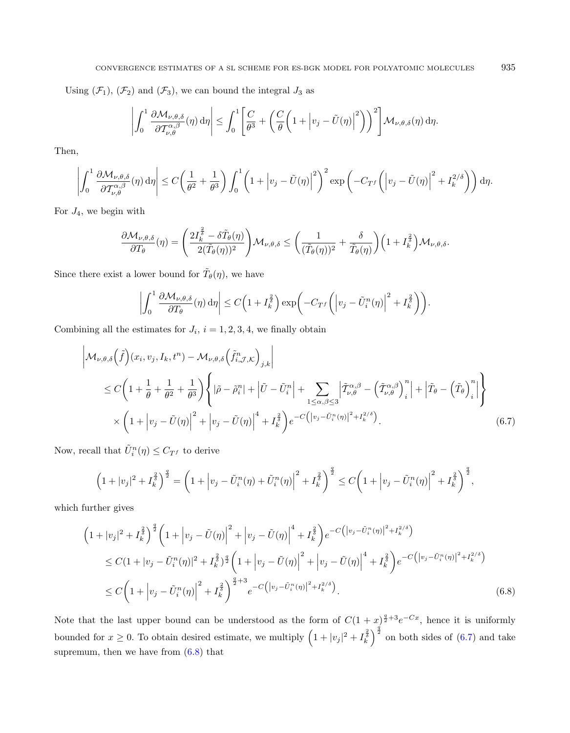Using $(\mathcal{F}_1)$, $(\mathcal{F}_2)$ and $(\mathcal{F}_3)$, we can bound the integral $J_3$ as

$$\left| \int_0^1 \frac{\partial \mathcal{M}_{\nu,\theta,\delta}}{\partial \mathcal{T}_{\nu,\theta}^{\alpha,\beta}}(\eta)\, \mathrm{d}\eta \right| \leq \int_0^1 \left[ \frac{C}{\theta^3} + \left( \frac{C}{\theta}\left( 1 + \left| v_j - \tilde{U}(\eta) \right|^2 \right) \right)^2 \right] \mathcal{M}_{\nu,\theta,\delta}(\eta)\, \mathrm{d}\eta.$$

Then,

$$\left| \int_0^1 \frac{\partial \mathcal{M}_{\nu,\theta,\delta}}{\partial \mathcal{T}_{\nu,\theta}^{\alpha,\beta}}(\eta)\, \mathrm{d}\eta \right| \leq C\left( \frac{1}{\theta^2} + \frac{1}{\theta^3} \right) \int_0^1 \left( 1 + \left| v_j - \tilde{U}(\eta) \right|^2 \right)^2 \exp\left( -C_{T^f}\left( \left| v_j - \tilde{U}(\eta) \right|^2 + I_k^{2/\delta} \right) \right) \mathrm{d}\eta.$$

For $J_4$, we begin with

$$\frac{\partial \mathcal{M}_{\nu,\theta,\delta}}{\partial T_\theta}(\eta) = \left( \frac{2I_k^{\frac{2}{\delta}} - \delta \tilde{T}_\theta(\eta)}{2(\tilde{T}_\theta(\eta))^2} \right) \mathcal{M}_{\nu,\theta,\delta} \leq \left( \frac{1}{(\tilde{T}_\theta(\eta))^2} + \frac{\delta}{\tilde{T}_\theta(\eta)} \right) \left( 1 + I_k^{\frac{2}{\delta}} \right) \mathcal{M}_{\nu,\theta,\delta}.$$

Since there exist a lower bound for $\tilde{T}_\theta(\eta)$, we have

$$\left| \int_0^1 \frac{\partial \mathcal{M}_{\nu,\theta,\delta}}{\partial T_\theta}(\eta)\, \mathrm{d}\eta \right| \leq C\left( 1 + I_k^{\frac{2}{\delta}} \right) \exp\left( -C_{T^f}\left( \left| v_j - \tilde{U}_i^n(\eta) \right|^2 + I_k^{\frac{2}{\delta}} \right) \right).$$

Combining all the estimates for $J_i$, $i = 1, 2, 3, 4$, we finally obtain

$$\begin{aligned}
&\left| \mathcal{M}_{\nu,\theta,\delta}\left( \tilde{f} \right)(x_i, v_j, I_k, t^n) - \mathcal{M}_{\nu,\theta,\delta}\left( \tilde{f}_{i,\mathcal{J},\mathcal{K}}^n \right)_{j,k} \right| \\
&\quad \leq C\left( 1 + \frac{1}{\theta} + \frac{1}{\theta^2} + \frac{1}{\theta^3} \right) \left\{ |\tilde{\rho} - \tilde{\rho}_i^n| + \left| \tilde{U} - \tilde{U}_i^n \right| + \sum_{1 \leq \alpha,\beta \leq 3} \left| \tilde{\mathcal{T}}_{\nu,\theta}^{\alpha,\beta} - \left( \tilde{\mathcal{T}}_{\nu,\theta}^{\alpha,\beta} \right)_i^n \right| + \left| \tilde{T}_\theta - \left( \tilde{T}_\theta \right)_i^n \right| \right\} \\
&\qquad \times \left( 1 + \left| v_j - \tilde{U}(\eta) \right|^2 + \left| v_j - \tilde{U}(\eta) \right|^4 + I_k^{\frac{2}{\delta}} \right) e^{-C\left( \left| v_j - \tilde{U}_i^n(\eta) \right|^2 + I_k^{2/\delta} \right)}.
\end{aligned} \tag{6.7}$$

Now, recall that $\tilde{U}_i^n(\eta) \leq C_{T^f}$ to derive

$$\left( 1 + |v_j|^2 + I_k^{\frac{2}{\delta}} \right)^{\frac{q}{2}} = \left( 1 + \left| v_j - \tilde{U}_i^n(\eta) + \tilde{U}_i^n(\eta) \right|^2 + I_k^{\frac{2}{\delta}} \right)^{\frac{q}{2}} \leq C\left( 1 + \left| v_j - \tilde{U}_i^n(\eta) \right|^2 + I_k^{\frac{2}{\delta}} \right)^{\frac{q}{2}},$$

which further gives

$$\begin{aligned}
&\left( 1 + |v_j|^2 + I_k^{\frac{2}{\delta}} \right)^{\frac{q}{2}} \left( 1 + \left| v_j - \tilde{U}(\eta) \right|^2 + \left| v_j - \tilde{U}(\eta) \right|^4 + I_k^{\frac{2}{\delta}} \right) e^{-C\left( \left| v_j - \tilde{U}_i^n(\eta) \right|^2 + I_k^{2/\delta} \right)} \\
&\quad \leq C(1 + |v_j - \tilde{U}_i^n(\eta)|^2 + I_k^{\frac{2}{\delta}})^{\frac{q}{2}} \left( 1 + \left| v_j - \tilde{U}(\eta) \right|^2 + \left| v_j - \tilde{U}(\eta) \right|^4 + I_k^{\frac{2}{\delta}} \right) e^{-C\left( \left| v_j - \tilde{U}_i^n(\eta) \right|^2 + I_k^{2/\delta} \right)} \\
&\quad \leq C\left( 1 + \left| v_j - \tilde{U}_i^n(\eta) \right|^2 + I_k^{\frac{2}{\delta}} \right)^{\frac{q}{2}+3} e^{-C\left( \left| v_j - \tilde{U}_i^n(\eta) \right|^2 + I_k^{2/\delta} \right)}.
\end{aligned} \tag{6.8}$$

Note that the last upper bound can be understood as the form of $C(1+x)^{\frac{q}{2}+3}e^{-Cx}$, hence it is uniformly bounded for $x \geq 0$. To obtain desired estimate, we multiply $\left( 1 + |v_j|^2 + I_k^{\frac{2}{\delta}} \right)^{\frac{q}{2}}$ on both sides of (6.7) and take supremum, then we have from (6.8) that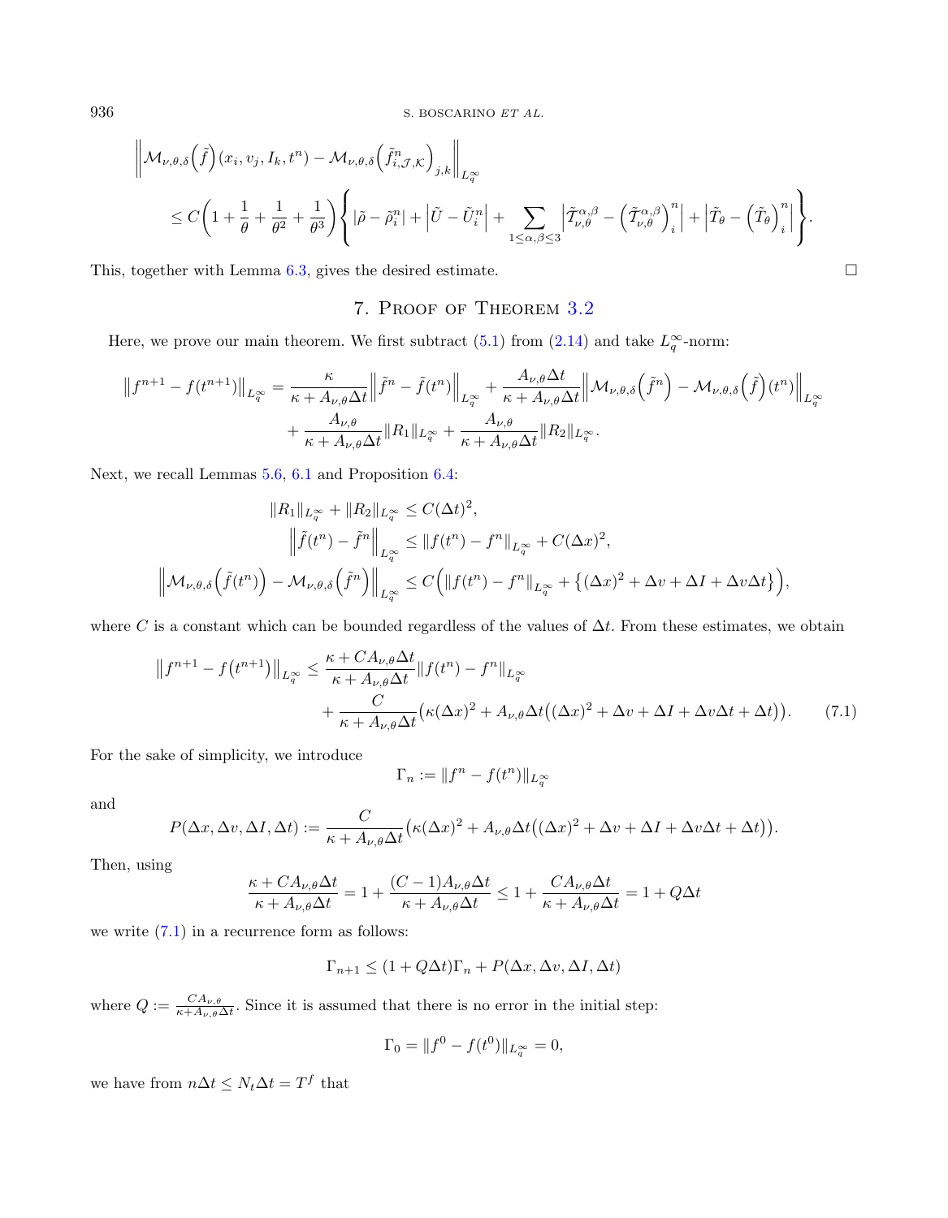$$
\begin{aligned}
&\left\|\mathcal{M}_{\nu,\theta,\delta}\left(\tilde{f}\right)(x_i, v_j, I_k, t^n) - \mathcal{M}_{\nu,\theta,\delta}\left(\tilde{f}^n_{i,\mathcal{J},\mathcal{K}}\right)_{j,k}\right\|_{L^\infty_q} \\
&\quad \le C\left(1 + \frac{1}{\theta} + \frac{1}{\theta^2} + \frac{1}{\theta^3}\right)\left\{ |\tilde{\rho} - \tilde{\rho}^n_i| + \left|\tilde{U} - \tilde{U}^n_i\right| + \sum_{1\le\alpha,\beta\le 3}\left|\tilde{\mathcal{T}}^{\alpha,\beta}_{\nu,\theta} - \left(\tilde{\mathcal{T}}^{\alpha,\beta}_{\nu,\theta}\right)^n_i\right| + \left|\tilde{T}_\theta - \left(\tilde{T}_\theta\right)^n_i\right| \right\}.
\end{aligned}
$$

This, together with Lemma 6.3, gives the desired estimate. □

## 7. Proof of Theorem 3.2

Here, we prove our main theorem. We first subtract (5.1) from (2.14) and take $L^\infty_q$-norm:

$$
\begin{aligned}
\left\|f^{n+1} - f(t^{n+1})\right\|_{L^\infty_q} &= \frac{\kappa}{\kappa + A_{\nu,\theta}\Delta t}\left\|\tilde{f}^n - \tilde{f}(t^n)\right\|_{L^\infty_q} + \frac{A_{\nu,\theta}\Delta t}{\kappa + A_{\nu,\theta}\Delta t}\left\|\mathcal{M}_{\nu,\theta,\delta}\left(\tilde{f}^n\right) - \mathcal{M}_{\nu,\theta,\delta}\left(\tilde{f}\right)(t^n)\right\|_{L^\infty_q} \\
&\quad + \frac{A_{\nu,\theta}}{\kappa + A_{\nu,\theta}\Delta t}\|R_1\|_{L^\infty_q} + \frac{A_{\nu,\theta}}{\kappa + A_{\nu,\theta}\Delta t}\|R_2\|_{L^\infty_q}.
\end{aligned}
$$

Next, we recall Lemmas 5.6, 6.1 and Proposition 6.4:

$$
\begin{aligned}
\|R_1\|_{L^\infty_q} + \|R_2\|_{L^\infty_q} &\le C(\Delta t)^2, \\
\left\|\tilde{f}(t^n) - \tilde{f}^n\right\|_{L^\infty_q} &\le \|f(t^n) - f^n\|_{L^\infty_q} + C(\Delta x)^2, \\
\left\|\mathcal{M}_{\nu,\theta,\delta}\left(\tilde{f}(t^n)\right) - \mathcal{M}_{\nu,\theta,\delta}\left(\tilde{f}^n\right)\right\|_{L^\infty_q} &\le C\left(\|f(t^n) - f^n\|_{L^\infty_q} + \left\{(\Delta x)^2 + \Delta v + \Delta I + \Delta v\Delta t\right\}\right),
\end{aligned}
$$

where $C$ is a constant which can be bounded regardless of the values of $\Delta t$. From these estimates, we obtain

$$
\begin{aligned}
\left\|f^{n+1} - f(t^{n+1})\right\|_{L^\infty_q} &\le \frac{\kappa + CA_{\nu,\theta}\Delta t}{\kappa + A_{\nu,\theta}\Delta t}\|f(t^n) - f^n\|_{L^\infty_q} \\
&\quad + \frac{C}{\kappa + A_{\nu,\theta}\Delta t}\left(\kappa(\Delta x)^2 + A_{\nu,\theta}\Delta t\left((\Delta x)^2 + \Delta v + \Delta I + \Delta v\Delta t + \Delta t\right)\right). \qquad (7.1)
\end{aligned}
$$

For the sake of simplicity, we introduce

$$
\Gamma_n := \|f^n - f(t^n)\|_{L^\infty_q}
$$

and

$$
P(\Delta x, \Delta v, \Delta I, \Delta t) := \frac{C}{\kappa + A_{\nu,\theta}\Delta t}\left(\kappa(\Delta x)^2 + A_{\nu,\theta}\Delta t\left((\Delta x)^2 + \Delta v + \Delta I + \Delta v\Delta t + \Delta t\right)\right).
$$

Then, using

$$
\frac{\kappa + CA_{\nu,\theta}\Delta t}{\kappa + A_{\nu,\theta}\Delta t} = 1 + \frac{(C-1)A_{\nu,\theta}\Delta t}{\kappa + A_{\nu,\theta}\Delta t} \le 1 + \frac{CA_{\nu,\theta}\Delta t}{\kappa + A_{\nu,\theta}\Delta t} = 1 + Q\Delta t
$$

we write (7.1) in a recurrence form as follows:

$$
\Gamma_{n+1} \le (1 + Q\Delta t)\Gamma_n + P(\Delta x, \Delta v, \Delta I, \Delta t)
$$

where $Q := \frac{CA_{\nu,\theta}}{\kappa + A_{\nu,\theta}\Delta t}$. Since it is assumed that there is no error in the initial step:

$$
\Gamma_0 = \|f^0 - f(t^0)\|_{L^\infty_q} = 0,
$$

we have from $n\Delta t \le N_t\Delta t = T^f$ that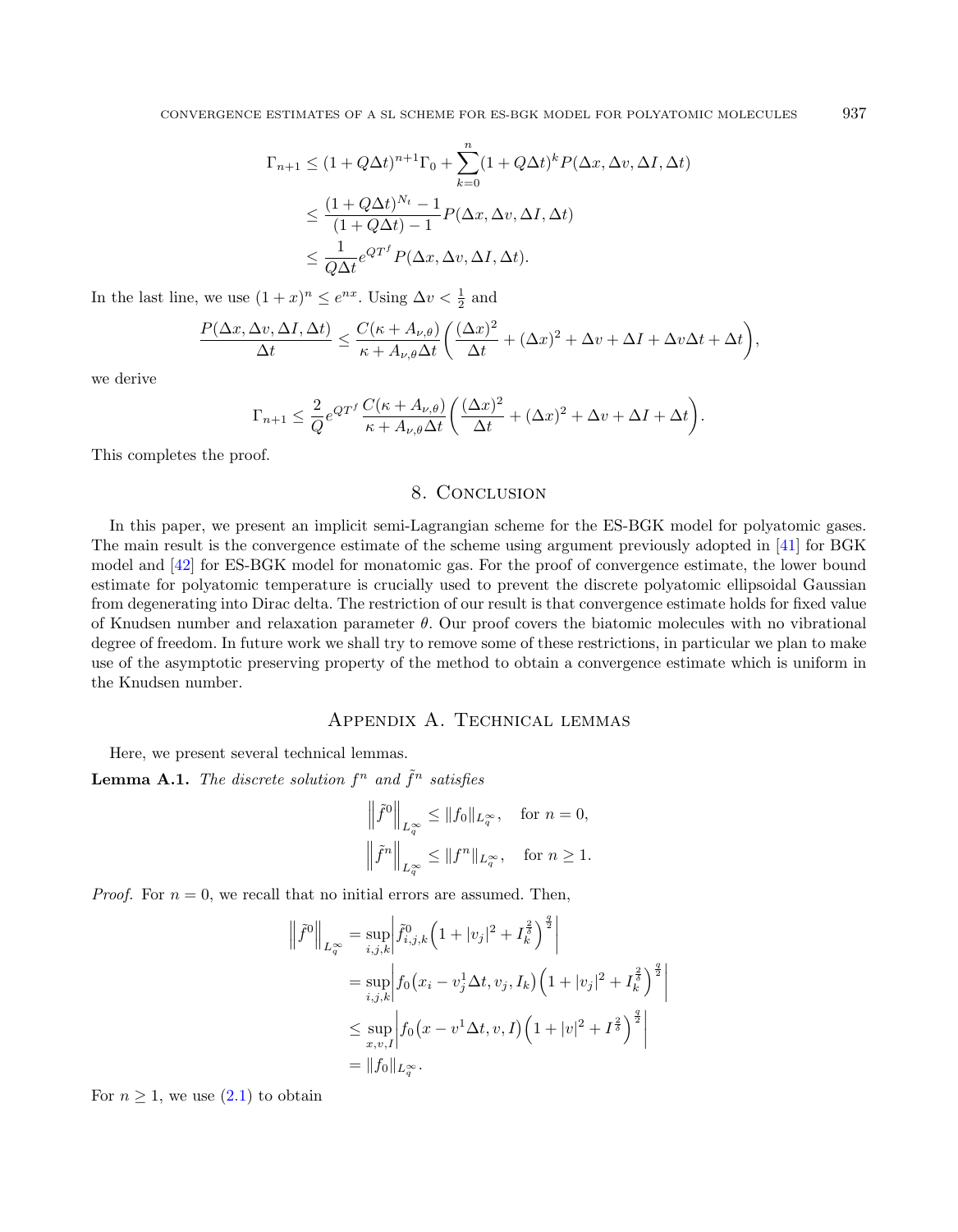$$
\begin{aligned}
\Gamma_{n+1} &\leq (1+Q\Delta t)^{n+1}\Gamma_0 + \sum_{k=0}^{n}(1+Q\Delta t)^k P(\Delta x, \Delta v, \Delta I, \Delta t) \\
&\leq \frac{(1+Q\Delta t)^{N_t}-1}{(1+Q\Delta t)-1} P(\Delta x, \Delta v, \Delta I, \Delta t) \\
&\leq \frac{1}{Q\Delta t} e^{QT^f} P(\Delta x, \Delta v, \Delta I, \Delta t).
\end{aligned}
$$

In the last line, we use $(1+x)^n \leq e^{nx}$. Using $\Delta v < \frac{1}{2}$ and

$$
\frac{P(\Delta x, \Delta v, \Delta I, \Delta t)}{\Delta t} \leq \frac{C(\kappa + A_{\nu,\theta})}{\kappa + A_{\nu,\theta}\Delta t}\left(\frac{(\Delta x)^2}{\Delta t} + (\Delta x)^2 + \Delta v + \Delta I + \Delta v \Delta t + \Delta t\right),
$$

we derive

$$
\Gamma_{n+1} \leq \frac{2}{Q} e^{QT^f} \frac{C(\kappa + A_{\nu,\theta})}{\kappa + A_{\nu,\theta}\Delta t}\left(\frac{(\Delta x)^2}{\Delta t} + (\Delta x)^2 + \Delta v + \Delta I + \Delta t\right).
$$

This completes the proof.

## 8. Conclusion

In this paper, we present an implicit semi-Lagrangian scheme for the ES-BGK model for polyatomic gases. The main result is the convergence estimate of the scheme using argument previously adopted in [41] for BGK model and [42] for ES-BGK model for monatomic gas. For the proof of convergence estimate, the lower bound estimate for polyatomic temperature is crucially used to prevent the discrete polyatomic ellipsoidal Gaussian from degenerating into Dirac delta. The restriction of our result is that convergence estimate holds for fixed value of Knudsen number and relaxation parameter $\theta$. Our proof covers the biatomic molecules with no vibrational degree of freedom. In future work we shall try to remove some of these restrictions, in particular we plan to make use of the asymptotic preserving property of the method to obtain a convergence estimate which is uniform in the Knudsen number.

## Appendix A. Technical lemmas

Here, we present several technical lemmas.

**Lemma A.1.** *The discrete solution $f^n$ and $\tilde{f}^n$ satisfies*

$$
\begin{aligned}
\left\|\tilde{f}^0\right\|_{L_q^\infty} &\leq \|f_0\|_{L_q^\infty}, \quad \text{for } n=0, \\
\left\|\tilde{f}^n\right\|_{L_q^\infty} &\leq \|f^n\|_{L_q^\infty}, \quad \text{for } n\geq 1.
\end{aligned}
$$

*Proof.* For $n=0$, we recall that no initial errors are assumed. Then,

$$
\begin{aligned}
\left\|\tilde{f}^0\right\|_{L_q^\infty} &= \sup_{i,j,k}\left|\tilde{f}^0_{i,j,k}\left(1+|v_j|^2 + I_k^{\frac{2}{\delta}}\right)^{\frac{q}{2}}\right| \\
&= \sup_{i,j,k}\left|f_0\left(x_i - v_j^1\Delta t, v_j, I_k\right)\left(1+|v_j|^2 + I_k^{\frac{2}{\delta}}\right)^{\frac{q}{2}}\right| \\
&\leq \sup_{x,v,I}\left|f_0\left(x - v^1\Delta t, v, I\right)\left(1+|v|^2 + I^{\frac{2}{\delta}}\right)^{\frac{q}{2}}\right| \\
&= \|f_0\|_{L_q^\infty}.
\end{aligned}
$$

For $n\geq 1$, we use (2.1) to obtain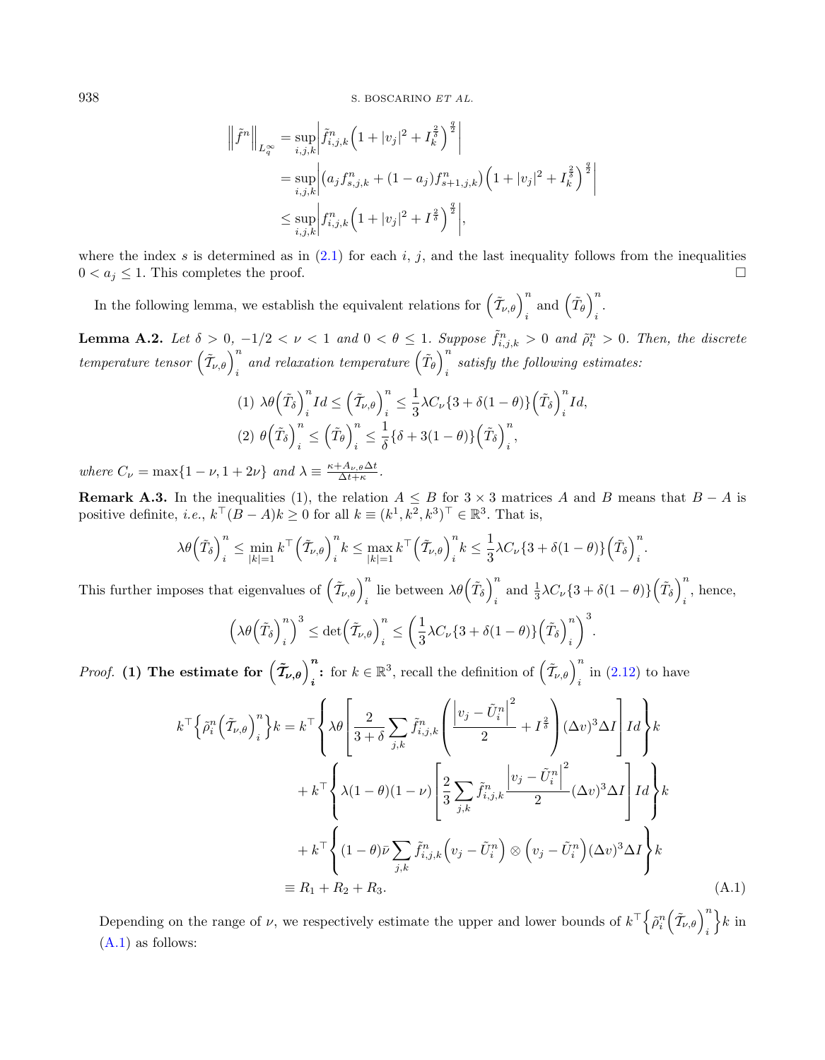$$
\begin{aligned}
\left\|\tilde{f}^n\right\|_{L_q^\infty} &= \sup_{i,j,k}\left|\tilde{f}^n_{i,j,k}\left(1+|v_j|^2+I_k^{\frac{2}{\delta}}\right)^{\frac{q}{2}}\right| \\
&= \sup_{i,j,k}\left|\left(a_j f^n_{s,j,k}+(1-a_j)f^n_{s+1,j,k}\right)\left(1+|v_j|^2+I_k^{\frac{2}{\delta}}\right)^{\frac{q}{2}}\right| \\
&\le \sup_{i,j,k}\left|f^n_{i,j,k}\left(1+|v_j|^2+I^{\frac{2}{\delta}}\right)^{\frac{q}{2}}\right|,
\end{aligned}
$$

where the index $s$ is determined as in (2.1) for each $i$, $j$, and the last inequality follows from the inequalities $0 < a_j \le 1$. This completes the proof. $\square$

In the following lemma, we establish the equivalent relations for $\left(\tilde{\mathcal{T}}_{\nu,\theta}\right)^n_i$ and $\left(\tilde{T}_\theta\right)^n_i$.

**Lemma A.2.** *Let $\delta > 0$, $-1/2 < \nu < 1$ and $0 < \theta \le 1$. Suppose $\tilde{f}^n_{i,j,k} > 0$ and $\tilde{\rho}^n_i > 0$. Then, the discrete temperature tensor $\left(\tilde{\mathcal{T}}_{\nu,\theta}\right)^n_i$ and relaxation temperature $\left(\tilde{T}_\theta\right)^n_i$ satisfy the following estimates:*

$$
\begin{aligned}
&(1)\ \lambda\theta\left(\tilde{T}_\delta\right)^n_i Id \le \left(\tilde{\mathcal{T}}_{\nu,\theta}\right)^n_i \le \frac{1}{3}\lambda C_\nu\{3+\delta(1-\theta)\}\left(\tilde{T}_\delta\right)^n_i Id,\\
&(2)\ \theta\left(\tilde{T}_\delta\right)^n_i \le \left(\tilde{T}_\theta\right)^n_i \le \frac{1}{\delta}\{\delta+3(1-\theta)\}\left(\tilde{T}_\delta\right)^n_i,
\end{aligned}
$$

*where $C_\nu = \max\{1-\nu, 1+2\nu\}$ and $\lambda \equiv \frac{\kappa + A_{\nu,\theta}\Delta t}{\Delta t+\kappa}$.*

**Remark A.3.** In the inequalities (1), the relation $A \le B$ for $3\times 3$ matrices $A$ and $B$ means that $B - A$ is positive definite, *i.e.*, $k^\top(B-A)k \ge 0$ for all $k \equiv (k^1,k^2,k^3)^\top \in \mathbb{R}^3$. That is,

$$
\lambda\theta\left(\tilde{T}_\delta\right)^n_i \le \min_{|k|=1} k^\top\left(\tilde{\mathcal{T}}_{\nu,\theta}\right)^n_i k \le \max_{|k|=1} k^\top\left(\tilde{\mathcal{T}}_{\nu,\theta}\right)^n_i k \le \frac{1}{3}\lambda C_\nu\{3+\delta(1-\theta)\}\left(\tilde{T}_\delta\right)^n_i.
$$

This further imposes that eigenvalues of $\left(\tilde{\mathcal{T}}_{\nu,\theta}\right)^n_i$ lie between $\lambda\theta\left(\tilde{T}_\delta\right)^n_i$ and $\frac{1}{3}\lambda C_\nu\{3+\delta(1-\theta)\}\left(\tilde{T}_\delta\right)^n_i$, hence,

$$
\left(\lambda\theta\left(\tilde{T}_\delta\right)^n_i\right)^3 \le \det\left(\tilde{\mathcal{T}}_{\nu,\theta}\right)^n_i \le \left(\frac{1}{3}\lambda C_\nu\{3+\delta(1-\theta)\}\left(\tilde{T}_\delta\right)^n_i\right)^3.
$$

*Proof.* **(1) The estimate for $\left(\tilde{\mathcal{T}}_{\nu,\theta}\right)^n_i$:** for $k \in \mathbb{R}^3$, recall the definition of $\left(\tilde{\mathcal{T}}_{\nu,\theta}\right)^n_i$ in (2.12) to have

$$
\begin{aligned}
k^\top\left\{\tilde{\rho}^n_i\left(\tilde{\mathcal{T}}_{\nu,\theta}\right)^n_i\right\}k &= k^\top\left\{\lambda\theta\left[\frac{2}{3+\delta}\sum_{j,k}\tilde{f}^n_{i,j,k}\left(\frac{\left|v_j-\tilde{U}^n_i\right|^2}{2}+I^{\frac{2}{\delta}}\right)(\Delta v)^3\Delta I\right]Id\right\}k\\
&\quad + k^\top\left\{\lambda(1-\theta)(1-\nu)\left[\frac{2}{3}\sum_{j,k}\tilde{f}^n_{i,j,k}\frac{\left|v_j-\tilde{U}^n_i\right|^2}{2}(\Delta v)^3\Delta I\right]Id\right\}k\\
&\quad + k^\top\left\{(1-\theta)\bar{\nu}\sum_{j,k}\tilde{f}^n_{i,j,k}\left(v_j-\tilde{U}^n_i\right)\otimes\left(v_j-\tilde{U}^n_i\right)(\Delta v)^3\Delta I\right\}k\\
&\equiv R_1+R_2+R_3.
\end{aligned}
\tag{A.1}
$$

Depending on the range of $\nu$, we respectively estimate the upper and lower bounds of $k^\top\left\{\tilde{\rho}^n_i\left(\tilde{\mathcal{T}}_{\nu,\theta}\right)^n_i\right\}k$ in (A.1) as follows: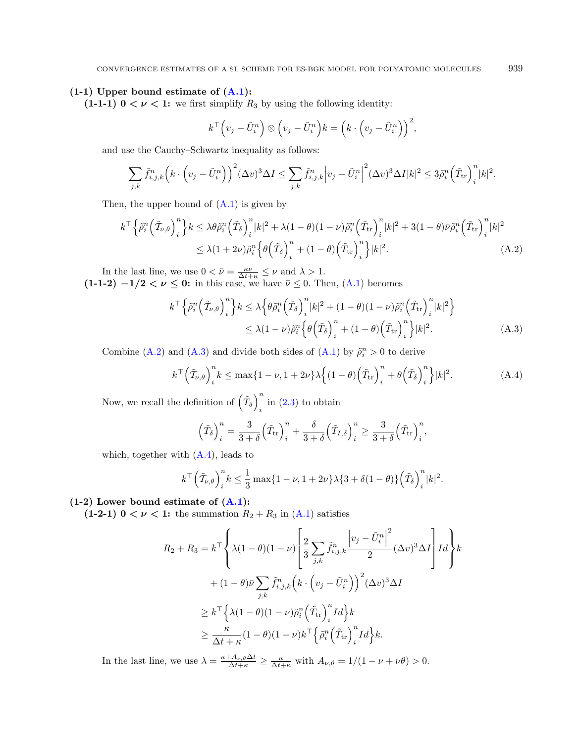**(1-1) Upper bound estimate of (A.1):**

**(1-1-1) $0 < \nu < 1$:** we first simplify $R_3$ by using the following identity:

$$k^\top \Big(v_j - \tilde{U}_i^n\Big) \otimes \Big(v_j - \tilde{U}_i^n\Big) k = \Big(k \cdot \Big(v_j - \tilde{U}_i^n\Big)\Big)^2,$$

and use the Cauchy–Schwartz inequality as follows:

$$\sum_{j,k} \tilde{f}_{i,j,k}^n \Big(k \cdot \Big(v_j - \tilde{U}_i^n\Big)\Big)^2 (\Delta v)^3 \Delta I \leq \sum_{j,k} \tilde{f}_{i,j,k}^n \Big|v_j - \tilde{U}_i^n\Big|^2 (\Delta v)^3 \Delta I |k|^2 \leq 3 \tilde{\rho}_i^n \Big(\tilde{T}_{\mathrm{tr}}\Big)_i^n |k|^2.$$

Then, the upper bound of (A.1) is given by

$$\begin{aligned} k^\top \Big\{\tilde{\rho}_i^n \Big(\tilde{\mathcal{T}}_{\nu,\theta}\Big)_i^n\Big\} k &\leq \lambda \theta \tilde{\rho}_i^n \Big(\tilde{T}_\delta\Big)_i^n |k|^2 + \lambda(1-\theta)(1-\nu) \tilde{\rho}_i^n \Big(\tilde{T}_{\mathrm{tr}}\Big)_i^n |k|^2 + 3(1-\theta)\bar{\nu} \tilde{\rho}_i^n \Big(\tilde{T}_{\mathrm{tr}}\Big)_i^n |k|^2 \\ &\leq \lambda(1+2\nu) \tilde{\rho}_i^n \Big\{\theta \Big(\tilde{T}_\delta\Big)_i^n + (1-\theta)\Big(\tilde{T}_{\mathrm{tr}}\Big)_i^n\Big\} |k|^2. \end{aligned} \tag{A.2}$$

In the last line, we use $0 < \bar{\nu} = \frac{\kappa \nu}{\Delta t + \kappa} \leq \nu$ and $\lambda > 1$.

**(1-1-2) $-1/2 < \nu \leq 0$:** in this case, we have $\bar{\nu} \leq 0$. Then, (A.1) becomes

$$\begin{aligned} k^\top \Big\{\tilde{\rho}_i^n \Big(\tilde{\mathcal{T}}_{\nu,\theta}\Big)_i^n\Big\} k &\leq \lambda \Big\{\theta \tilde{\rho}_i^n \Big(\tilde{T}_\delta\Big)_i^n |k|^2 + (1-\theta)(1-\nu) \tilde{\rho}_i^n \Big(\tilde{T}_{\mathrm{tr}}\Big)_i^n |k|^2\Big\} \\ &\leq \lambda(1-\nu) \tilde{\rho}_i^n \Big\{\theta \Big(\tilde{T}_\delta\Big)_i^n + (1-\theta)\Big(\tilde{T}_{\mathrm{tr}}\Big)_i^n\Big\} |k|^2. \end{aligned} \tag{A.3}$$

Combine (A.2) and (A.3) and divide both sides of (A.1) by $\tilde{\rho}_i^n > 0$ to derive

$$k^\top \Big(\tilde{\mathcal{T}}_{\nu,\theta}\Big)_i^n k \leq \max\{1-\nu, 1+2\nu\} \lambda \Big\{(1-\theta)\Big(\tilde{T}_{\mathrm{tr}}\Big)_i^n + \theta \Big(\tilde{T}_\delta\Big)_i^n\Big\} |k|^2. \tag{A.4}$$

Now, we recall the definition of $\Big(\tilde{T}_\delta\Big)_i^n$ in (2.3) to obtain

$$\Big(\tilde{T}_\delta\Big)_i^n = \frac{3}{3+\delta}\Big(\tilde{T}_{\mathrm{tr}}\Big)_i^n + \frac{\delta}{3+\delta}\Big(\tilde{T}_{I,\delta}\Big)_i^n \geq \frac{3}{3+\delta}\Big(\tilde{T}_{\mathrm{tr}}\Big)_i^n,$$

which, together with (A.4), leads to

$$k^\top \Big(\tilde{\mathcal{T}}_{\nu,\theta}\Big)_i^n k \leq \frac{1}{3} \max\{1-\nu, 1+2\nu\} \lambda \{3 + \delta(1-\theta)\} \Big(\tilde{T}_\delta\Big)_i^n |k|^2.$$

**(1-2) Lower bound estimate of (A.1):**

**(1-2-1) $0 < \nu < 1$:** the summation $R_2 + R_3$ in (A.1) satisfies

$$\begin{aligned} R_2 + R_3 &= k^\top \left\{\lambda(1-\theta)(1-\nu)\left[\frac{2}{3}\sum_{j,k} \tilde{f}_{i,j,k}^n \frac{\Big|v_j - \tilde{U}_i^n\Big|^2}{2} (\Delta v)^3 \Delta I\right] Id\right\} k \\ &\quad + (1-\theta)\bar{\nu} \sum_{j,k} \tilde{f}_{i,j,k}^n \Big(k \cdot \Big(v_j - \tilde{U}_i^n\Big)\Big)^2 (\Delta v)^3 \Delta I \\ &\geq k^\top \Big\{\lambda(1-\theta)(1-\nu) \tilde{\rho}_i^n \Big(\tilde{T}_{\mathrm{tr}}\Big)_i^n Id\Big\} k \\ &\geq \frac{\kappa}{\Delta t + \kappa}(1-\theta)(1-\nu) k^\top \Big\{\tilde{\rho}_i^n \Big(\tilde{T}_{\mathrm{tr}}\Big)_i^n Id\Big\} k. \end{aligned}$$

In the last line, we use $\lambda = \frac{\kappa + A_{\nu,\theta}\Delta t}{\Delta t + \kappa} \geq \frac{\kappa}{\Delta t + \kappa}$ with $A_{\nu,\theta} = 1/(1 - \nu + \nu\theta) > 0$.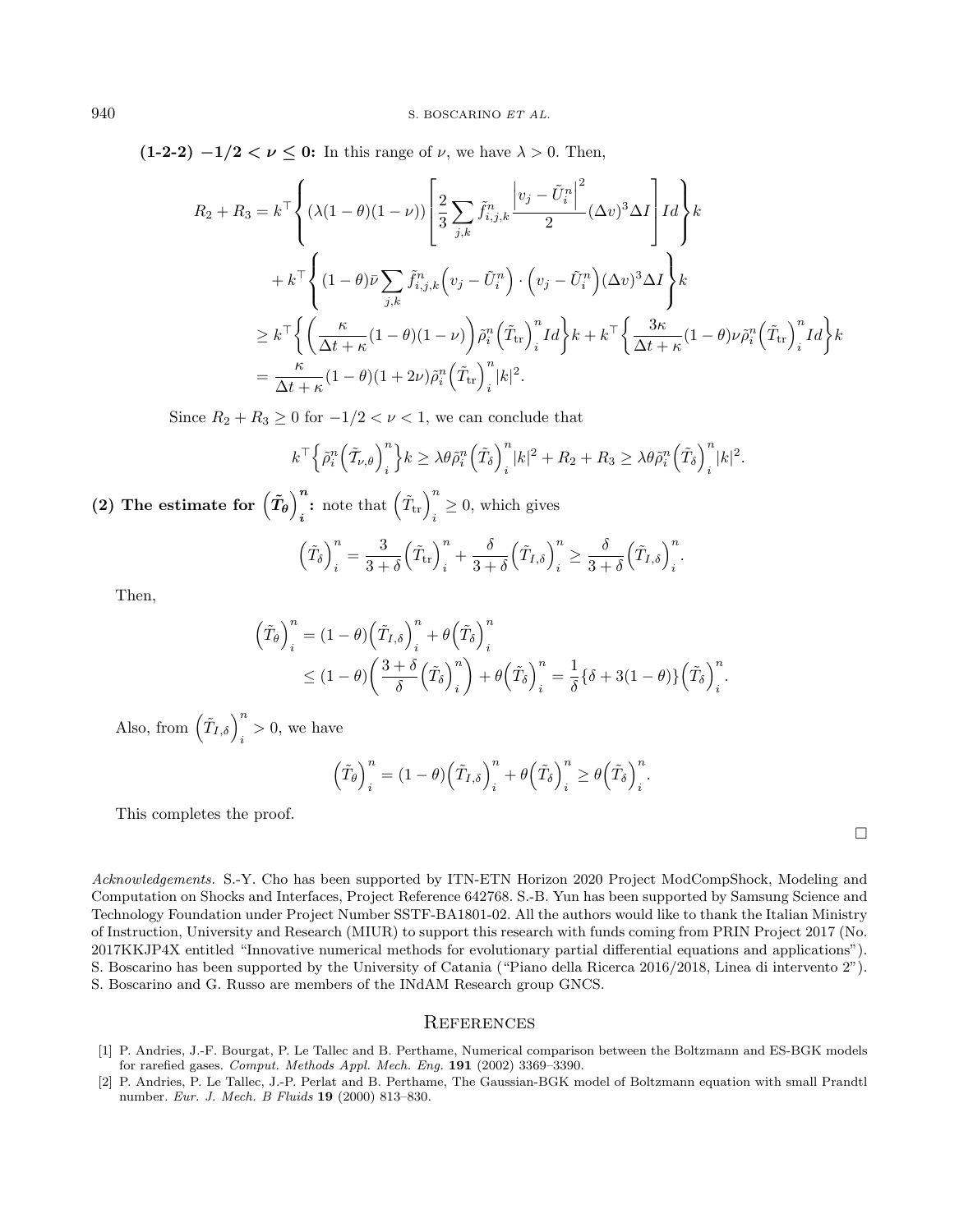**(1-2-2) $-1/2 < \nu \leq 0$:** In this range of $\nu$, we have $\lambda > 0$. Then,

$$
\begin{aligned}
R_2 + R_3 &= k^\top \left\{ (\lambda(1-\theta)(1-\nu)) \left[ \frac{2}{3} \sum_{j,k} \tilde{f}^n_{i,j,k} \frac{\left| v_j - \tilde{U}^n_i \right|^2}{2} (\Delta v)^3 \Delta I \right] Id \right\} k \\
&\quad + k^\top \left\{ (1-\theta)\bar{\nu} \sum_{j,k} \tilde{f}^n_{i,j,k} \left( v_j - \tilde{U}^n_i \right) \cdot \left( v_j - \tilde{U}^n_i \right) (\Delta v)^3 \Delta I \right\} k \\
&\geq k^\top \left\{ \left( \frac{\kappa}{\Delta t + \kappa} (1-\theta)(1-\nu) \right) \tilde{\rho}^n_i \left( \tilde{T}_{\mathrm{tr}} \right)^n_i Id \right\} k + k^\top \left\{ \frac{3\kappa}{\Delta t + \kappa} (1-\theta) \nu \tilde{\rho}^n_i \left( \tilde{T}_{\mathrm{tr}} \right)^n_i Id \right\} k \\
&= \frac{\kappa}{\Delta t + \kappa} (1-\theta)(1+2\nu) \tilde{\rho}^n_i \left( \tilde{T}_{\mathrm{tr}} \right)^n_i |k|^2.
\end{aligned}
$$

Since $R_2 + R_3 \geq 0$ for $-1/2 < \nu < 1$, we can conclude that

$$
k^\top \left\{ \tilde{\rho}^n_i \left( \tilde{\mathcal{T}}_{\nu,\theta} \right)^n_i \right\} k \geq \lambda\theta \tilde{\rho}^n_i \left( \tilde{T}_\delta \right)^n_i |k|^2 + R_2 + R_3 \geq \lambda\theta \tilde{\rho}^n_i \left( \tilde{T}_\delta \right)^n_i |k|^2.
$$

**(2) The estimate for $\left(\tilde{T}_\theta\right)^n_i$:** note that $\left(\tilde{T}_{\mathrm{tr}}\right)^n_i \geq 0$, which gives

$$
\left(\tilde{T}_\delta\right)^n_i = \frac{3}{3+\delta} \left(\tilde{T}_{\mathrm{tr}}\right)^n_i + \frac{\delta}{3+\delta} \left(\tilde{T}_{I,\delta}\right)^n_i \geq \frac{\delta}{3+\delta} \left(\tilde{T}_{I,\delta}\right)^n_i.
$$

Then,

$$
\begin{aligned}
\left(\tilde{T}_\theta\right)^n_i &= (1-\theta) \left(\tilde{T}_{I,\delta}\right)^n_i + \theta \left(\tilde{T}_\delta\right)^n_i \\
&\leq (1-\theta) \left( \frac{3+\delta}{\delta} \left(\tilde{T}_\delta\right)^n_i \right) + \theta \left(\tilde{T}_\delta\right)^n_i = \frac{1}{\delta} \{\delta + 3(1-\theta)\} \left(\tilde{T}_\delta\right)^n_i.
\end{aligned}
$$

Also, from $\left(\tilde{T}_{I,\delta}\right)^n_i > 0$, we have

$$
\left(\tilde{T}_\theta\right)^n_i = (1-\theta) \left(\tilde{T}_{I,\delta}\right)^n_i + \theta \left(\tilde{T}_\delta\right)^n_i \geq \theta \left(\tilde{T}_\delta\right)^n_i.
$$

This completes the proof.

□

*Acknowledgements.* S.-Y. Cho has been supported by ITN-ETN Horizon 2020 Project ModCompShock, Modeling and Computation on Shocks and Interfaces, Project Reference 642768. S.-B. Yun has been supported by Samsung Science and Technology Foundation under Project Number SSTF-BA1801-02. All the authors would like to thank the Italian Ministry of Instruction, University and Research (MIUR) to support this research with funds coming from PRIN Project 2017 (No. 2017KKJP4X entitled "Innovative numerical methods for evolutionary partial differential equations and applications"). S. Boscarino has been supported by the University of Catania ("Piano della Ricerca 2016/2018, Linea di intervento 2"). S. Boscarino and G. Russo are members of the INdAM Research group GNCS.

## References

[1] P. Andries, J.-F. Bourgat, P. Le Tallec and B. Perthame, Numerical comparison between the Boltzmann and ES-BGK models for rarefied gases. *Comput. Methods Appl. Mech. Eng.* **191** (2002) 3369–3390.

[2] P. Andries, P. Le Tallec, J.-P. Perlat and B. Perthame, The Gaussian-BGK model of Boltzmann equation with small Prandtl number. *Eur. J. Mech. B Fluids* **19** (2000) 813–830.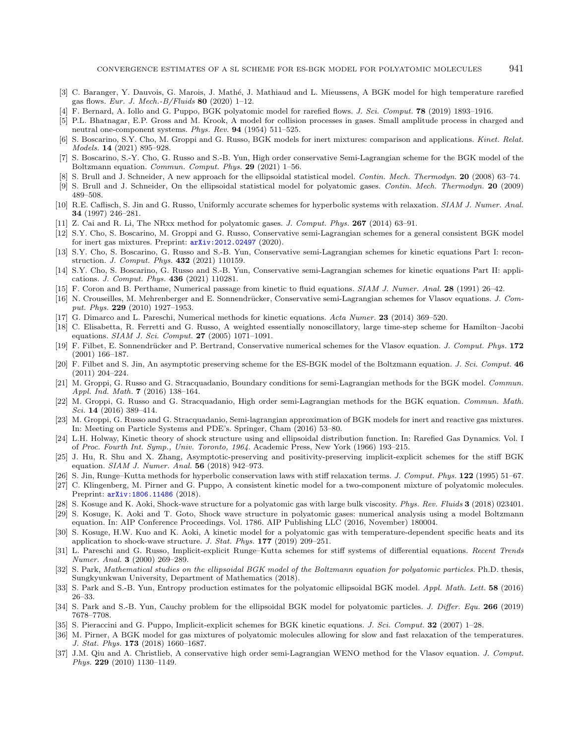[3] C. Baranger, Y. Dauvois, G. Marois, J. Mathé, J. Mathiaud and L. Mieussens, A BGK model for high temperature rarefied gas flows. *Eur. J. Mech.-B/Fluids* **80** (2020) 1–12.

[4] F. Bernard, A. Iollo and G. Puppo, BGK polyatomic model for rarefied flows. *J. Sci. Comput.* **78** (2019) 1893–1916.

[5] P.L. Bhatnagar, E.P. Gross and M. Krook, A model for collision processes in gases. Small amplitude process in charged and neutral one-component systems. *Phys. Rev.* **94** (1954) 511–525.

[6] S. Boscarino, S.Y. Cho, M. Groppi and G. Russo, BGK models for inert mixtures: comparison and applications. *Kinet. Relat. Models.* **14** (2021) 895–928.

[7] S. Boscarino, S.-Y. Cho, G. Russo and S.-B. Yun, High order conservative Semi-Lagrangian scheme for the BGK model of the Boltzmann equation. *Commun. Comput. Phys.* **29** (2021) 1–56.

[8] S. Brull and J. Schneider, A new approach for the ellipsoidal statistical model. *Contin. Mech. Thermodyn.* **20** (2008) 63–74.

[9] S. Brull and J. Schneider, On the ellipsoidal statistical model for polyatomic gases. *Contin. Mech. Thermodyn.* **20** (2009) 489–508.

[10] R.E. Caflisch, S. Jin and G. Russo, Uniformly accurate schemes for hyperbolic systems with relaxation. *SIAM J. Numer. Anal.* **34** (1997) 246–281.

[11] Z. Cai and R. Li, The NRxx method for polyatomic gases. *J. Comput. Phys.* **267** (2014) 63–91.

[12] S.Y. Cho, S. Boscarino, M. Groppi and G. Russo, Conservative semi-Lagrangian schemes for a general consistent BGK model for inert gas mixtures. Preprint: arXiv:2012.02497 (2020).

[13] S.Y. Cho, S. Boscarino, G. Russo and S.-B. Yun, Conservative semi-Lagrangian schemes for kinetic equations Part I: reconstruction. *J. Comput. Phys.* **432** (2021) 110159.

[14] S.Y. Cho, S. Boscarino, G. Russo and S.-B. Yun, Conservative semi-Lagrangian schemes for kinetic equations Part II: applications. *J. Comput. Phys.* **436** (2021) 110281.

[15] F. Coron and B. Perthame, Numerical passage from kinetic to fluid equations. *SIAM J. Numer. Anal.* **28** (1991) 26–42.

[16] N. Crouseilles, M. Mehrenberger and E. Sonnendrücker, Conservative semi-Lagrangian schemes for Vlasov equations. *J. Comput. Phys.* **229** (2010) 1927–1953.

[17] G. Dimarco and L. Pareschi, Numerical methods for kinetic equations. *Acta Numer.* **23** (2014) 369–520.

[18] C. Elisabetta, R. Ferretti and G. Russo, A weighted essentially nonoscillatory, large time-step scheme for Hamilton–Jacobi equations. *SIAM J. Sci. Comput.* **27** (2005) 1071–1091.

[19] F. Filbet, E. Sonnendrücker and P. Bertrand, Conservative numerical schemes for the Vlasov equation. *J. Comput. Phys.* **172** (2001) 166–187.

[20] F. Filbet and S. Jin, An asymptotic preserving scheme for the ES-BGK model of the Boltzmann equation. *J. Sci. Comput.* **46** (2011) 204–224.

[21] M. Groppi, G. Russo and G. Stracquadanio, Boundary conditions for semi-Lagrangian methods for the BGK model. *Commun. Appl. Ind. Math.* **7** (2016) 138–164.

[22] M. Groppi, G. Russo and G. Stracquadanio, High order semi-Lagrangian methods for the BGK equation. *Commun. Math. Sci.* **14** (2016) 389–414.

[23] M. Groppi, G. Russo and G. Stracquadanio, Semi-lagrangian approximation of BGK models for inert and reactive gas mixtures. In: Meeting on Particle Systems and PDE's. Springer, Cham (2016) 53–80.

[24] L.H. Holway, Kinetic theory of shock structure using and ellipsoidal distribution function. In: Rarefied Gas Dynamics. Vol. I of *Proc. Fourth Int. Symp., Univ. Toronto, 1964*. Academic Press, New York (1966) 193–215.

[25] J. Hu, R. Shu and X. Zhang, Asymptotic-preserving and positivity-preserving implicit-explicit schemes for the stiff BGK equation. *SIAM J. Numer. Anal.* **56** (2018) 942–973.

[26] S. Jin, Runge–Kutta methods for hyperbolic conservation laws with stiff relaxation terms. *J. Comput. Phys.* **122** (1995) 51–67.

[27] C. Klingenberg, M. Pirner and G. Puppo, A consistent kinetic model for a two-component mixture of polyatomic molecules. Preprint: arXiv:1806.11486 (2018).

[28] S. Kosuge and K. Aoki, Shock-wave structure for a polyatomic gas with large bulk viscosity. *Phys. Rev. Fluids* **3** (2018) 023401.

[29] S. Kosuge, K. Aoki and T. Goto, Shock wave structure in polyatomic gases: numerical analysis using a model Boltzmann equation. In: AIP Conference Proceedings. Vol. 1786. AIP Publishing LLC (2016, November) 180004.

[30] S. Kosuge, H.W. Kuo and K. Aoki, A kinetic model for a polyatomic gas with temperature-dependent specific heats and its application to shock-wave structure. *J. Stat. Phys.* **177** (2019) 209–251.

[31] L. Pareschi and G. Russo, Implicit-explicit Runge–Kutta schemes for stiff systems of differential equations. *Recent Trends Numer. Anal.* **3** (2000) 269–289.

[32] S. Park, *Mathematical studies on the ellipsoidal BGK model of the Boltzmann equation for polyatomic particles*. Ph.D. thesis, Sungkyunkwan University, Department of Mathematics (2018).

[33] S. Park and S.-B. Yun, Entropy production estimates for the polyatomic ellipsoidal BGK model. *Appl. Math. Lett.* **58** (2016) 26–33.

[34] S. Park and S.-B. Yun, Cauchy problem for the ellipsoidal BGK model for polyatomic particles. *J. Differ. Equ.* **266** (2019) 7678–7708.

[35] S. Pieraccini and G. Puppo, Implicit-explicit schemes for BGK kinetic equations. *J. Sci. Comput.* **32** (2007) 1–28.

[36] M. Pirner, A BGK model for gas mixtures of polyatomic molecules allowing for slow and fast relaxation of the temperatures. *J. Stat. Phys.* **173** (2018) 1660–1687.

[37] J.M. Qiu and A. Christlieb, A conservative high order semi-Lagrangian WENO method for the Vlasov equation. *J. Comput. Phys.* **229** (2010) 1130–1149.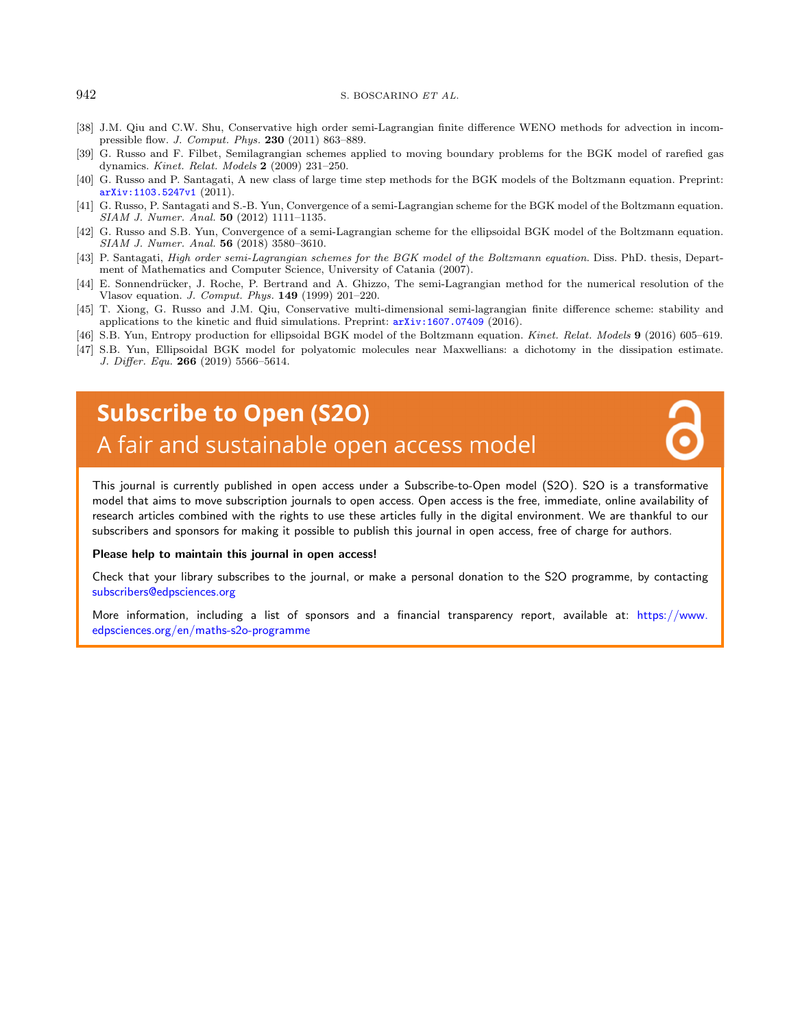[38] J.M. Qiu and C.W. Shu, Conservative high order semi-Lagrangian finite difference WENO methods for advection in incompressible flow. *J. Comput. Phys.* **230** (2011) 863–889.

[39] G. Russo and F. Filbet, Semilagrangian schemes applied to moving boundary problems for the BGK model of rarefied gas dynamics. *Kinet. Relat. Models* **2** (2009) 231–250.

[40] G. Russo and P. Santagati, A new class of large time step methods for the BGK models of the Boltzmann equation. Preprint: arXiv:1103.5247v1 (2011).

[41] G. Russo, P. Santagati and S.-B. Yun, Convergence of a semi-Lagrangian scheme for the BGK model of the Boltzmann equation. *SIAM J. Numer. Anal.* **50** (2012) 1111–1135.

[42] G. Russo and S.B. Yun, Convergence of a semi-Lagrangian scheme for the ellipsoidal BGK model of the Boltzmann equation. *SIAM J. Numer. Anal.* **56** (2018) 3580–3610.

[43] P. Santagati, *High order semi-Lagrangian schemes for the BGK model of the Boltzmann equation*. Diss. PhD. thesis, Department of Mathematics and Computer Science, University of Catania (2007).

[44] E. Sonnendrücker, J. Roche, P. Bertrand and A. Ghizzo, The semi-Lagrangian method for the numerical resolution of the Vlasov equation. *J. Comput. Phys.* **149** (1999) 201–220.

[45] T. Xiong, G. Russo and J.M. Qiu, Conservative multi-dimensional semi-lagrangian finite difference scheme: stability and applications to the kinetic and fluid simulations. Preprint: arXiv:1607.07409 (2016).

[46] S.B. Yun, Entropy production for ellipsoidal BGK model of the Boltzmann equation. *Kinet. Relat. Models* **9** (2016) 605–619.

[47] S.B. Yun, Ellipsoidal BGK model for polyatomic molecules near Maxwellians: a dichotomy in the dissipation estimate. *J. Differ. Equ.* **266** (2019) 5566–5614.

## Subscribe to Open (S2O)

### A fair and sustainable open access model

This journal is currently published in open access under a Subscribe-to-Open model (S2O). S2O is a transformative model that aims to move subscription journals to open access. Open access is the free, immediate, online availability of research articles combined with the rights to use these articles fully in the digital environment. We are thankful to our subscribers and sponsors for making it possible to publish this journal in open access, free of charge for authors.

**Please help to maintain this journal in open access!**

Check that your library subscribes to the journal, or make a personal donation to the S2O programme, by contacting subscribers@edpsciences.org

More information, including a list of sponsors and a financial transparency report, available at: https://www.edpsciences.org/en/maths-s2o-programme